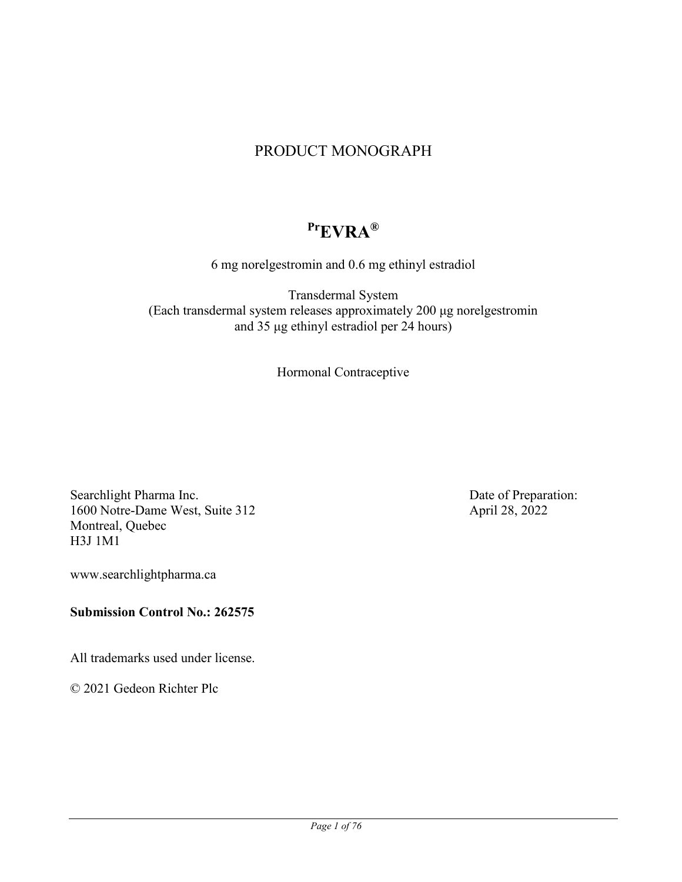# PRODUCT MONOGRAPH

## PrEVRA®

6 mg norelgestromin and 0.6 mg ethinyl estradiol

Transdermal System
(Each transdermal system releases approximately 200 µg norelgestromin and 35 µg ethinyl estradiol per 24 hours)

Hormonal Contraceptive

Searchlight Pharma Inc.
1600 Notre-Dame West, Suite 312
Montreal, Quebec
H3J 1M1

Date of Preparation:
April 28, 2022

www.searchlightpharma.ca

**Submission Control No.: 262575**

All trademarks used under license.

© 2021 Gedeon Richter Plc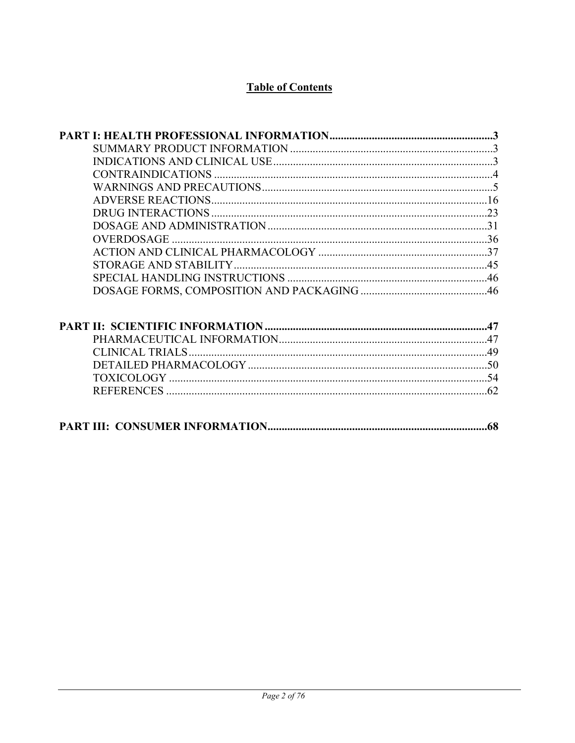# Table of Contents

**PART I: HEALTH PROFESSIONAL INFORMATION..........................................................3**

- SUMMARY PRODUCT INFORMATION ........................................................................3
- INDICATIONS AND CLINICAL USE..............................................................................3
- CONTRAINDICATIONS ..................................................................................................4
- WARNINGS AND PRECAUTIONS.................................................................................5
- ADVERSE REACTIONS..................................................................................................16
- DRUG INTERACTIONS ..................................................................................................23
- DOSAGE AND ADMINISTRATION ..............................................................................31
- OVERDOSAGE ................................................................................................................36
- ACTION AND CLINICAL PHARMACOLOGY ............................................................37
- STORAGE AND STABILITY..........................................................................................45
- SPECIAL HANDLING INSTRUCTIONS .......................................................................46
- DOSAGE FORMS, COMPOSITION AND PACKAGING .............................................46

**PART II: SCIENTIFIC INFORMATION ...............................................................................47**

- PHARMACEUTICAL INFORMATION..........................................................................47
- CLINICAL TRIALS..........................................................................................................49
- DETAILED PHARMACOLOGY .....................................................................................50
- TOXICOLOGY .................................................................................................................54
- REFERENCES ..................................................................................................................62

**PART III: CONSUMER INFORMATION..............................................................................68**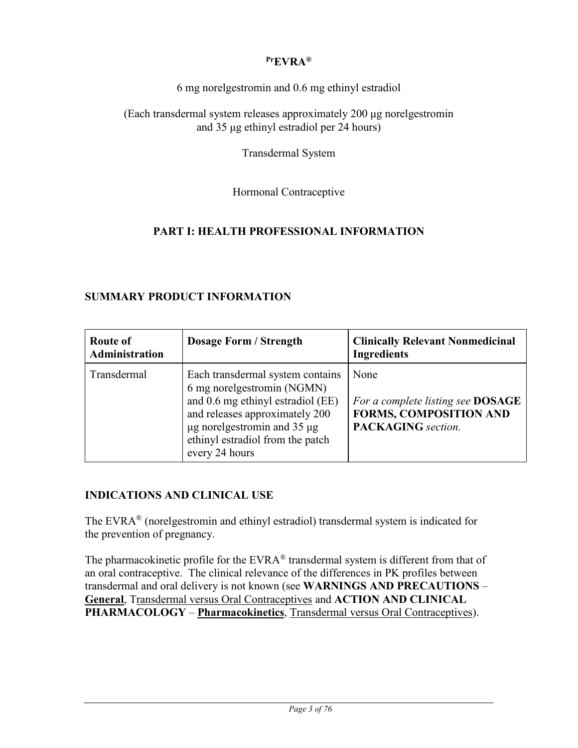**[Pr]EVRA®**

6 mg norelgestromin and 0.6 mg ethinyl estradiol

(Each transdermal system releases approximately 200 µg norelgestromin and 35 µg ethinyl estradiol per 24 hours)

Transdermal System

Hormonal Contraceptive

# PART I: HEALTH PROFESSIONAL INFORMATION

## SUMMARY PRODUCT INFORMATION

| Route of Administration | Dosage Form / Strength | Clinically Relevant Nonmedicinal Ingredients |
|---|---|---|
| Transdermal | Each transdermal system contains 6 mg norelgestromin (NGMN) and 0.6 mg ethinyl estradiol (EE) and releases approximately 200 µg norelgestromin and 35 µg ethinyl estradiol from the patch every 24 hours | None<br><br>*For a complete listing see* **DOSAGE FORMS, COMPOSITION AND PACKAGING** *section.* |

## INDICATIONS AND CLINICAL USE

The EVRA® (norelgestromin and ethinyl estradiol) transdermal system is indicated for the prevention of pregnancy.

The pharmacokinetic profile for the EVRA® transdermal system is different from that of an oral contraceptive. The clinical relevance of the differences in PK profiles between transdermal and oral delivery is not known (see **WARNINGS AND PRECAUTIONS** – **General**, Transdermal versus Oral Contraceptives and **ACTION AND CLINICAL PHARMACOLOGY** – **Pharmacokinetics**, Transdermal versus Oral Contraceptives).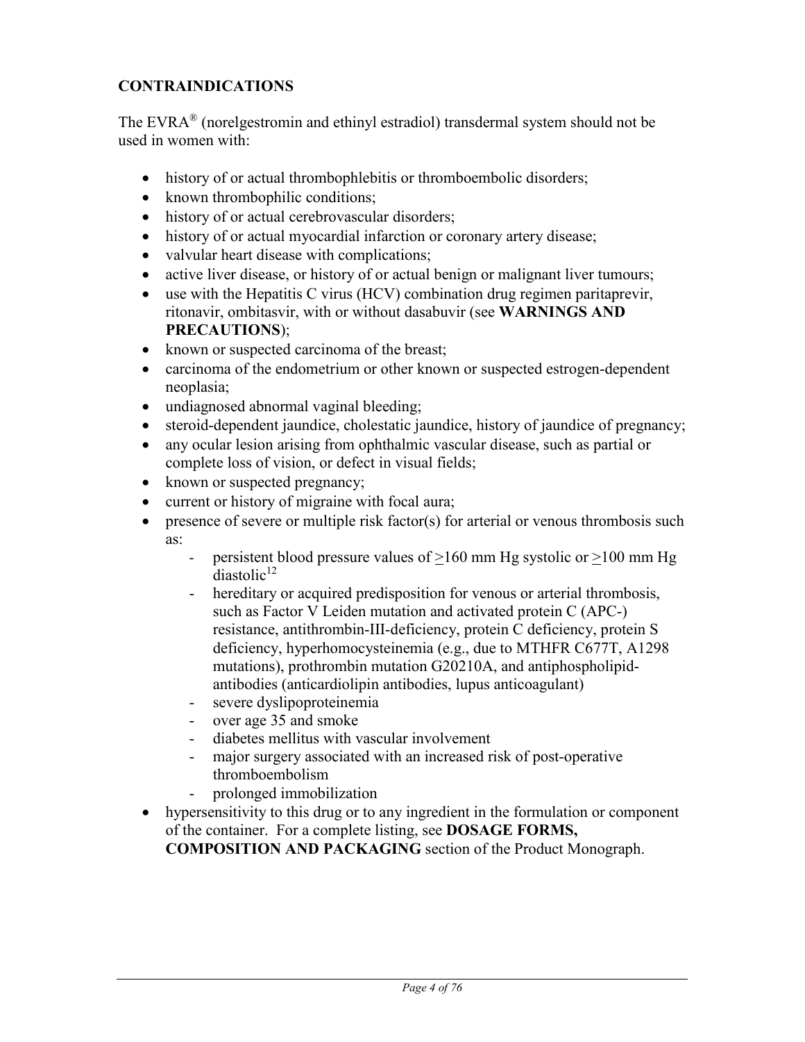## CONTRAINDICATIONS

The EVRA® (norelgestromin and ethinyl estradiol) transdermal system should not be used in women with:

- history of or actual thrombophlebitis or thromboembolic disorders;
- known thrombophilic conditions;
- history of or actual cerebrovascular disorders;
- history of or actual myocardial infarction or coronary artery disease;
- valvular heart disease with complications;
- active liver disease, or history of or actual benign or malignant liver tumours;
- use with the Hepatitis C virus (HCV) combination drug regimen paritaprevir, ritonavir, ombitasvir, with or without dasabuvir (see **WARNINGS AND PRECAUTIONS**);
- known or suspected carcinoma of the breast;
- carcinoma of the endometrium or other known or suspected estrogen-dependent neoplasia;
- undiagnosed abnormal vaginal bleeding;
- steroid-dependent jaundice, cholestatic jaundice, history of jaundice of pregnancy;
- any ocular lesion arising from ophthalmic vascular disease, such as partial or complete loss of vision, or defect in visual fields;
- known or suspected pregnancy;
- current or history of migraine with focal aura;
- presence of severe or multiple risk factor(s) for arterial or venous thrombosis such as:
  - persistent blood pressure values of $\geq$160 mm Hg systolic or $\geq$100 mm Hg diastolic[12]
  - hereditary or acquired predisposition for venous or arterial thrombosis, such as Factor V Leiden mutation and activated protein C (APC-) resistance, antithrombin-III-deficiency, protein C deficiency, protein S deficiency, hyperhomocysteinemia (e.g., due to MTHFR C677T, A1298 mutations), prothrombin mutation G20210A, and antiphospholipid-antibodies (anticardiolipin antibodies, lupus anticoagulant)
  - severe dyslipoproteinemia
  - over age 35 and smoke
  - diabetes mellitus with vascular involvement
  - major surgery associated with an increased risk of post-operative thromboembolism
  - prolonged immobilization
- hypersensitivity to this drug or to any ingredient in the formulation or component of the container. For a complete listing, see **DOSAGE FORMS, COMPOSITION AND PACKAGING** section of the Product Monograph.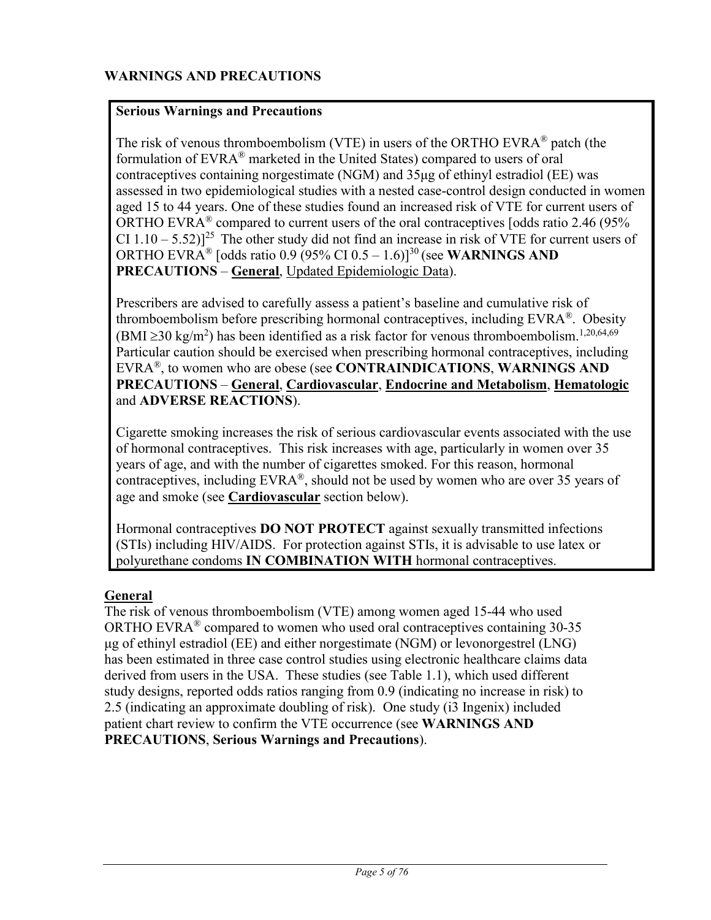## WARNINGS AND PRECAUTIONS

> **Serious Warnings and Precautions**
>
> The risk of venous thromboembolism (VTE) in users of the ORTHO EVRA® patch (the formulation of EVRA® marketed in the United States) compared to users of oral contraceptives containing norgestimate (NGM) and 35µg of ethinyl estradiol (EE) was assessed in two epidemiological studies with a nested case-control design conducted in women aged 15 to 44 years. One of these studies found an increased risk of VTE for current users of ORTHO EVRA® compared to current users of the oral contraceptives [odds ratio 2.46 (95% CI 1.10 – 5.52)][25] The other study did not find an increase in risk of VTE for current users of ORTHO EVRA® [odds ratio 0.9 (95% CI 0.5 – 1.6)][30] (see **WARNINGS AND PRECAUTIONS** – **General**, Updated Epidemiologic Data).
>
> Prescribers are advised to carefully assess a patient's baseline and cumulative risk of thromboembolism before prescribing hormonal contraceptives, including EVRA®. Obesity (BMI ≥30 kg/m$^2$) has been identified as a risk factor for venous thromboembolism.[1,20,64,69] Particular caution should be exercised when prescribing hormonal contraceptives, including EVRA®, to women who are obese (see **CONTRAINDICATIONS**, **WARNINGS AND PRECAUTIONS** – **General**, **Cardiovascular**, **Endocrine and Metabolism**, **Hematologic** and **ADVERSE REACTIONS**).
>
> Cigarette smoking increases the risk of serious cardiovascular events associated with the use of hormonal contraceptives. This risk increases with age, particularly in women over 35 years of age, and with the number of cigarettes smoked. For this reason, hormonal contraceptives, including EVRA®, should not be used by women who are over 35 years of age and smoke (see **Cardiovascular** section below).
>
> Hormonal contraceptives **DO NOT PROTECT** against sexually transmitted infections (STIs) including HIV/AIDS. For protection against STIs, it is advisable to use latex or polyurethane condoms **IN COMBINATION WITH** hormonal contraceptives.

### General

The risk of venous thromboembolism (VTE) among women aged 15-44 who used ORTHO EVRA® compared to women who used oral contraceptives containing 30-35 µg of ethinyl estradiol (EE) and either norgestimate (NGM) or levonorgestrel (LNG) has been estimated in three case control studies using electronic healthcare claims data derived from users in the USA. These studies (see Table 1.1), which used different study designs, reported odds ratios ranging from 0.9 (indicating no increase in risk) to 2.5 (indicating an approximate doubling of risk). One study (i3 Ingenix) included patient chart review to confirm the VTE occurrence (see **WARNINGS AND PRECAUTIONS**, **Serious Warnings and Precautions**).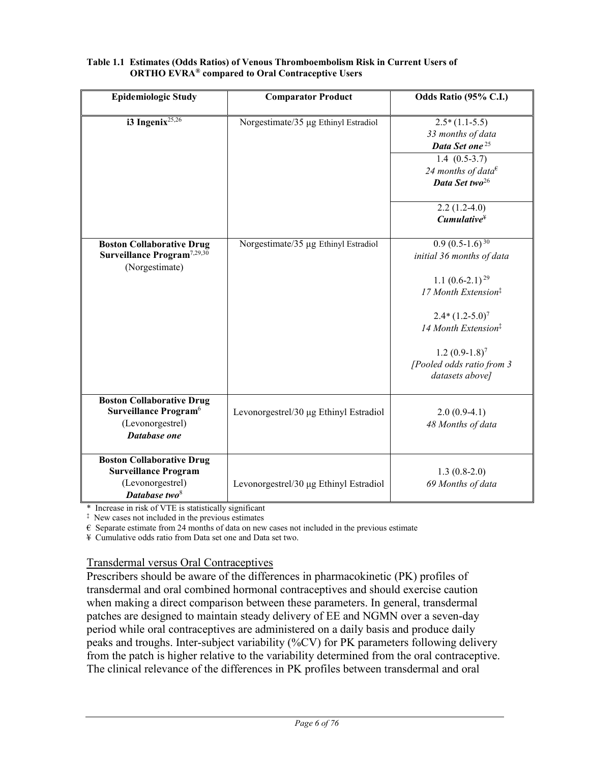**Table 1.1 Estimates (Odds Ratios) of Venous Thromboembolism Risk in Current Users of ORTHO EVRA® compared to Oral Contraceptive Users**

| Epidemiologic Study | Comparator Product | Odds Ratio (95% C.I.) |
|---|---|---|
| **i3 Ingenix**[25,26] | Norgestimate/35 µg Ethinyl Estradiol | 2.5* (1.1-5.5)<br>*33 months of data*<br>***Data Set one***[25] |
| | | 1.4 (0.5-3.7)<br>*24 months of data*[€]<br>***Data Set two***[26] |
| | | 2.2 (1.2-4.0)<br>***Cumulative***[¥] |
| **Boston Collaborative Drug Surveillance Program**[7,29,30]<br>(Norgestimate) | Norgestimate/35 µg Ethinyl Estradiol | 0.9 (0.5-1.6)[30]<br>*initial 36 months of data*<br><br>1.1 (0.6-2.1)[29]<br>*17 Month Extension*[‡]<br><br>2.4* (1.2-5.0)[7]<br>*14 Month Extension*[‡]<br><br>1.2 (0.9-1.8)[7]<br>*[Pooled odds ratio from 3 datasets above]* |
| **Boston Collaborative Drug Surveillance Program**[6]<br>(Levonorgestrel)<br>***Database one*** | Levonorgestrel/30 µg Ethinyl Estradiol | 2.0 (0.9-4.1)<br>*48 Months of data* |
| **Boston Collaborative Drug Surveillance Program**<br>(Levonorgestrel)<br>***Database two***[8] | Levonorgestrel/30 µg Ethinyl Estradiol | 1.3 (0.8-2.0)<br>*69 Months of data* |

\* Increase in risk of VTE is statistically significant

‡ New cases not included in the previous estimates

€ Separate estimate from 24 months of data on new cases not included in the previous estimate

¥ Cumulative odds ratio from Data set one and Data set two.

Transdermal versus Oral Contraceptives

Prescribers should be aware of the differences in pharmacokinetic (PK) profiles of transdermal and oral combined hormonal contraceptives and should exercise caution when making a direct comparison between these parameters. In general, transdermal patches are designed to maintain steady delivery of EE and NGMN over a seven-day period while oral contraceptives are administered on a daily basis and produce daily peaks and troughs. Inter-subject variability (%CV) for PK parameters following delivery from the patch is higher relative to the variability determined from the oral contraceptive. The clinical relevance of the differences in PK profiles between transdermal and oral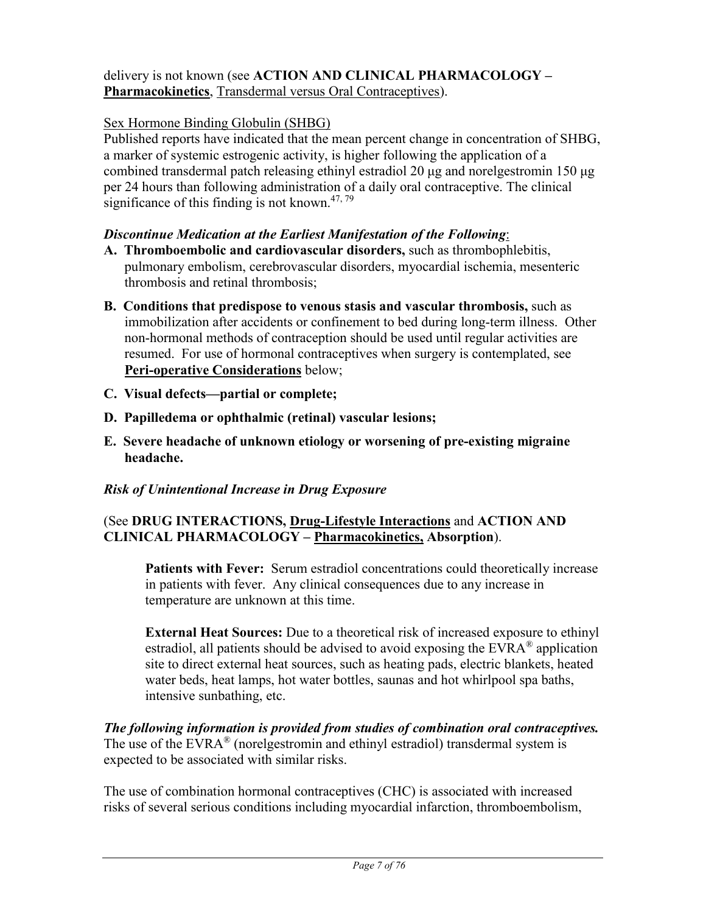delivery is not known (see **ACTION AND CLINICAL PHARMACOLOGY – Pharmacokinetics**, Transdermal versus Oral Contraceptives).

Sex Hormone Binding Globulin (SHBG)

Published reports have indicated that the mean percent change in concentration of SHBG, a marker of systemic estrogenic activity, is higher following the application of a combined transdermal patch releasing ethinyl estradiol 20 μg and norelgestromin 150 μg per 24 hours than following administration of a daily oral contraceptive. The clinical significance of this finding is not known.[47, 79]

***Discontinue Medication at the Earliest Manifestation of the Following***:

**A. Thromboembolic and cardiovascular disorders,** such as thrombophlebitis, pulmonary embolism, cerebrovascular disorders, myocardial ischemia, mesenteric thrombosis and retinal thrombosis;

**B. Conditions that predispose to venous stasis and vascular thrombosis,** such as immobilization after accidents or confinement to bed during long-term illness. Other non-hormonal methods of contraception should be used until regular activities are resumed. For use of hormonal contraceptives when surgery is contemplated, see **Peri-operative Considerations** below;

**C. Visual defects—partial or complete;**

**D. Papilledema or ophthalmic (retinal) vascular lesions;**

**E. Severe headache of unknown etiology or worsening of pre-existing migraine headache.**

***Risk of Unintentional Increase in Drug Exposure***

(See **DRUG INTERACTIONS, Drug-Lifestyle Interactions** and **ACTION AND CLINICAL PHARMACOLOGY – Pharmacokinetics, Absorption**).

**Patients with Fever:** Serum estradiol concentrations could theoretically increase in patients with fever. Any clinical consequences due to any increase in temperature are unknown at this time.

**External Heat Sources:** Due to a theoretical risk of increased exposure to ethinyl estradiol, all patients should be advised to avoid exposing the EVRA® application site to direct external heat sources, such as heating pads, electric blankets, heated water beds, heat lamps, hot water bottles, saunas and hot whirlpool spa baths, intensive sunbathing, etc.

***The following information is provided from studies of combination oral contraceptives.*** The use of the EVRA® (norelgestromin and ethinyl estradiol) transdermal system is expected to be associated with similar risks.

The use of combination hormonal contraceptives (CHC) is associated with increased risks of several serious conditions including myocardial infarction, thromboembolism,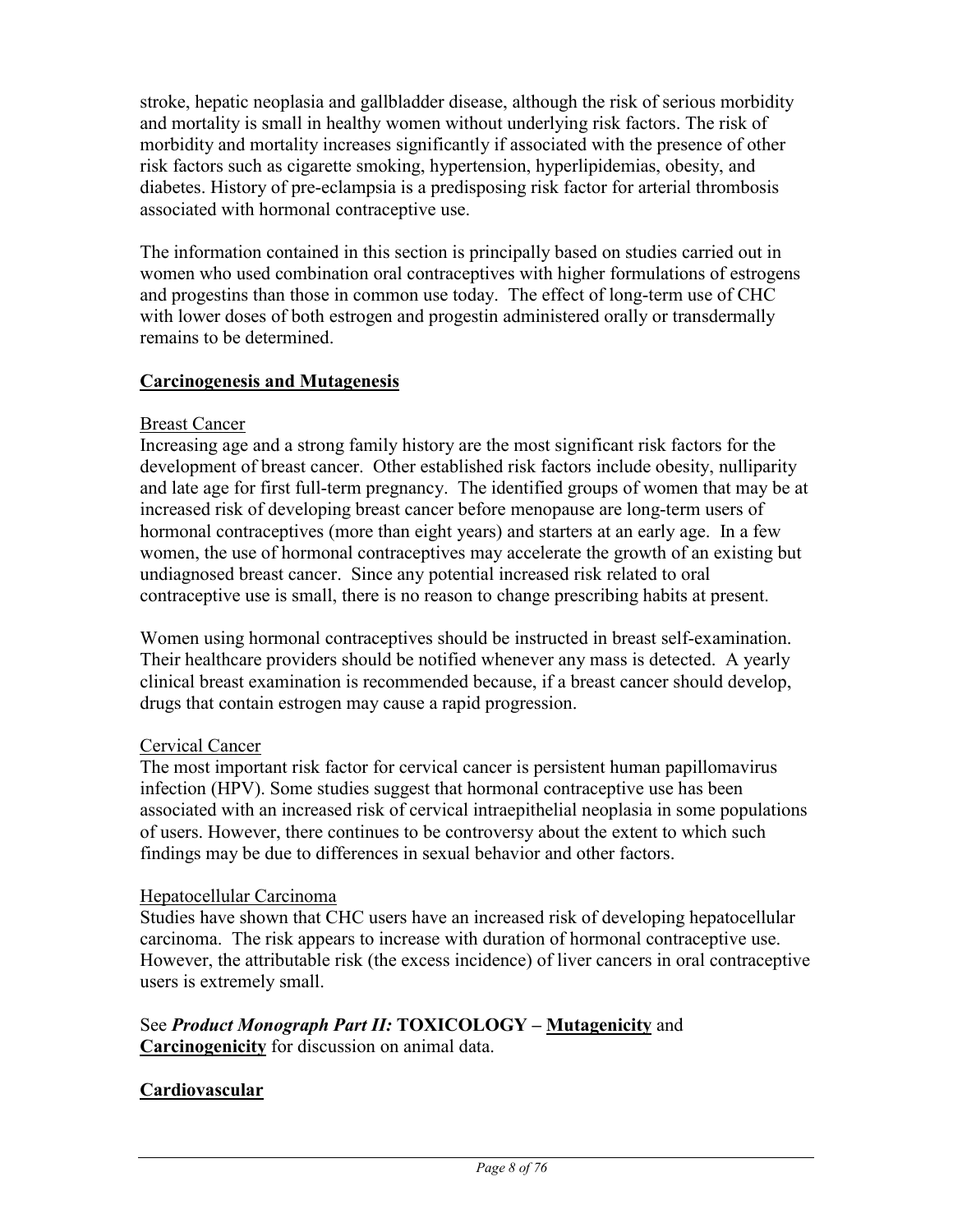stroke, hepatic neoplasia and gallbladder disease, although the risk of serious morbidity and mortality is small in healthy women without underlying risk factors. The risk of morbidity and mortality increases significantly if associated with the presence of other risk factors such as cigarette smoking, hypertension, hyperlipidemias, obesity, and diabetes. History of pre-eclampsia is a predisposing risk factor for arterial thrombosis associated with hormonal contraceptive use.

The information contained in this section is principally based on studies carried out in women who used combination oral contraceptives with higher formulations of estrogens and progestins than those in common use today. The effect of long-term use of CHC with lower doses of both estrogen and progestin administered orally or transdermally remains to be determined.

## Carcinogenesis and Mutagenesis

### Breast Cancer

Increasing age and a strong family history are the most significant risk factors for the development of breast cancer. Other established risk factors include obesity, nulliparity and late age for first full-term pregnancy. The identified groups of women that may be at increased risk of developing breast cancer before menopause are long-term users of hormonal contraceptives (more than eight years) and starters at an early age. In a few women, the use of hormonal contraceptives may accelerate the growth of an existing but undiagnosed breast cancer. Since any potential increased risk related to oral contraceptive use is small, there is no reason to change prescribing habits at present.

Women using hormonal contraceptives should be instructed in breast self-examination. Their healthcare providers should be notified whenever any mass is detected. A yearly clinical breast examination is recommended because, if a breast cancer should develop, drugs that contain estrogen may cause a rapid progression.

### Cervical Cancer

The most important risk factor for cervical cancer is persistent human papillomavirus infection (HPV). Some studies suggest that hormonal contraceptive use has been associated with an increased risk of cervical intraepithelial neoplasia in some populations of users. However, there continues to be controversy about the extent to which such findings may be due to differences in sexual behavior and other factors.

### Hepatocellular Carcinoma

Studies have shown that CHC users have an increased risk of developing hepatocellular carcinoma. The risk appears to increase with duration of hormonal contraceptive use. However, the attributable risk (the excess incidence) of liver cancers in oral contraceptive users is extremely small.

See ***Product Monograph Part II:*** **TOXICOLOGY – Mutagenicity** and **Carcinogenicity** for discussion on animal data.

## Cardiovascular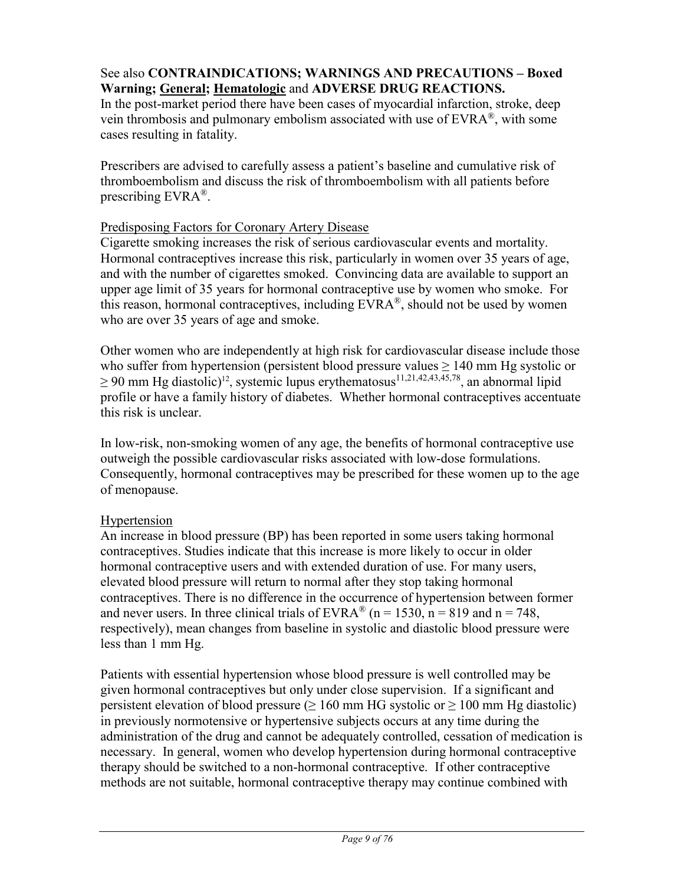See also **CONTRAINDICATIONS; WARNINGS AND PRECAUTIONS – Boxed Warning; <u>General</u>; <u>Hematologic</u>** and **ADVERSE DRUG REACTIONS.**
In the post-market period there have been cases of myocardial infarction, stroke, deep vein thrombosis and pulmonary embolism associated with use of EVRA®, with some cases resulting in fatality.

Prescribers are advised to carefully assess a patient's baseline and cumulative risk of thromboembolism and discuss the risk of thromboembolism with all patients before prescribing EVRA®.

<u>Predisposing Factors for Coronary Artery Disease</u>
Cigarette smoking increases the risk of serious cardiovascular events and mortality. Hormonal contraceptives increase this risk, particularly in women over 35 years of age, and with the number of cigarettes smoked. Convincing data are available to support an upper age limit of 35 years for hormonal contraceptive use by women who smoke. For this reason, hormonal contraceptives, including EVRA®, should not be used by women who are over 35 years of age and smoke.

Other women who are independently at high risk for cardiovascular disease include those who suffer from hypertension (persistent blood pressure values ≥ 140 mm Hg systolic or ≥ 90 mm Hg diastolic)[12], systemic lupus erythematosus[11,21,42,43,45,78], an abnormal lipid profile or have a family history of diabetes. Whether hormonal contraceptives accentuate this risk is unclear.

In low-risk, non-smoking women of any age, the benefits of hormonal contraceptive use outweigh the possible cardiovascular risks associated with low-dose formulations. Consequently, hormonal contraceptives may be prescribed for these women up to the age of menopause.

<u>Hypertension</u>
An increase in blood pressure (BP) has been reported in some users taking hormonal contraceptives. Studies indicate that this increase is more likely to occur in older hormonal contraceptive users and with extended duration of use. For many users, elevated blood pressure will return to normal after they stop taking hormonal contraceptives. There is no difference in the occurrence of hypertension between former and never users. In three clinical trials of EVRA® (n = 1530, n = 819 and n = 748, respectively), mean changes from baseline in systolic and diastolic blood pressure were less than 1 mm Hg.

Patients with essential hypertension whose blood pressure is well controlled may be given hormonal contraceptives but only under close supervision. If a significant and persistent elevation of blood pressure (≥ 160 mm HG systolic or ≥ 100 mm Hg diastolic) in previously normotensive or hypertensive subjects occurs at any time during the administration of the drug and cannot be adequately controlled, cessation of medication is necessary. In general, women who develop hypertension during hormonal contraceptive therapy should be switched to a non-hormonal contraceptive. If other contraceptive methods are not suitable, hormonal contraceptive therapy may continue combined with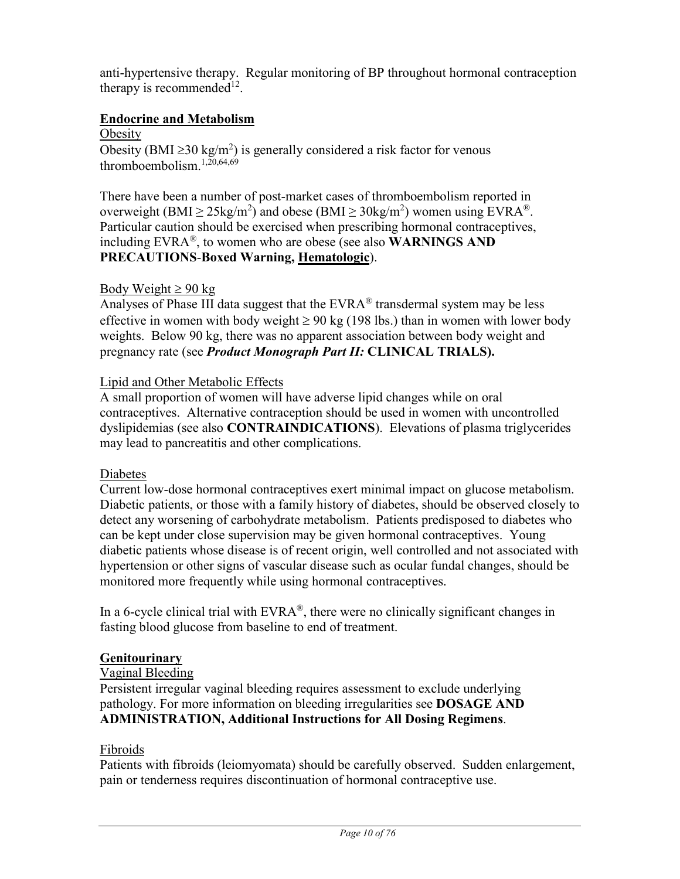anti-hypertensive therapy. Regular monitoring of BP throughout hormonal contraception therapy is recommended[12].

## Endocrine and Metabolism

### Obesity

Obesity (BMI $\geq 30$ kg/m$^2$) is generally considered a risk factor for venous thromboembolism.[1,20,64,69]

There have been a number of post-market cases of thromboembolism reported in overweight (BMI $\geq 25$kg/m$^2$) and obese (BMI $\geq 30$kg/m$^2$) women using EVRA®. Particular caution should be exercised when prescribing hormonal contraceptives, including EVRA®, to women who are obese (see also **WARNINGS AND PRECAUTIONS-Boxed Warning, Hematologic**).

### Body Weight ≥ 90 kg

Analyses of Phase III data suggest that the EVRA® transdermal system may be less effective in women with body weight ≥ 90 kg (198 lbs.) than in women with lower body weights. Below 90 kg, there was no apparent association between body weight and pregnancy rate (see ***Product Monograph Part II:*** **CLINICAL TRIALS).**

### Lipid and Other Metabolic Effects

A small proportion of women will have adverse lipid changes while on oral contraceptives. Alternative contraception should be used in women with uncontrolled dyslipidemias (see also **CONTRAINDICATIONS**). Elevations of plasma triglycerides may lead to pancreatitis and other complications.

### Diabetes

Current low-dose hormonal contraceptives exert minimal impact on glucose metabolism. Diabetic patients, or those with a family history of diabetes, should be observed closely to detect any worsening of carbohydrate metabolism. Patients predisposed to diabetes who can be kept under close supervision may be given hormonal contraceptives. Young diabetic patients whose disease is of recent origin, well controlled and not associated with hypertension or other signs of vascular disease such as ocular fundal changes, should be monitored more frequently while using hormonal contraceptives.

In a 6-cycle clinical trial with EVRA®, there were no clinically significant changes in fasting blood glucose from baseline to end of treatment.

## Genitourinary

### Vaginal Bleeding

Persistent irregular vaginal bleeding requires assessment to exclude underlying pathology. For more information on bleeding irregularities see **DOSAGE AND ADMINISTRATION, Additional Instructions for All Dosing Regimens**.

### Fibroids

Patients with fibroids (leiomyomata) should be carefully observed. Sudden enlargement, pain or tenderness requires discontinuation of hormonal contraceptive use.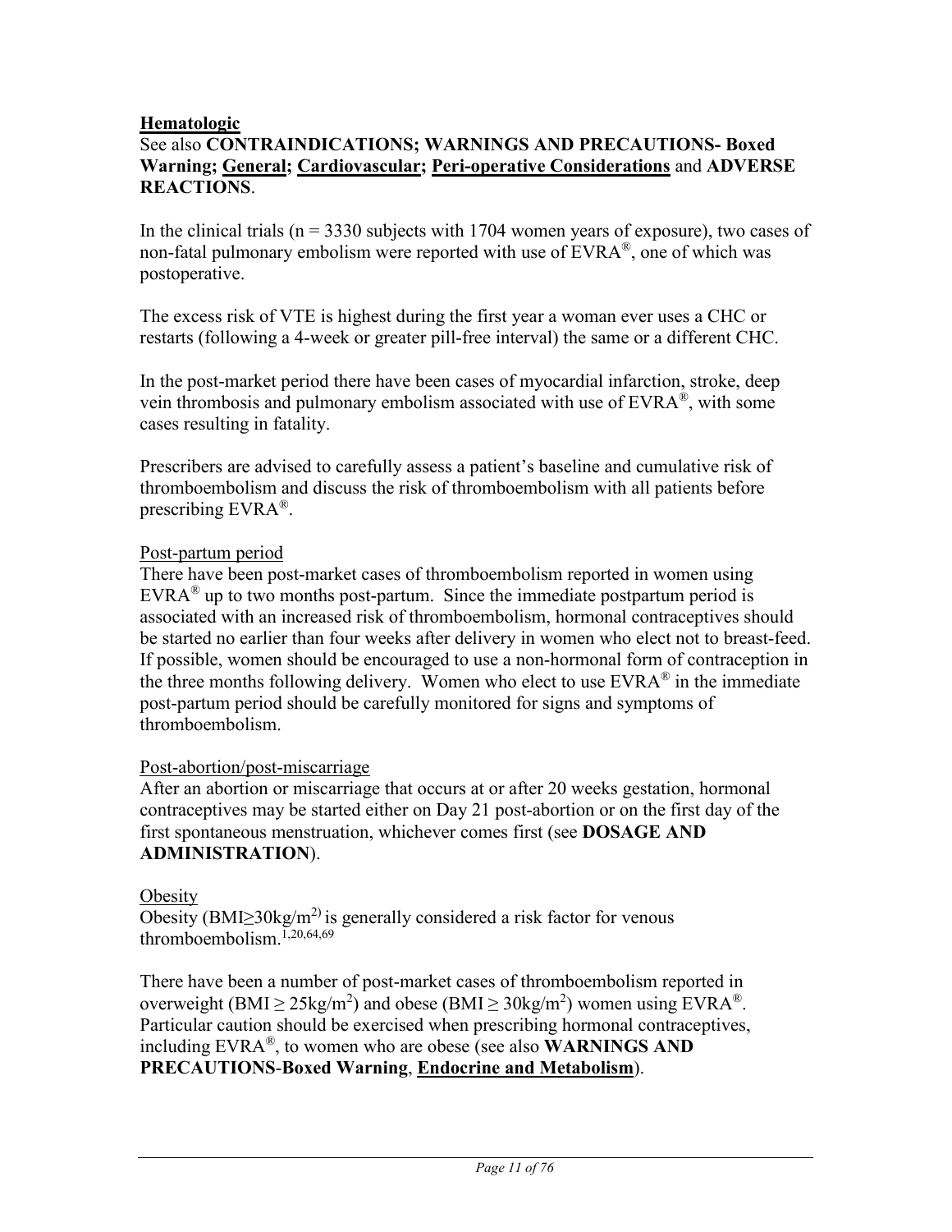**Hematologic**

See also **CONTRAINDICATIONS; WARNINGS AND PRECAUTIONS- Boxed Warning; General; Cardiovascular; Peri-operative Considerations** and **ADVERSE REACTIONS**.

In the clinical trials (n = 3330 subjects with 1704 women years of exposure), two cases of non-fatal pulmonary embolism were reported with use of EVRA®, one of which was postoperative.

The excess risk of VTE is highest during the first year a woman ever uses a CHC or restarts (following a 4-week or greater pill-free interval) the same or a different CHC.

In the post-market period there have been cases of myocardial infarction, stroke, deep vein thrombosis and pulmonary embolism associated with use of EVRA®, with some cases resulting in fatality.

Prescribers are advised to carefully assess a patient's baseline and cumulative risk of thromboembolism and discuss the risk of thromboembolism with all patients before prescribing EVRA®.

Post-partum period

There have been post-market cases of thromboembolism reported in women using EVRA® up to two months post-partum. Since the immediate postpartum period is associated with an increased risk of thromboembolism, hormonal contraceptives should be started no earlier than four weeks after delivery in women who elect not to breast-feed. If possible, women should be encouraged to use a non-hormonal form of contraception in the three months following delivery. Women who elect to use EVRA® in the immediate post-partum period should be carefully monitored for signs and symptoms of thromboembolism.

Post-abortion/post-miscarriage

After an abortion or miscarriage that occurs at or after 20 weeks gestation, hormonal contraceptives may be started either on Day 21 post-abortion or on the first day of the first spontaneous menstruation, whichever comes first (see **DOSAGE AND ADMINISTRATION**).

Obesity

Obesity (BMI≥30kg/$m^2$) is generally considered a risk factor for venous thromboembolism.[1,20,64,69]

There have been a number of post-market cases of thromboembolism reported in overweight (BMI ≥ 25kg/$m^2$) and obese (BMI ≥ 30kg/$m^2$) women using EVRA®. Particular caution should be exercised when prescribing hormonal contraceptives, including EVRA®, to women who are obese (see also **WARNINGS AND PRECAUTIONS-Boxed Warning**, **Endocrine and Metabolism**).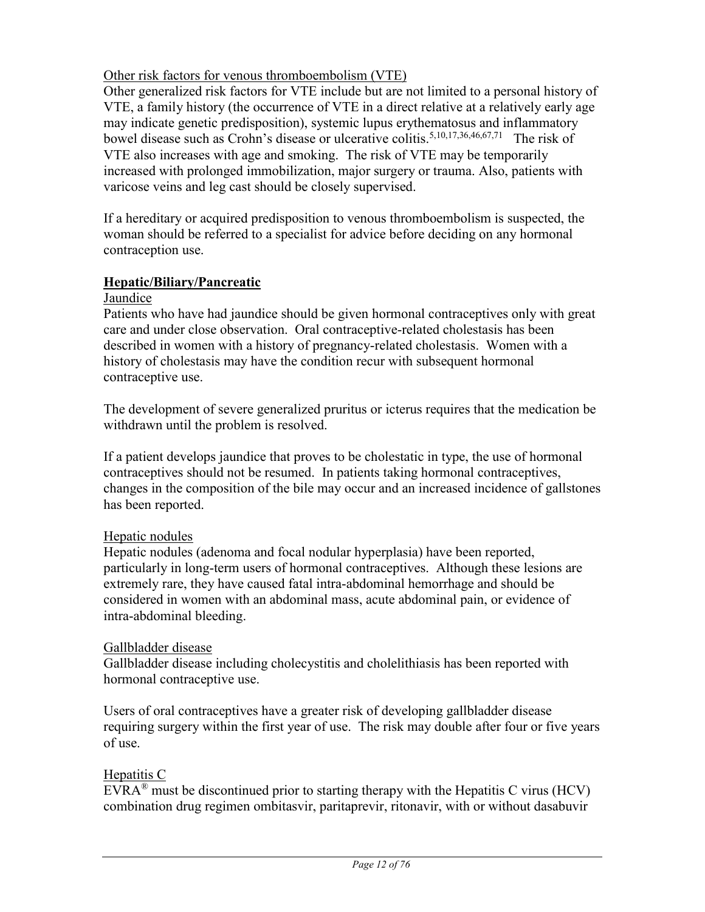Other risk factors for venous thromboembolism (VTE)

Other generalized risk factors for VTE include but are not limited to a personal history of VTE, a family history (the occurrence of VTE in a direct relative at a relatively early age may indicate genetic predisposition), systemic lupus erythematosus and inflammatory bowel disease such as Crohn's disease or ulcerative colitis.[5,10,17,36,46,67,71] The risk of VTE also increases with age and smoking. The risk of VTE may be temporarily increased with prolonged immobilization, major surgery or trauma. Also, patients with varicose veins and leg cast should be closely supervised.

If a hereditary or acquired predisposition to venous thromboembolism is suspected, the woman should be referred to a specialist for advice before deciding on any hormonal contraception use.

**Hepatic/Biliary/Pancreatic**

Jaundice

Patients who have had jaundice should be given hormonal contraceptives only with great care and under close observation. Oral contraceptive-related cholestasis has been described in women with a history of pregnancy-related cholestasis. Women with a history of cholestasis may have the condition recur with subsequent hormonal contraceptive use.

The development of severe generalized pruritus or icterus requires that the medication be withdrawn until the problem is resolved.

If a patient develops jaundice that proves to be cholestatic in type, the use of hormonal contraceptives should not be resumed. In patients taking hormonal contraceptives, changes in the composition of the bile may occur and an increased incidence of gallstones has been reported.

Hepatic nodules

Hepatic nodules (adenoma and focal nodular hyperplasia) have been reported, particularly in long-term users of hormonal contraceptives. Although these lesions are extremely rare, they have caused fatal intra-abdominal hemorrhage and should be considered in women with an abdominal mass, acute abdominal pain, or evidence of intra-abdominal bleeding.

Gallbladder disease

Gallbladder disease including cholecystitis and cholelithiasis has been reported with hormonal contraceptive use.

Users of oral contraceptives have a greater risk of developing gallbladder disease requiring surgery within the first year of use. The risk may double after four or five years of use.

Hepatitis C

EVRA® must be discontinued prior to starting therapy with the Hepatitis C virus (HCV) combination drug regimen ombitasvir, paritaprevir, ritonavir, with or without dasabuvir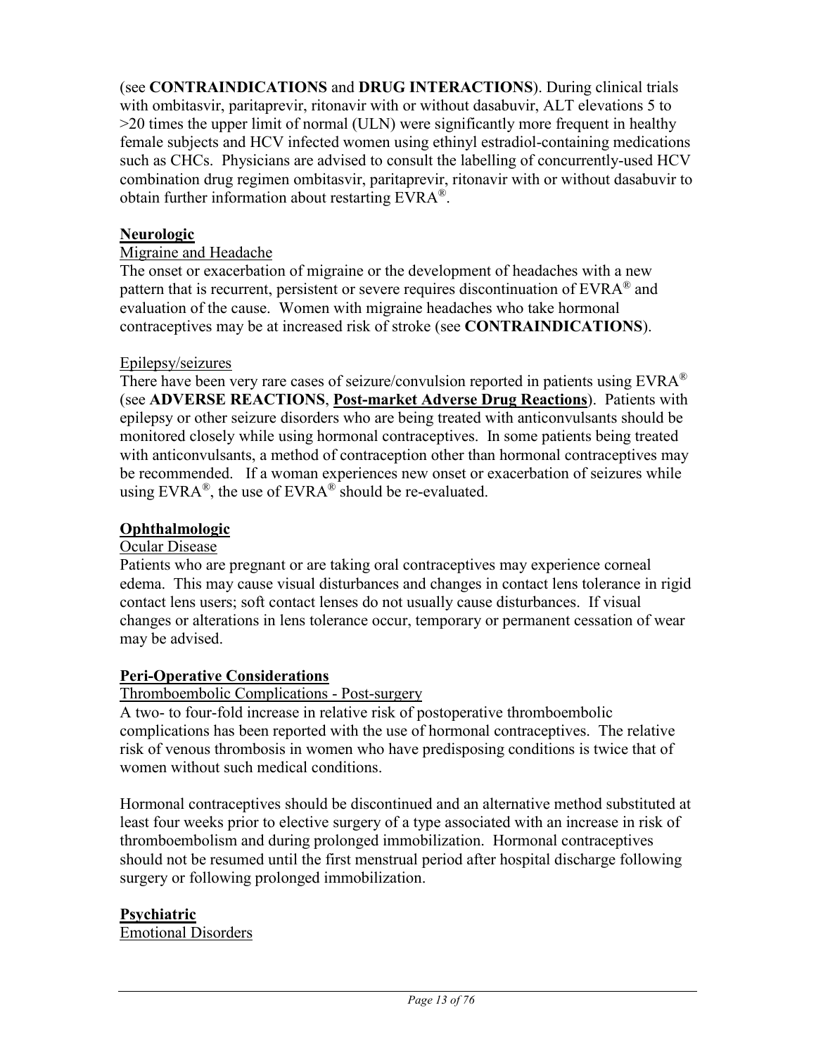(see **CONTRAINDICATIONS** and **DRUG INTERACTIONS**). During clinical trials with ombitasvir, paritaprevir, ritonavir with or without dasabuvir, ALT elevations 5 to >20 times the upper limit of normal (ULN) were significantly more frequent in healthy female subjects and HCV infected women using ethinyl estradiol-containing medications such as CHCs. Physicians are advised to consult the labelling of concurrently-used HCV combination drug regimen ombitasvir, paritaprevir, ritonavir with or without dasabuvir to obtain further information about restarting EVRA®.

**Neurologic**

Migraine and Headache

The onset or exacerbation of migraine or the development of headaches with a new pattern that is recurrent, persistent or severe requires discontinuation of EVRA® and evaluation of the cause. Women with migraine headaches who take hormonal contraceptives may be at increased risk of stroke (see **CONTRAINDICATIONS**).

Epilepsy/seizures

There have been very rare cases of seizure/convulsion reported in patients using EVRA® (see **ADVERSE REACTIONS**, **Post-market Adverse Drug Reactions**). Patients with epilepsy or other seizure disorders who are being treated with anticonvulsants should be monitored closely while using hormonal contraceptives. In some patients being treated with anticonvulsants, a method of contraception other than hormonal contraceptives may be recommended. If a woman experiences new onset or exacerbation of seizures while using EVRA®, the use of EVRA® should be re-evaluated.

**Ophthalmologic**

Ocular Disease

Patients who are pregnant or are taking oral contraceptives may experience corneal edema. This may cause visual disturbances and changes in contact lens tolerance in rigid contact lens users; soft contact lenses do not usually cause disturbances. If visual changes or alterations in lens tolerance occur, temporary or permanent cessation of wear may be advised.

**Peri-Operative Considerations**

Thromboembolic Complications - Post-surgery

A two- to four-fold increase in relative risk of postoperative thromboembolic complications has been reported with the use of hormonal contraceptives. The relative risk of venous thrombosis in women who have predisposing conditions is twice that of women without such medical conditions.

Hormonal contraceptives should be discontinued and an alternative method substituted at least four weeks prior to elective surgery of a type associated with an increase in risk of thromboembolism and during prolonged immobilization. Hormonal contraceptives should not be resumed until the first menstrual period after hospital discharge following surgery or following prolonged immobilization.

**Psychiatric**

Emotional Disorders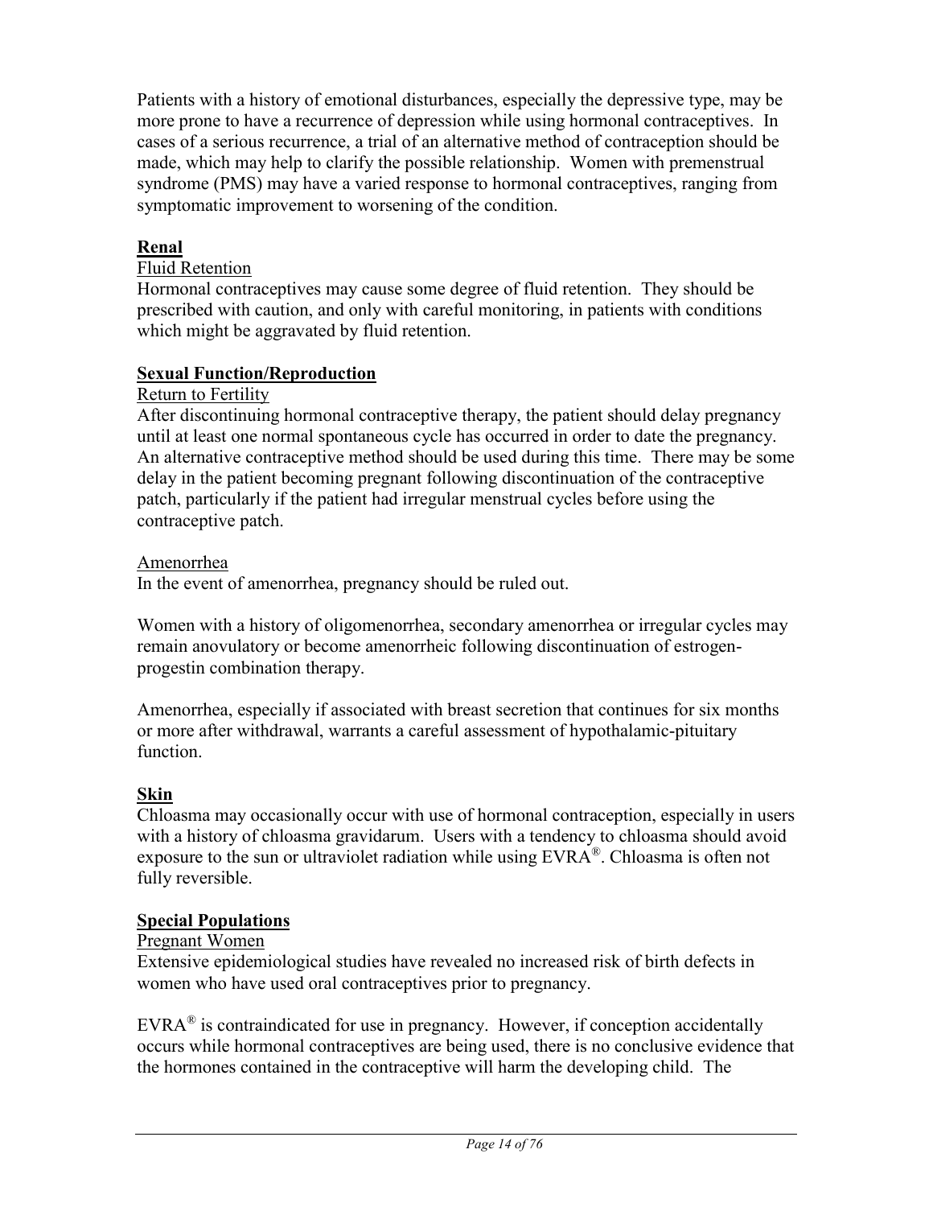Patients with a history of emotional disturbances, especially the depressive type, may be more prone to have a recurrence of depression while using hormonal contraceptives. In cases of a serious recurrence, a trial of an alternative method of contraception should be made, which may help to clarify the possible relationship. Women with premenstrual syndrome (PMS) may have a varied response to hormonal contraceptives, ranging from symptomatic improvement to worsening of the condition.

**Renal**

Fluid Retention

Hormonal contraceptives may cause some degree of fluid retention. They should be prescribed with caution, and only with careful monitoring, in patients with conditions which might be aggravated by fluid retention.

**Sexual Function/Reproduction**

Return to Fertility

After discontinuing hormonal contraceptive therapy, the patient should delay pregnancy until at least one normal spontaneous cycle has occurred in order to date the pregnancy. An alternative contraceptive method should be used during this time. There may be some delay in the patient becoming pregnant following discontinuation of the contraceptive patch, particularly if the patient had irregular menstrual cycles before using the contraceptive patch.

Amenorrhea

In the event of amenorrhea, pregnancy should be ruled out.

Women with a history of oligomenorrhea, secondary amenorrhea or irregular cycles may remain anovulatory or become amenorrheic following discontinuation of estrogen-progestin combination therapy.

Amenorrhea, especially if associated with breast secretion that continues for six months or more after withdrawal, warrants a careful assessment of hypothalamic-pituitary function.

**Skin**

Chloasma may occasionally occur with use of hormonal contraception, especially in users with a history of chloasma gravidarum. Users with a tendency to chloasma should avoid exposure to the sun or ultraviolet radiation while using EVRA®. Chloasma is often not fully reversible.

**Special Populations**

Pregnant Women

Extensive epidemiological studies have revealed no increased risk of birth defects in women who have used oral contraceptives prior to pregnancy.

EVRA® is contraindicated for use in pregnancy. However, if conception accidentally occurs while hormonal contraceptives are being used, there is no conclusive evidence that the hormones contained in the contraceptive will harm the developing child. The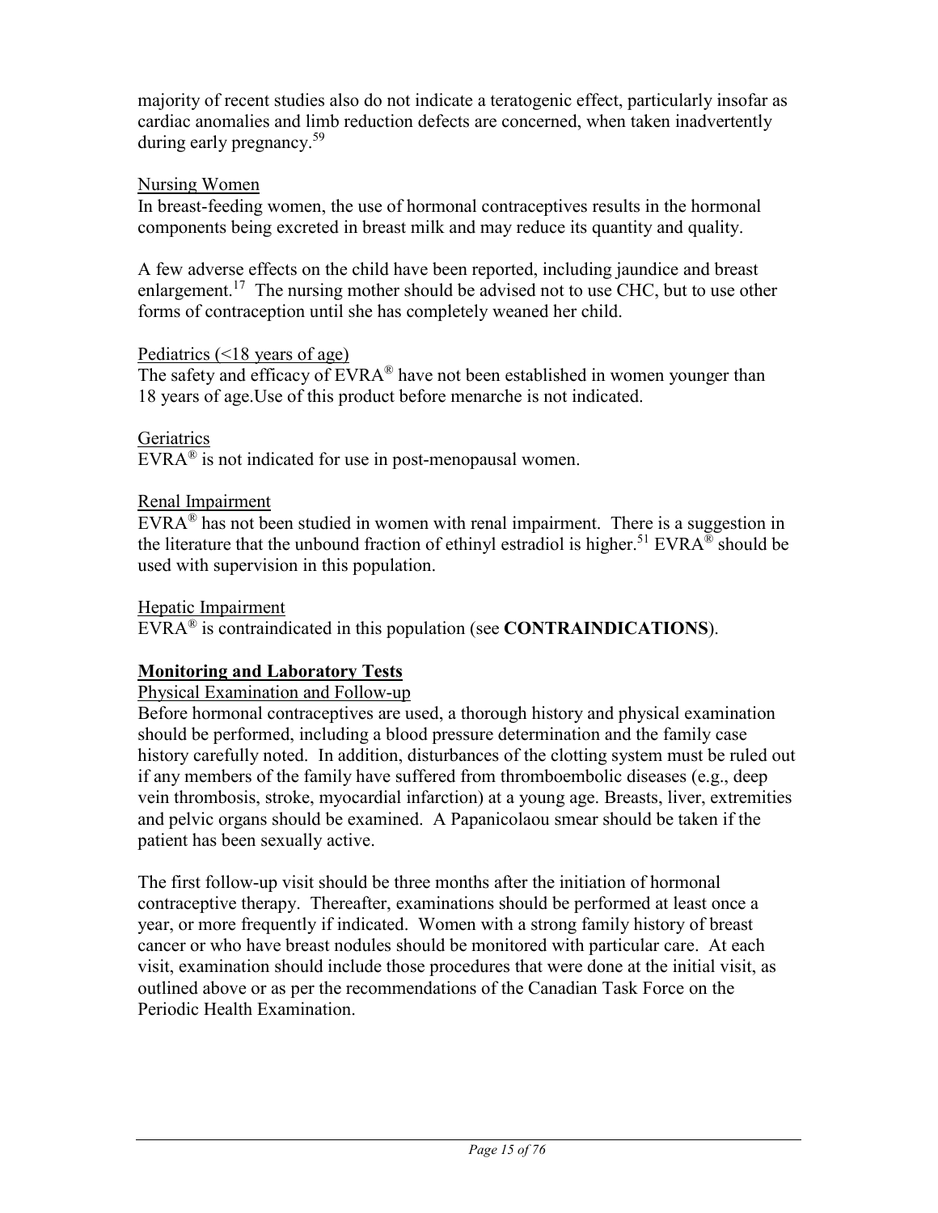majority of recent studies also do not indicate a teratogenic effect, particularly insofar as cardiac anomalies and limb reduction defects are concerned, when taken inadvertently during early pregnancy.[59]

Nursing Women

In breast-feeding women, the use of hormonal contraceptives results in the hormonal components being excreted in breast milk and may reduce its quantity and quality.

A few adverse effects on the child have been reported, including jaundice and breast enlargement.[17] The nursing mother should be advised not to use CHC, but to use other forms of contraception until she has completely weaned her child.

Pediatrics (<18 years of age)

The safety and efficacy of EVRA® have not been established in women younger than 18 years of age.Use of this product before menarche is not indicated.

Geriatrics

EVRA® is not indicated for use in post-menopausal women.

Renal Impairment

EVRA® has not been studied in women with renal impairment. There is a suggestion in the literature that the unbound fraction of ethinyl estradiol is higher.[51] EVRA® should be used with supervision in this population.

Hepatic Impairment

EVRA® is contraindicated in this population (see **CONTRAINDICATIONS**).

**Monitoring and Laboratory Tests**

Physical Examination and Follow-up

Before hormonal contraceptives are used, a thorough history and physical examination should be performed, including a blood pressure determination and the family case history carefully noted. In addition, disturbances of the clotting system must be ruled out if any members of the family have suffered from thromboembolic diseases (e.g., deep vein thrombosis, stroke, myocardial infarction) at a young age. Breasts, liver, extremities and pelvic organs should be examined. A Papanicolaou smear should be taken if the patient has been sexually active.

The first follow-up visit should be three months after the initiation of hormonal contraceptive therapy. Thereafter, examinations should be performed at least once a year, or more frequently if indicated. Women with a strong family history of breast cancer or who have breast nodules should be monitored with particular care. At each visit, examination should include those procedures that were done at the initial visit, as outlined above or as per the recommendations of the Canadian Task Force on the Periodic Health Examination.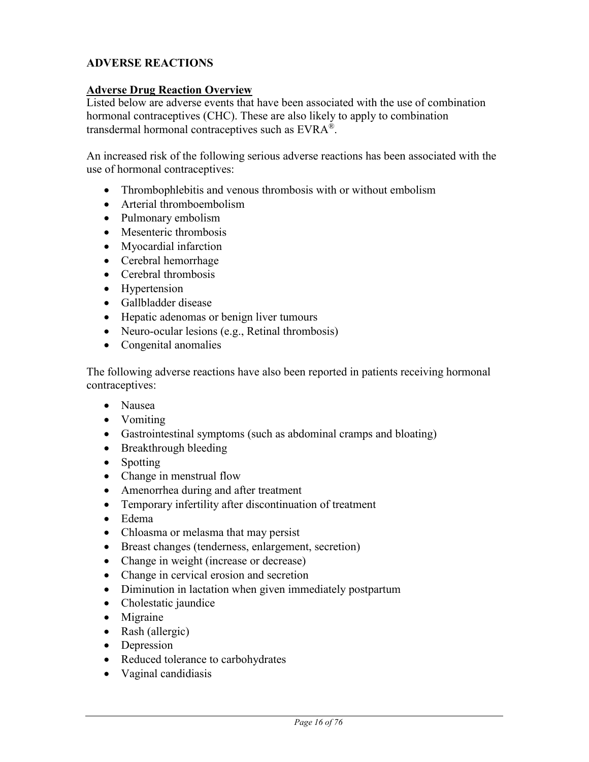## ADVERSE REACTIONS

### Adverse Drug Reaction Overview

Listed below are adverse events that have been associated with the use of combination hormonal contraceptives (CHC). These are also likely to apply to combination transdermal hormonal contraceptives such as EVRA®.

An increased risk of the following serious adverse reactions has been associated with the use of hormonal contraceptives:

- Thrombophlebitis and venous thrombosis with or without embolism
- Arterial thromboembolism
- Pulmonary embolism
- Mesenteric thrombosis
- Myocardial infarction
- Cerebral hemorrhage
- Cerebral thrombosis
- Hypertension
- Gallbladder disease
- Hepatic adenomas or benign liver tumours
- Neuro-ocular lesions (e.g., Retinal thrombosis)
- Congenital anomalies

The following adverse reactions have also been reported in patients receiving hormonal contraceptives:

- Nausea
- Vomiting
- Gastrointestinal symptoms (such as abdominal cramps and bloating)
- Breakthrough bleeding
- Spotting
- Change in menstrual flow
- Amenorrhea during and after treatment
- Temporary infertility after discontinuation of treatment
- Edema
- Chloasma or melasma that may persist
- Breast changes (tenderness, enlargement, secretion)
- Change in weight (increase or decrease)
- Change in cervical erosion and secretion
- Diminution in lactation when given immediately postpartum
- Cholestatic jaundice
- Migraine
- Rash (allergic)
- Depression
- Reduced tolerance to carbohydrates
- Vaginal candidiasis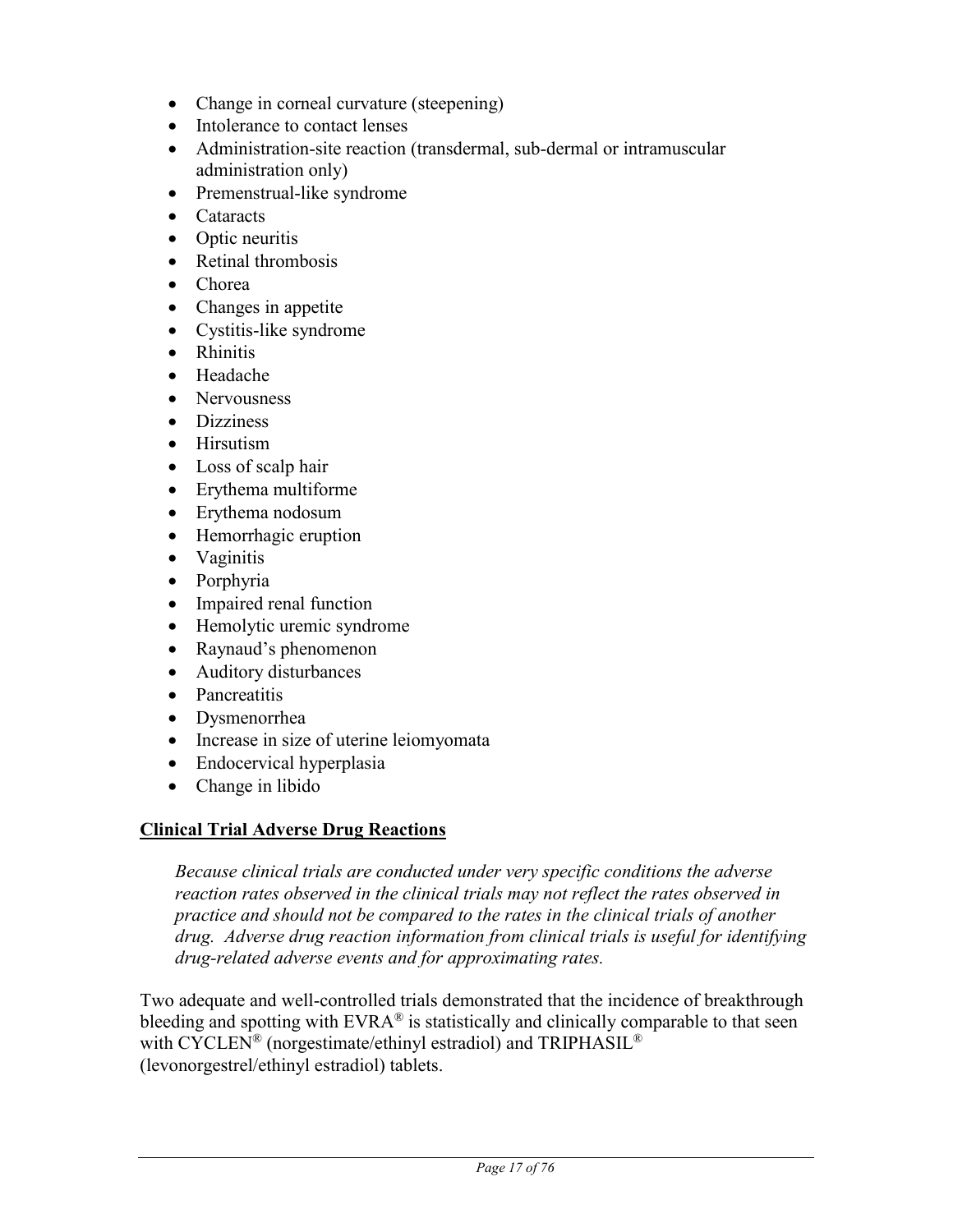- Change in corneal curvature (steepening)
- Intolerance to contact lenses
- Administration-site reaction (transdermal, sub-dermal or intramuscular administration only)
- Premenstrual-like syndrome
- Cataracts
- Optic neuritis
- Retinal thrombosis
- Chorea
- Changes in appetite
- Cystitis-like syndrome
- Rhinitis
- Headache
- Nervousness
- Dizziness
- Hirsutism
- Loss of scalp hair
- Erythema multiforme
- Erythema nodosum
- Hemorrhagic eruption
- Vaginitis
- Porphyria
- Impaired renal function
- Hemolytic uremic syndrome
- Raynaud's phenomenon
- Auditory disturbances
- Pancreatitis
- Dysmenorrhea
- Increase in size of uterine leiomyomata
- Endocervical hyperplasia
- Change in libido

## **Clinical Trial Adverse Drug Reactions**

*Because clinical trials are conducted under very specific conditions the adverse reaction rates observed in the clinical trials may not reflect the rates observed in practice and should not be compared to the rates in the clinical trials of another drug. Adverse drug reaction information from clinical trials is useful for identifying drug-related adverse events and for approximating rates.*

Two adequate and well-controlled trials demonstrated that the incidence of breakthrough bleeding and spotting with EVRA® is statistically and clinically comparable to that seen with CYCLEN® (norgestimate/ethinyl estradiol) and TRIPHASIL® (levonorgestrel/ethinyl estradiol) tablets.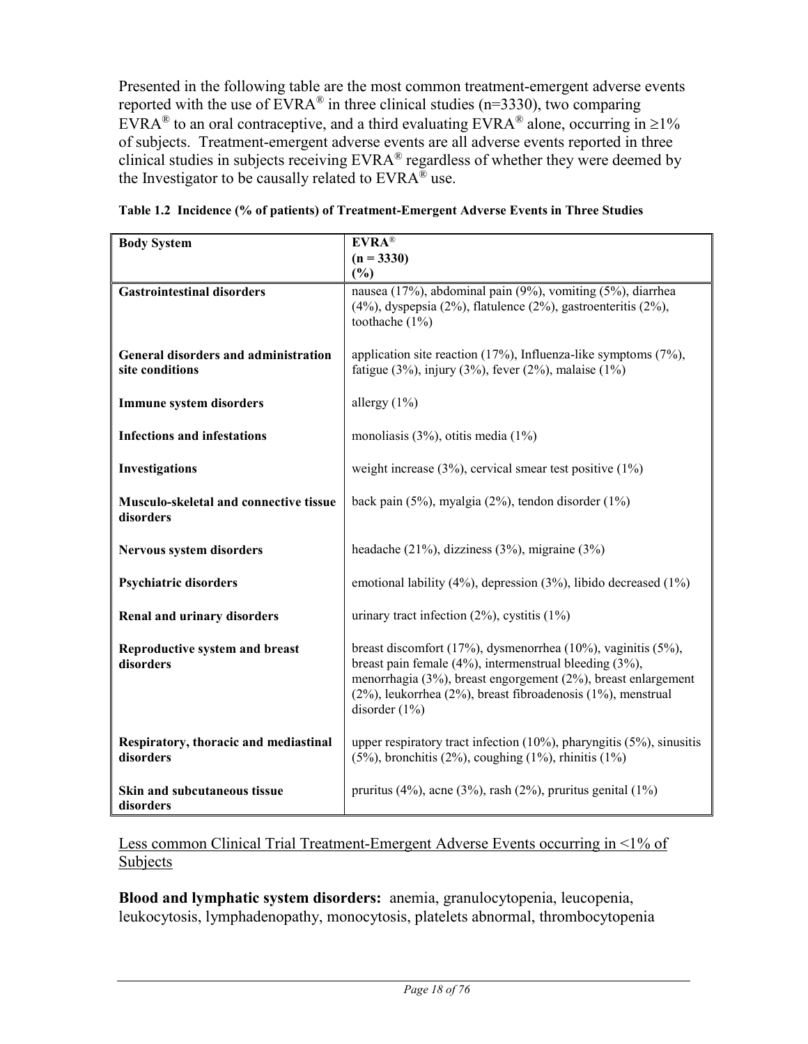Presented in the following table are the most common treatment-emergent adverse events reported with the use of EVRA® in three clinical studies (n=3330), two comparing EVRA® to an oral contraceptive, and a third evaluating EVRA® alone, occurring in ≥1% of subjects. Treatment-emergent adverse events are all adverse events reported in three clinical studies in subjects receiving EVRA® regardless of whether they were deemed by the Investigator to be causally related to EVRA® use.

**Table 1.2 Incidence (% of patients) of Treatment-Emergent Adverse Events in Three Studies**

| **Body System** | **EVRA®** **(n = 3330)** **(%)** |
|---|---|
| **Gastrointestinal disorders** | nausea (17%), abdominal pain (9%), vomiting (5%), diarrhea (4%), dyspepsia (2%), flatulence (2%), gastroenteritis (2%), toothache (1%) |
| **General disorders and administration site conditions** | application site reaction (17%), Influenza-like symptoms (7%), fatigue (3%), injury (3%), fever (2%), malaise (1%) |
| **Immune system disorders** | allergy (1%) |
| **Infections and infestations** | monoliasis (3%), otitis media (1%) |
| **Investigations** | weight increase (3%), cervical smear test positive (1%) |
| **Musculo-skeletal and connective tissue disorders** | back pain (5%), myalgia (2%), tendon disorder (1%) |
| **Nervous system disorders** | headache (21%), dizziness (3%), migraine (3%) |
| **Psychiatric disorders** | emotional lability (4%), depression (3%), libido decreased (1%) |
| **Renal and urinary disorders** | urinary tract infection (2%), cystitis (1%) |
| **Reproductive system and breast disorders** | breast discomfort (17%), dysmenorrhea (10%), vaginitis (5%), breast pain female (4%), intermenstrual bleeding (3%), menorrhagia (3%), breast engorgement (2%), breast enlargement (2%), leukorrhea (2%), breast fibroadenosis (1%), menstrual disorder (1%) |
| **Respiratory, thoracic and mediastinal disorders** | upper respiratory tract infection (10%), pharyngitis (5%), sinusitis (5%), bronchitis (2%), coughing (1%), rhinitis (1%) |
| **Skin and subcutaneous tissue disorders** | pruritus (4%), acne (3%), rash (2%), pruritus genital (1%) |

Less common Clinical Trial Treatment-Emergent Adverse Events occurring in <1% of Subjects

**Blood and lymphatic system disorders:** anemia, granulocytopenia, leucopenia, leukocytosis, lymphadenopathy, monocytosis, platelets abnormal, thrombocytopenia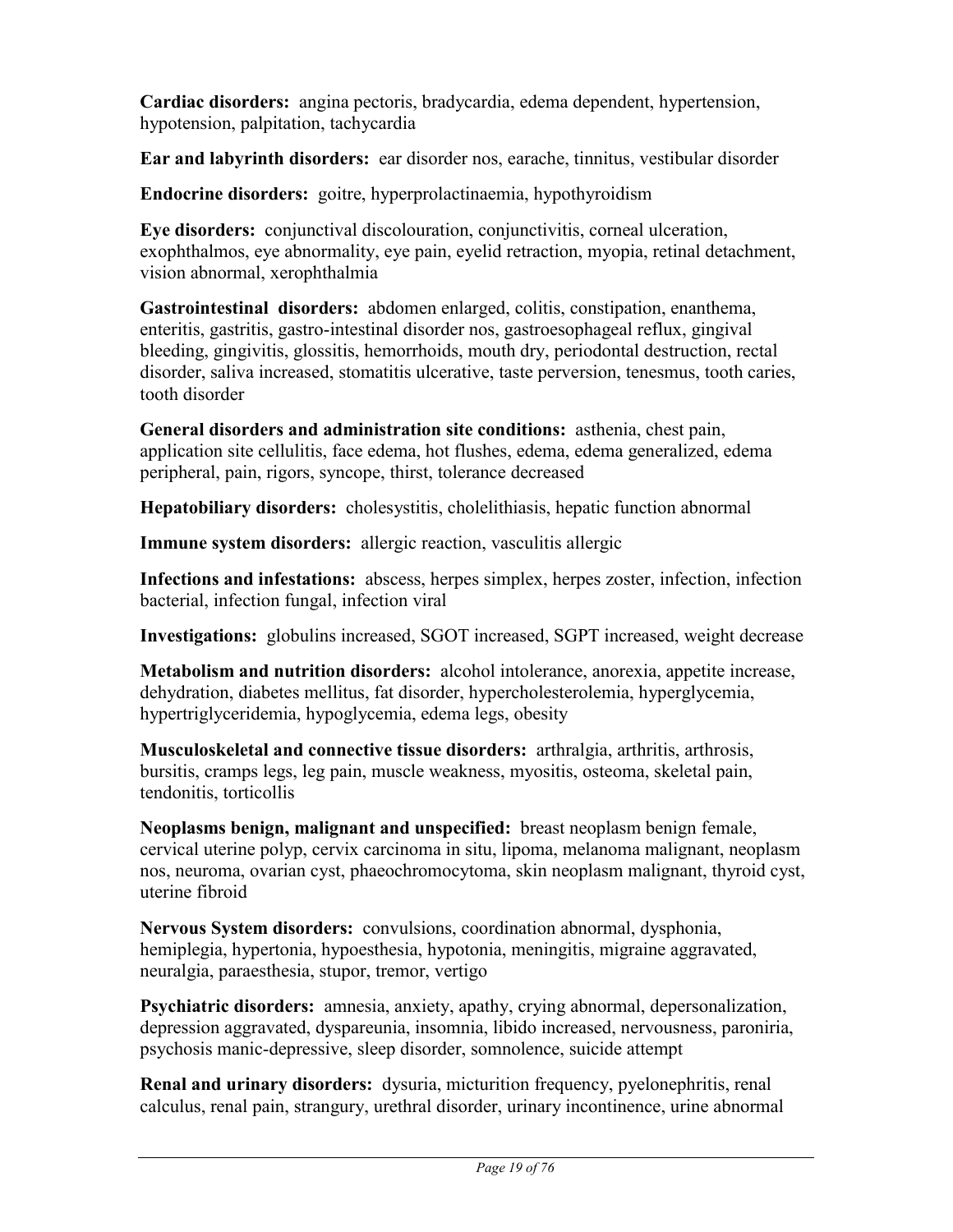**Cardiac disorders:** angina pectoris, bradycardia, edema dependent, hypertension, hypotension, palpitation, tachycardia

**Ear and labyrinth disorders:** ear disorder nos, earache, tinnitus, vestibular disorder

**Endocrine disorders:** goitre, hyperprolactinaemia, hypothyroidism

**Eye disorders:** conjunctival discolouration, conjunctivitis, corneal ulceration, exophthalmos, eye abnormality, eye pain, eyelid retraction, myopia, retinal detachment, vision abnormal, xerophthalmia

**Gastrointestinal disorders:** abdomen enlarged, colitis, constipation, enanthema, enteritis, gastritis, gastro-intestinal disorder nos, gastroesophageal reflux, gingival bleeding, gingivitis, glossitis, hemorrhoids, mouth dry, periodontal destruction, rectal disorder, saliva increased, stomatitis ulcerative, taste perversion, tenesmus, tooth caries, tooth disorder

**General disorders and administration site conditions:** asthenia, chest pain, application site cellulitis, face edema, hot flushes, edema, edema generalized, edema peripheral, pain, rigors, syncope, thirst, tolerance decreased

**Hepatobiliary disorders:** cholesystitis, cholelithiasis, hepatic function abnormal

**Immune system disorders:** allergic reaction, vasculitis allergic

**Infections and infestations:** abscess, herpes simplex, herpes zoster, infection, infection bacterial, infection fungal, infection viral

**Investigations:** globulins increased, SGOT increased, SGPT increased, weight decrease

**Metabolism and nutrition disorders:** alcohol intolerance, anorexia, appetite increase, dehydration, diabetes mellitus, fat disorder, hypercholesterolemia, hyperglycemia, hypertriglyceridemia, hypoglycemia, edema legs, obesity

**Musculoskeletal and connective tissue disorders:** arthralgia, arthritis, arthrosis, bursitis, cramps legs, leg pain, muscle weakness, myositis, osteoma, skeletal pain, tendonitis, torticollis

**Neoplasms benign, malignant and unspecified:** breast neoplasm benign female, cervical uterine polyp, cervix carcinoma in situ, lipoma, melanoma malignant, neoplasm nos, neuroma, ovarian cyst, phaeochromocytoma, skin neoplasm malignant, thyroid cyst, uterine fibroid

**Nervous System disorders:** convulsions, coordination abnormal, dysphonia, hemiplegia, hypertonia, hypoesthesia, hypotonia, meningitis, migraine aggravated, neuralgia, paraesthesia, stupor, tremor, vertigo

**Psychiatric disorders:** amnesia, anxiety, apathy, crying abnormal, depersonalization, depression aggravated, dyspareunia, insomnia, libido increased, nervousness, paroniria, psychosis manic-depressive, sleep disorder, somnolence, suicide attempt

**Renal and urinary disorders:** dysuria, micturition frequency, pyelonephritis, renal calculus, renal pain, strangury, urethral disorder, urinary incontinence, urine abnormal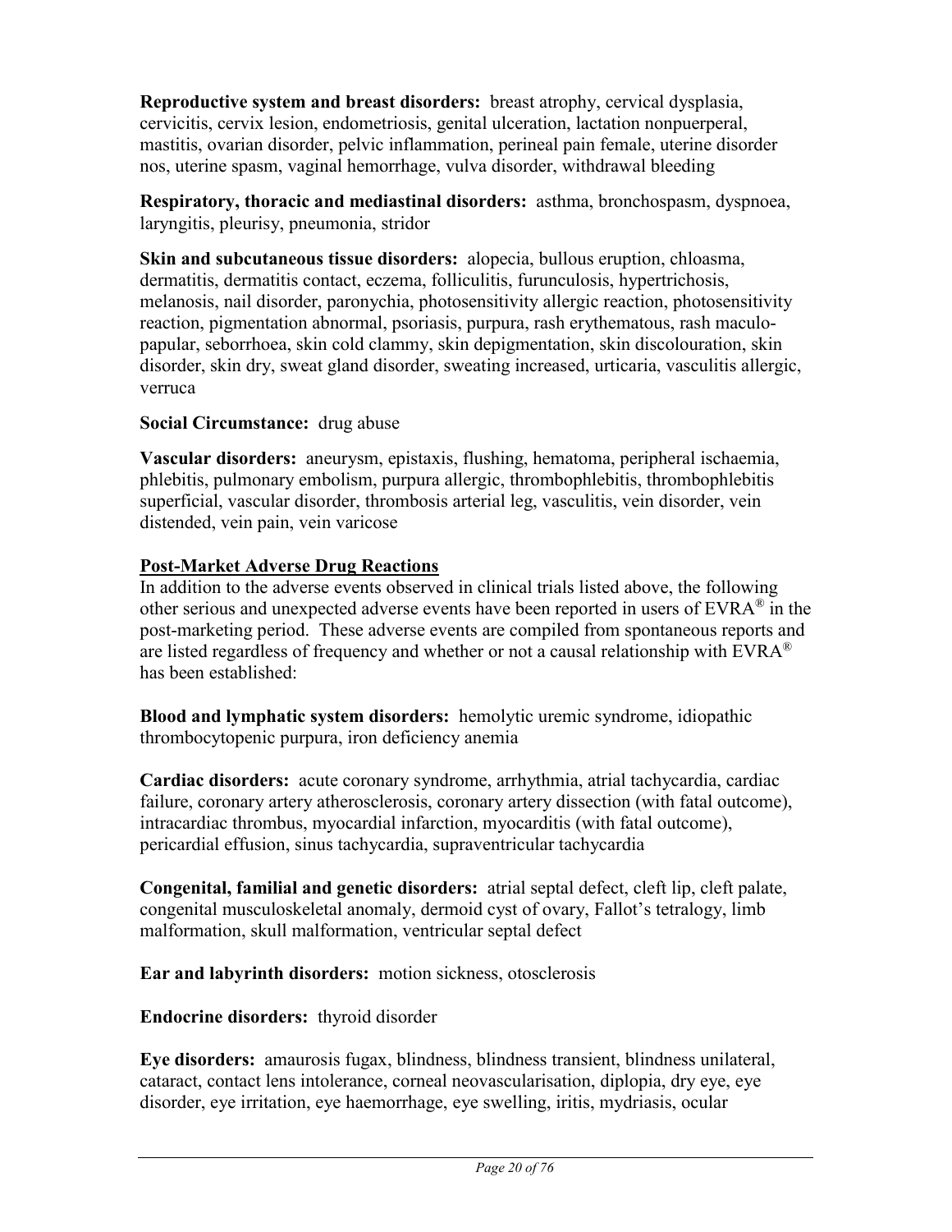**Reproductive system and breast disorders:** breast atrophy, cervical dysplasia, cervicitis, cervix lesion, endometriosis, genital ulceration, lactation nonpuerperal, mastitis, ovarian disorder, pelvic inflammation, perineal pain female, uterine disorder nos, uterine spasm, vaginal hemorrhage, vulva disorder, withdrawal bleeding

**Respiratory, thoracic and mediastinal disorders:** asthma, bronchospasm, dyspnoea, laryngitis, pleurisy, pneumonia, stridor

**Skin and subcutaneous tissue disorders:** alopecia, bullous eruption, chloasma, dermatitis, dermatitis contact, eczema, folliculitis, furunculosis, hypertrichosis, melanosis, nail disorder, paronychia, photosensitivity allergic reaction, photosensitivity reaction, pigmentation abnormal, psoriasis, purpura, rash erythematous, rash maculo-papular, seborrhoea, skin cold clammy, skin depigmentation, skin discolouration, skin disorder, skin dry, sweat gland disorder, sweating increased, urticaria, vasculitis allergic, verruca

**Social Circumstance:** drug abuse

**Vascular disorders:** aneurysm, epistaxis, flushing, hematoma, peripheral ischaemia, phlebitis, pulmonary embolism, purpura allergic, thrombophlebitis, thrombophlebitis superficial, vascular disorder, thrombosis arterial leg, vasculitis, vein disorder, vein distended, vein pain, vein varicose

**Post-Market Adverse Drug Reactions**

In addition to the adverse events observed in clinical trials listed above, the following other serious and unexpected adverse events have been reported in users of EVRA® in the post-marketing period. These adverse events are compiled from spontaneous reports and are listed regardless of frequency and whether or not a causal relationship with EVRA® has been established:

**Blood and lymphatic system disorders:** hemolytic uremic syndrome, idiopathic thrombocytopenic purpura, iron deficiency anemia

**Cardiac disorders:** acute coronary syndrome, arrhythmia, atrial tachycardia, cardiac failure, coronary artery atherosclerosis, coronary artery dissection (with fatal outcome), intracardiac thrombus, myocardial infarction, myocarditis (with fatal outcome), pericardial effusion, sinus tachycardia, supraventricular tachycardia

**Congenital, familial and genetic disorders:** atrial septal defect, cleft lip, cleft palate, congenital musculoskeletal anomaly, dermoid cyst of ovary, Fallot's tetralogy, limb malformation, skull malformation, ventricular septal defect

**Ear and labyrinth disorders:** motion sickness, otosclerosis

**Endocrine disorders:** thyroid disorder

**Eye disorders:** amaurosis fugax, blindness, blindness transient, blindness unilateral, cataract, contact lens intolerance, corneal neovascularisation, diplopia, dry eye, eye disorder, eye irritation, eye haemorrhage, eye swelling, iritis, mydriasis, ocular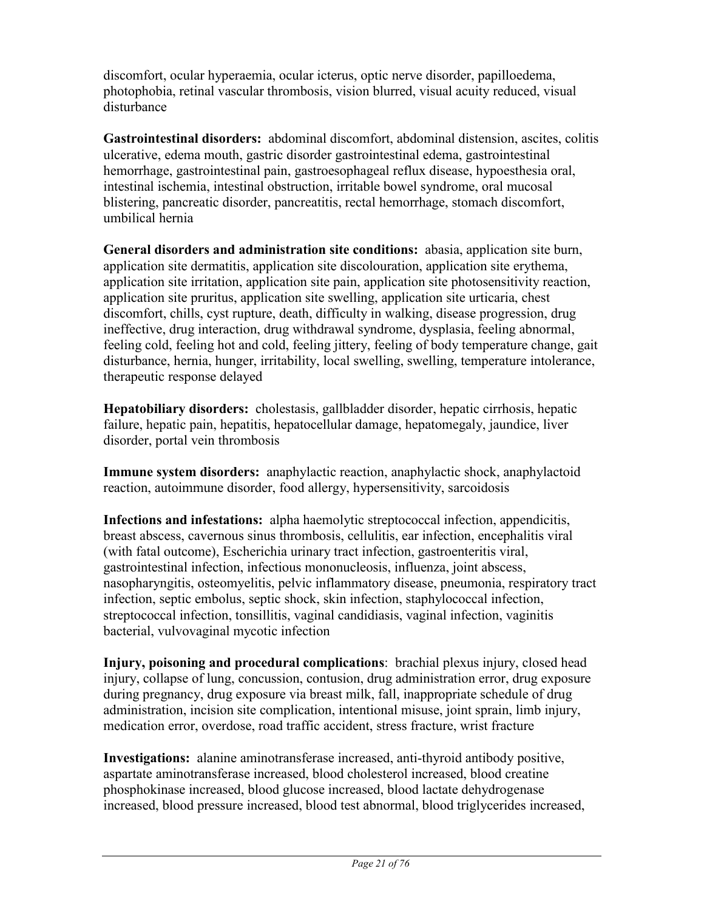discomfort, ocular hyperaemia, ocular icterus, optic nerve disorder, papilloedema, photophobia, retinal vascular thrombosis, vision blurred, visual acuity reduced, visual disturbance

**Gastrointestinal disorders:** abdominal discomfort, abdominal distension, ascites, colitis ulcerative, edema mouth, gastric disorder gastrointestinal edema, gastrointestinal hemorrhage, gastrointestinal pain, gastroesophageal reflux disease, hypoesthesia oral, intestinal ischemia, intestinal obstruction, irritable bowel syndrome, oral mucosal blistering, pancreatic disorder, pancreatitis, rectal hemorrhage, stomach discomfort, umbilical hernia

**General disorders and administration site conditions:** abasia, application site burn, application site dermatitis, application site discolouration, application site erythema, application site irritation, application site pain, application site photosensitivity reaction, application site pruritus, application site swelling, application site urticaria, chest discomfort, chills, cyst rupture, death, difficulty in walking, disease progression, drug ineffective, drug interaction, drug withdrawal syndrome, dysplasia, feeling abnormal, feeling cold, feeling hot and cold, feeling jittery, feeling of body temperature change, gait disturbance, hernia, hunger, irritability, local swelling, swelling, temperature intolerance, therapeutic response delayed

**Hepatobiliary disorders:** cholestasis, gallbladder disorder, hepatic cirrhosis, hepatic failure, hepatic pain, hepatitis, hepatocellular damage, hepatomegaly, jaundice, liver disorder, portal vein thrombosis

**Immune system disorders:** anaphylactic reaction, anaphylactic shock, anaphylactoid reaction, autoimmune disorder, food allergy, hypersensitivity, sarcoidosis

**Infections and infestations:** alpha haemolytic streptococcal infection, appendicitis, breast abscess, cavernous sinus thrombosis, cellulitis, ear infection, encephalitis viral (with fatal outcome), Escherichia urinary tract infection, gastroenteritis viral, gastrointestinal infection, infectious mononucleosis, influenza, joint abscess, nasopharyngitis, osteomyelitis, pelvic inflammatory disease, pneumonia, respiratory tract infection, septic embolus, septic shock, skin infection, staphylococcal infection, streptococcal infection, tonsillitis, vaginal candidiasis, vaginal infection, vaginitis bacterial, vulvovaginal mycotic infection

**Injury, poisoning and procedural complications**: brachial plexus injury, closed head injury, collapse of lung, concussion, contusion, drug administration error, drug exposure during pregnancy, drug exposure via breast milk, fall, inappropriate schedule of drug administration, incision site complication, intentional misuse, joint sprain, limb injury, medication error, overdose, road traffic accident, stress fracture, wrist fracture

**Investigations:** alanine aminotransferase increased, anti-thyroid antibody positive, aspartate aminotransferase increased, blood cholesterol increased, blood creatine phosphokinase increased, blood glucose increased, blood lactate dehydrogenase increased, blood pressure increased, blood test abnormal, blood triglycerides increased,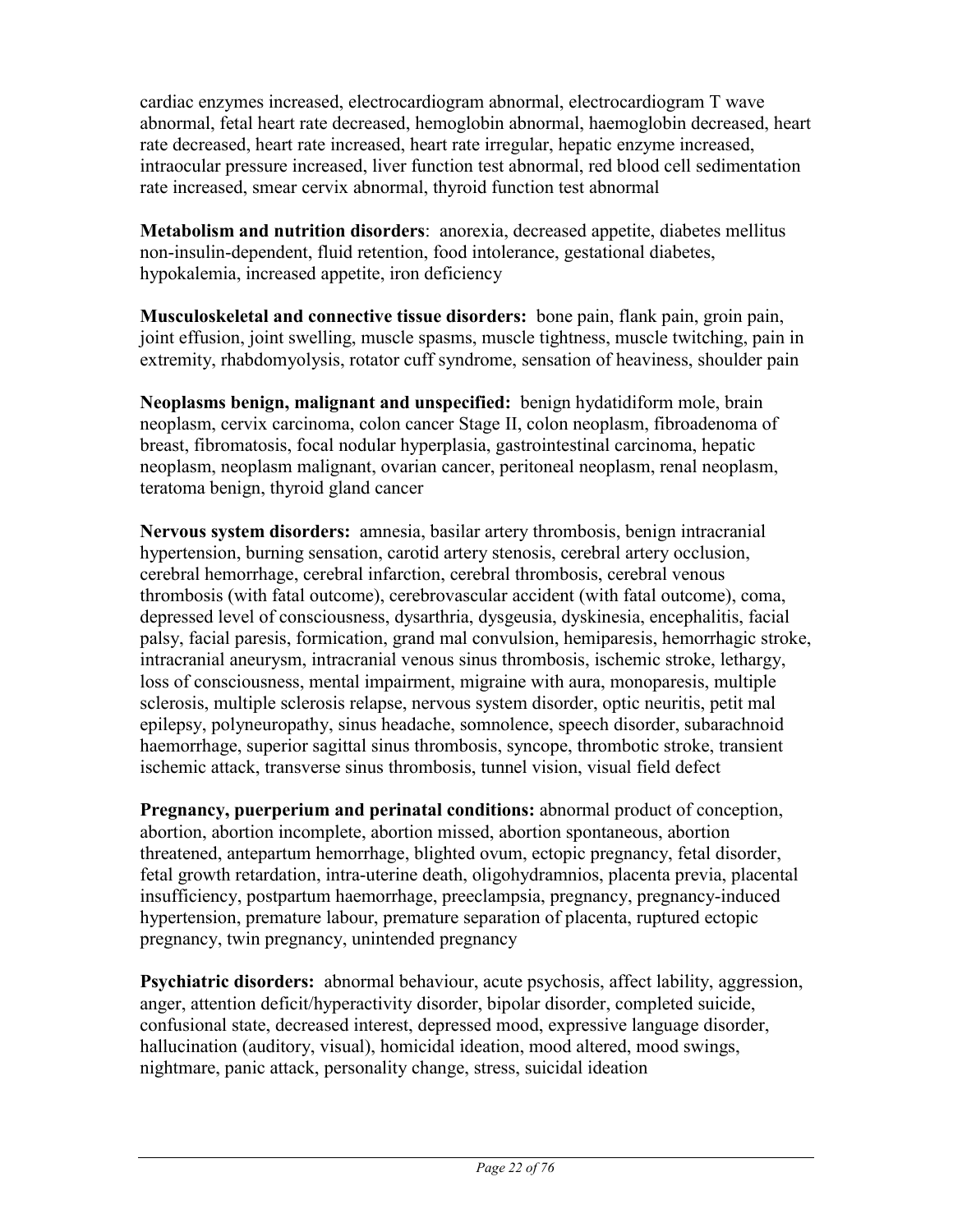cardiac enzymes increased, electrocardiogram abnormal, electrocardiogram T wave abnormal, fetal heart rate decreased, hemoglobin abnormal, haemoglobin decreased, heart rate decreased, heart rate increased, heart rate irregular, hepatic enzyme increased, intraocular pressure increased, liver function test abnormal, red blood cell sedimentation rate increased, smear cervix abnormal, thyroid function test abnormal

**Metabolism and nutrition disorders**: anorexia, decreased appetite, diabetes mellitus non-insulin-dependent, fluid retention, food intolerance, gestational diabetes, hypokalemia, increased appetite, iron deficiency

**Musculoskeletal and connective tissue disorders:** bone pain, flank pain, groin pain, joint effusion, joint swelling, muscle spasms, muscle tightness, muscle twitching, pain in extremity, rhabdomyolysis, rotator cuff syndrome, sensation of heaviness, shoulder pain

**Neoplasms benign, malignant and unspecified:** benign hydatidiform mole, brain neoplasm, cervix carcinoma, colon cancer Stage II, colon neoplasm, fibroadenoma of breast, fibromatosis, focal nodular hyperplasia, gastrointestinal carcinoma, hepatic neoplasm, neoplasm malignant, ovarian cancer, peritoneal neoplasm, renal neoplasm, teratoma benign, thyroid gland cancer

**Nervous system disorders:** amnesia, basilar artery thrombosis, benign intracranial hypertension, burning sensation, carotid artery stenosis, cerebral artery occlusion, cerebral hemorrhage, cerebral infarction, cerebral thrombosis, cerebral venous thrombosis (with fatal outcome), cerebrovascular accident (with fatal outcome), coma, depressed level of consciousness, dysarthria, dysgeusia, dyskinesia, encephalitis, facial palsy, facial paresis, formication, grand mal convulsion, hemiparesis, hemorrhagic stroke, intracranial aneurysm, intracranial venous sinus thrombosis, ischemic stroke, lethargy, loss of consciousness, mental impairment, migraine with aura, monoparesis, multiple sclerosis, multiple sclerosis relapse, nervous system disorder, optic neuritis, petit mal epilepsy, polyneuropathy, sinus headache, somnolence, speech disorder, subarachnoid haemorrhage, superior sagittal sinus thrombosis, syncope, thrombotic stroke, transient ischemic attack, transverse sinus thrombosis, tunnel vision, visual field defect

**Pregnancy, puerperium and perinatal conditions:** abnormal product of conception, abortion, abortion incomplete, abortion missed, abortion spontaneous, abortion threatened, antepartum hemorrhage, blighted ovum, ectopic pregnancy, fetal disorder, fetal growth retardation, intra-uterine death, oligohydramnios, placenta previa, placental insufficiency, postpartum haemorrhage, preeclampsia, pregnancy, pregnancy-induced hypertension, premature labour, premature separation of placenta, ruptured ectopic pregnancy, twin pregnancy, unintended pregnancy

**Psychiatric disorders:** abnormal behaviour, acute psychosis, affect lability, aggression, anger, attention deficit/hyperactivity disorder, bipolar disorder, completed suicide, confusional state, decreased interest, depressed mood, expressive language disorder, hallucination (auditory, visual), homicidal ideation, mood altered, mood swings, nightmare, panic attack, personality change, stress, suicidal ideation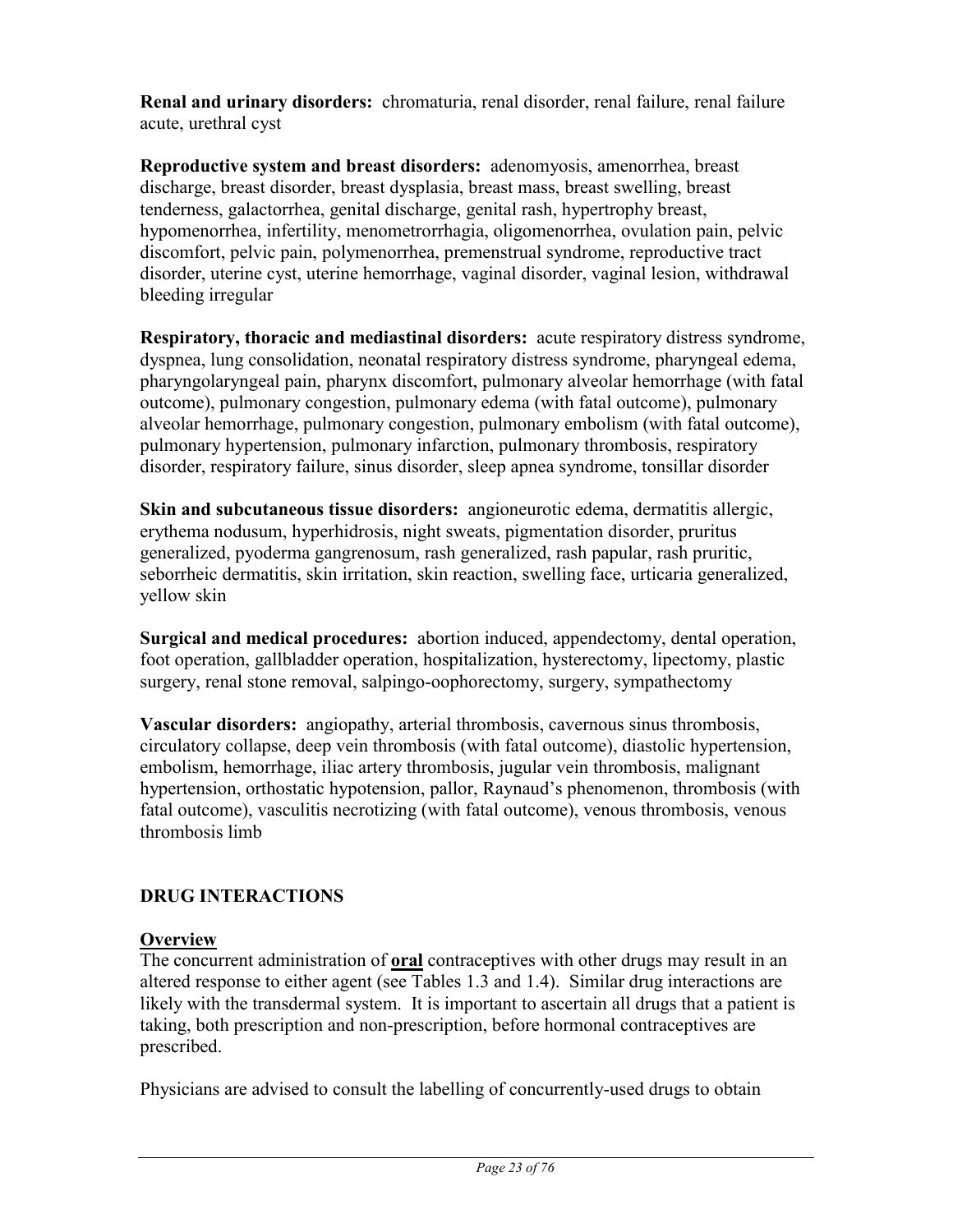**Renal and urinary disorders:** chromaturia, renal disorder, renal failure, renal failure acute, urethral cyst

**Reproductive system and breast disorders:** adenomyosis, amenorrhea, breast discharge, breast disorder, breast dysplasia, breast mass, breast swelling, breast tenderness, galactorrhea, genital discharge, genital rash, hypertrophy breast, hypomenorrhea, infertility, menometrorrhagia, oligomenorrhea, ovulation pain, pelvic discomfort, pelvic pain, polymenorrhea, premenstrual syndrome, reproductive tract disorder, uterine cyst, uterine hemorrhage, vaginal disorder, vaginal lesion, withdrawal bleeding irregular

**Respiratory, thoracic and mediastinal disorders:** acute respiratory distress syndrome, dyspnea, lung consolidation, neonatal respiratory distress syndrome, pharyngeal edema, pharyngolaryngeal pain, pharynx discomfort, pulmonary alveolar hemorrhage (with fatal outcome), pulmonary congestion, pulmonary edema (with fatal outcome), pulmonary alveolar hemorrhage, pulmonary congestion, pulmonary embolism (with fatal outcome), pulmonary hypertension, pulmonary infarction, pulmonary thrombosis, respiratory disorder, respiratory failure, sinus disorder, sleep apnea syndrome, tonsillar disorder

**Skin and subcutaneous tissue disorders:** angioneurotic edema, dermatitis allergic, erythema nodusum, hyperhidrosis, night sweats, pigmentation disorder, pruritus generalized, pyoderma gangrenosum, rash generalized, rash papular, rash pruritic, seborrheic dermatitis, skin irritation, skin reaction, swelling face, urticaria generalized, yellow skin

**Surgical and medical procedures:** abortion induced, appendectomy, dental operation, foot operation, gallbladder operation, hospitalization, hysterectomy, lipectomy, plastic surgery, renal stone removal, salpingo-oophorectomy, surgery, sympathectomy

**Vascular disorders:** angiopathy, arterial thrombosis, cavernous sinus thrombosis, circulatory collapse, deep vein thrombosis (with fatal outcome), diastolic hypertension, embolism, hemorrhage, iliac artery thrombosis, jugular vein thrombosis, malignant hypertension, orthostatic hypotension, pallor, Raynaud's phenomenon, thrombosis (with fatal outcome), vasculitis necrotizing (with fatal outcome), venous thrombosis, venous thrombosis limb

## DRUG INTERACTIONS

### Overview

The concurrent administration of **oral** contraceptives with other drugs may result in an altered response to either agent (see Tables 1.3 and 1.4). Similar drug interactions are likely with the transdermal system. It is important to ascertain all drugs that a patient is taking, both prescription and non-prescription, before hormonal contraceptives are prescribed.

Physicians are advised to consult the labelling of concurrently-used drugs to obtain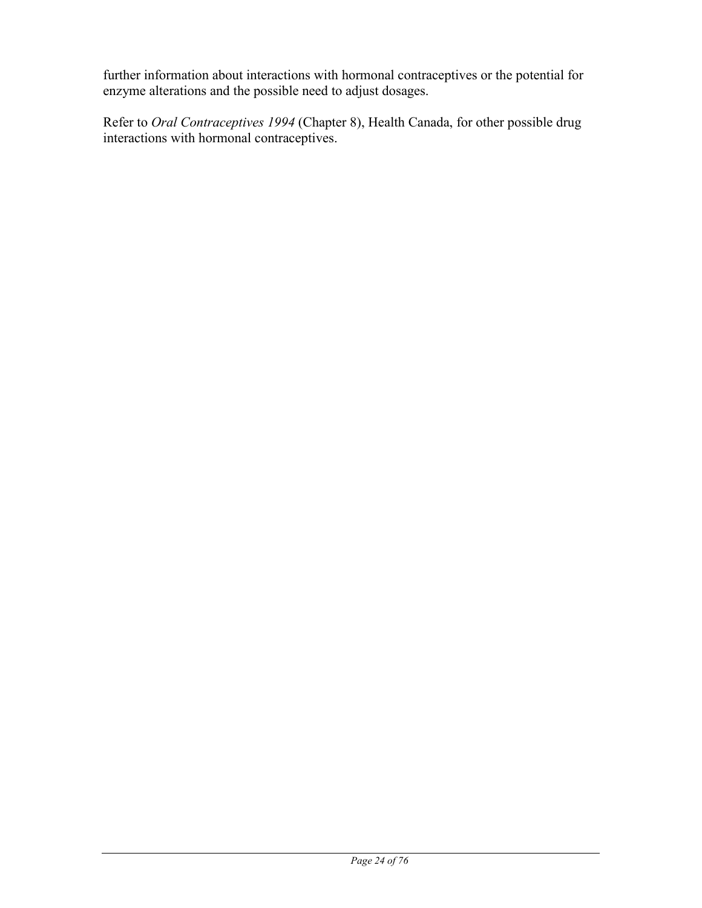further information about interactions with hormonal contraceptives or the potential for enzyme alterations and the possible need to adjust dosages.

Refer to *Oral Contraceptives 1994* (Chapter 8), Health Canada, for other possible drug interactions with hormonal contraceptives.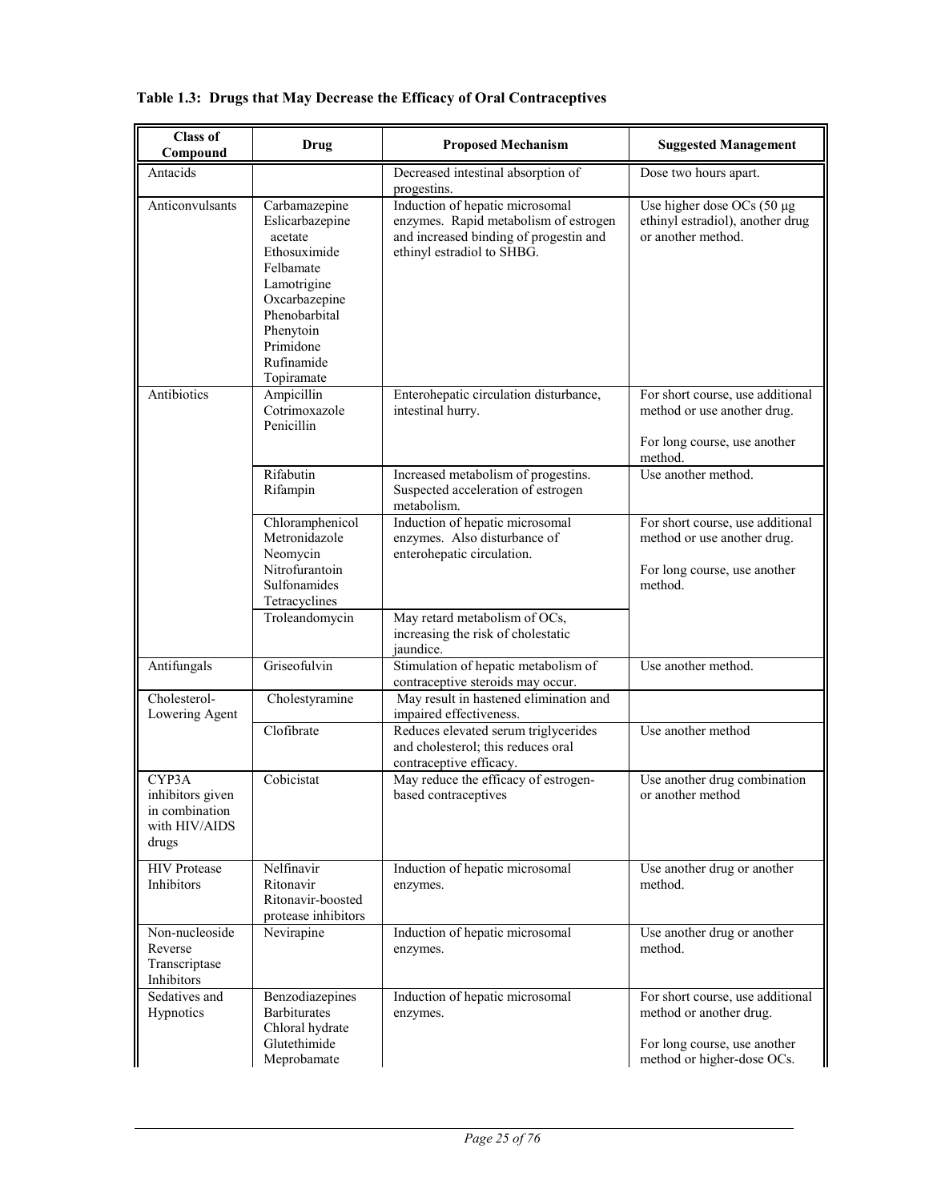**Table 1.3: Drugs that May Decrease the Efficacy of Oral Contraceptives**

| Class of Compound | Drug | Proposed Mechanism | Suggested Management |
|---|---|---|---|
| Antacids | | Decreased intestinal absorption of progestins. | Dose two hours apart. |
| Anticonvulsants | Carbamazepine<br>Eslicarbazepine acetate<br>Ethosuximide<br>Felbamate<br>Lamotrigine<br>Oxcarbazepine<br>Phenobarbital<br>Phenytoin<br>Primidone<br>Rufinamide<br>Topiramate | Induction of hepatic microsomal enzymes. Rapid metabolism of estrogen and increased binding of progestin and ethinyl estradiol to SHBG. | Use higher dose OCs (50 µg ethinyl estradiol), another drug or another method. |
| Antibiotics | Ampicillin<br>Cotrimoxazole<br>Penicillin | Enterohepatic circulation disturbance, intestinal hurry. | For short course, use additional method or use another drug.<br><br>For long course, use another method. |
| | Rifabutin<br>Rifampin | Increased metabolism of progestins. Suspected acceleration of estrogen metabolism. | Use another method. |
| | Chloramphenicol<br>Metronidazole<br>Neomycin<br>Nitrofurantoin<br>Sulfonamides<br>Tetracyclines | Induction of hepatic microsomal enzymes. Also disturbance of enterohepatic circulation. | For short course, use additional method or use another drug.<br><br>For long course, use another method. |
| | Troleandomycin | May retard metabolism of OCs, increasing the risk of cholestatic jaundice. | |
| Antifungals | Griseofulvin | Stimulation of hepatic metabolism of contraceptive steroids may occur. | Use another method. |
| Cholesterol-Lowering Agent | Cholestyramine | May result in hastened elimination and impaired effectiveness. | |
| | Clofibrate | Reduces elevated serum triglycerides and cholesterol; this reduces oral contraceptive efficacy. | Use another method |
| CYP3A inhibitors given in combination with HIV/AIDS drugs | Cobicistat | May reduce the efficacy of estrogen-based contraceptives | Use another drug combination or another method |
| HIV Protease Inhibitors | Nelfinavir<br>Ritonavir<br>Ritonavir-boosted protease inhibitors | Induction of hepatic microsomal enzymes. | Use another drug or another method. |
| Non-nucleoside Reverse Transcriptase Inhibitors | Nevirapine | Induction of hepatic microsomal enzymes. | Use another drug or another method. |
| Sedatives and Hypnotics | Benzodiazepines<br>Barbiturates<br>Chloral hydrate<br>Glutethimide<br>Meprobamate | Induction of hepatic microsomal enzymes. | For short course, use additional method or another drug.<br><br>For long course, use another method or higher-dose OCs. |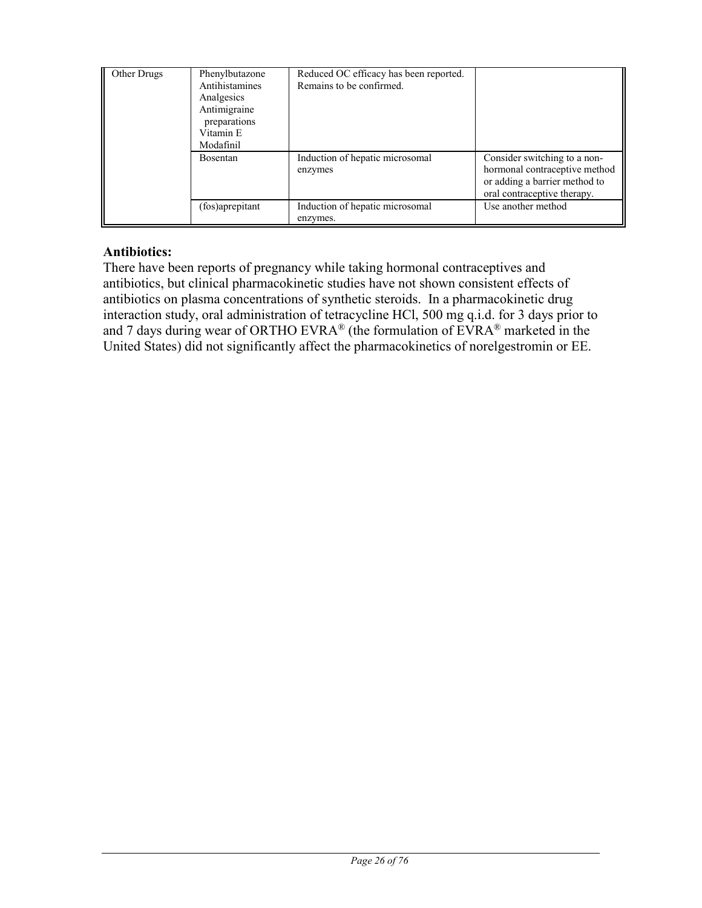| Other Drugs | Phenylbutazone<br>Antihistamines<br>Analgesics<br>Antimigraine preparations<br>Vitamin E<br>Modafinil | Reduced OC efficacy has been reported. Remains to be confirmed. | |
|---|---|---|---|
| | Bosentan | Induction of hepatic microsomal enzymes | Consider switching to a non-hormonal contraceptive method or adding a barrier method to oral contraceptive therapy. |
| | (fos)aprepitant | Induction of hepatic microsomal enzymes. | Use another method |

**Antibiotics:**
There have been reports of pregnancy while taking hormonal contraceptives and antibiotics, but clinical pharmacokinetic studies have not shown consistent effects of antibiotics on plasma concentrations of synthetic steroids. In a pharmacokinetic drug interaction study, oral administration of tetracycline HCl, 500 mg q.i.d. for 3 days prior to and 7 days during wear of ORTHO EVRA® (the formulation of EVRA® marketed in the United States) did not significantly affect the pharmacokinetics of norelgestromin or EE.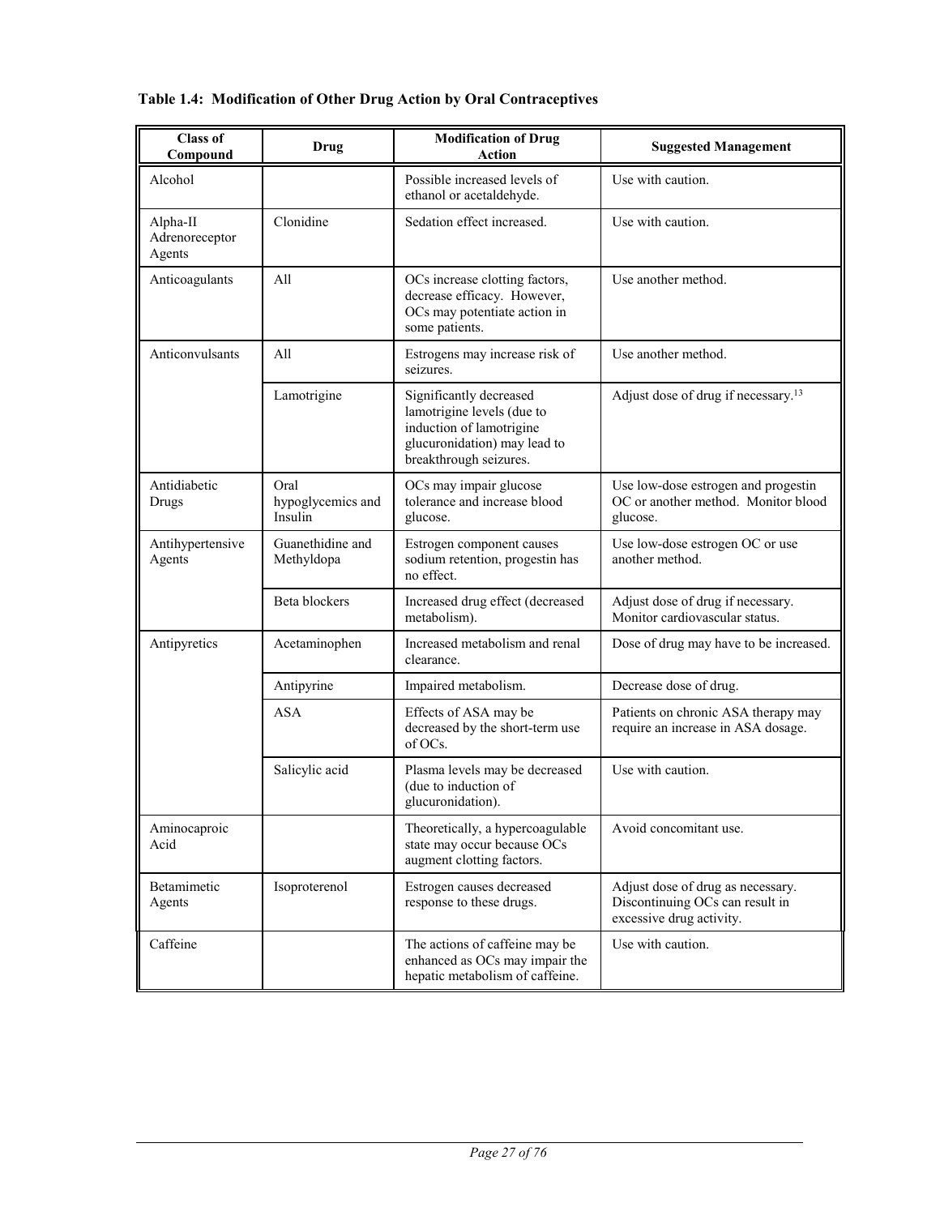**Table 1.4: Modification of Other Drug Action by Oral Contraceptives**

| Class of Compound | Drug | Modification of Drug Action | Suggested Management |
|---|---|---|---|
| Alcohol | | Possible increased levels of ethanol or acetaldehyde. | Use with caution. |
| Alpha-II Adrenoreceptor Agents | Clonidine | Sedation effect increased. | Use with caution. |
| Anticoagulants | All | OCs increase clotting factors, decrease efficacy. However, OCs may potentiate action in some patients. | Use another method. |
| Anticonvulsants | All | Estrogens may increase risk of seizures. | Use another method. |
| | Lamotrigine | Significantly decreased lamotrigine levels (due to induction of lamotrigine glucuronidation) may lead to breakthrough seizures. | Adjust dose of drug if necessary.[13] |
| Antidiabetic Drugs | Oral hypoglycemics and Insulin | OCs may impair glucose tolerance and increase blood glucose. | Use low-dose estrogen and progestin OC or another method. Monitor blood glucose. |
| Antihypertensive Agents | Guanethidine and Methyldopa | Estrogen component causes sodium retention, progestin has no effect. | Use low-dose estrogen OC or use another method. |
| | Beta blockers | Increased drug effect (decreased metabolism). | Adjust dose of drug if necessary. Monitor cardiovascular status. |
| Antipyretics | Acetaminophen | Increased metabolism and renal clearance. | Dose of drug may have to be increased. |
| | Antipyrine | Impaired metabolism. | Decrease dose of drug. |
| | ASA | Effects of ASA may be decreased by the short-term use of OCs. | Patients on chronic ASA therapy may require an increase in ASA dosage. |
| | Salicylic acid | Plasma levels may be decreased (due to induction of glucuronidation). | Use with caution. |
| Aminocaproic Acid | | Theoretically, a hypercoagulable state may occur because OCs augment clotting factors. | Avoid concomitant use. |
| Betamimetic Agents | Isoproterenol | Estrogen causes decreased response to these drugs. | Adjust dose of drug as necessary. Discontinuing OCs can result in excessive drug activity. |
| Caffeine | | The actions of caffeine may be enhanced as OCs may impair the hepatic metabolism of caffeine. | Use with caution. |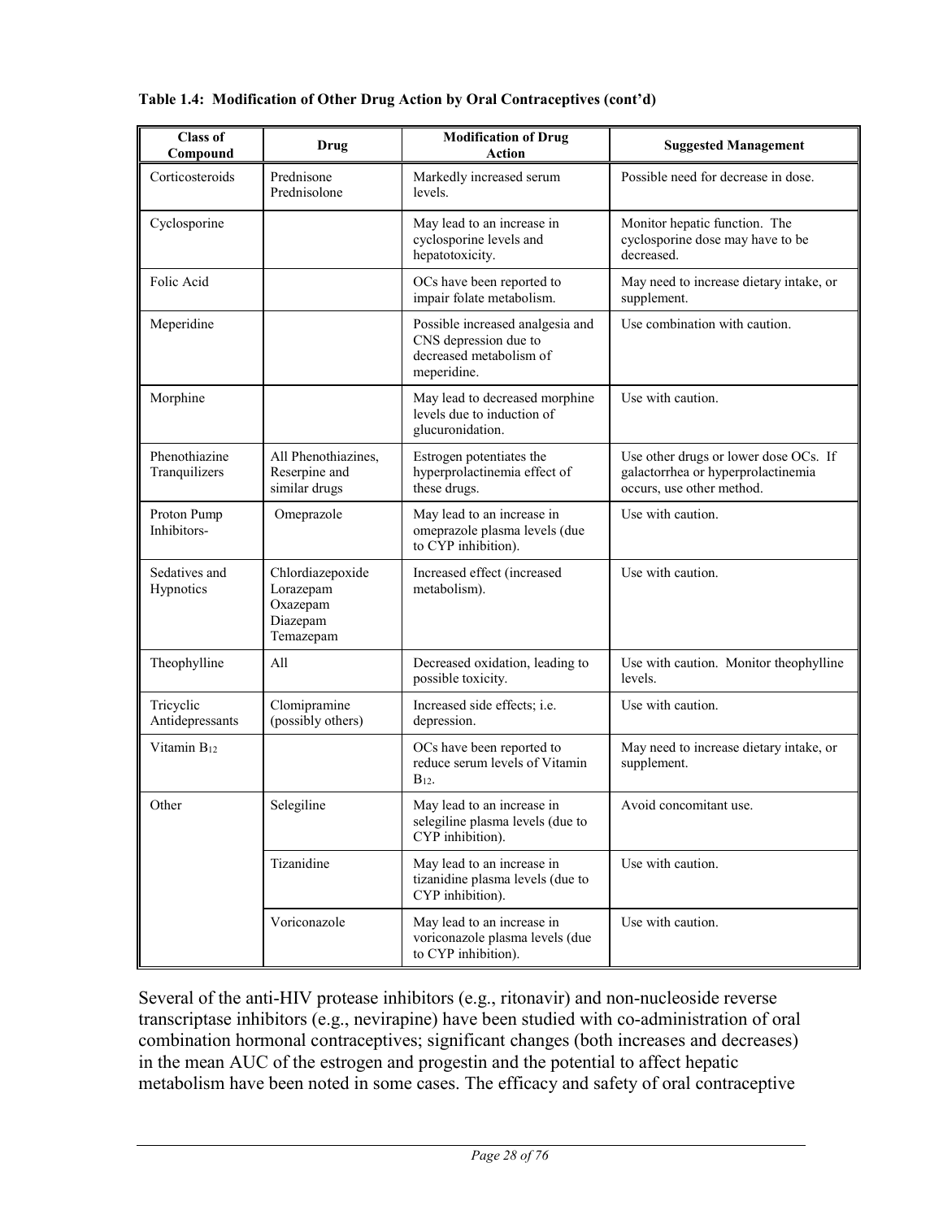**Table 1.4: Modification of Other Drug Action by Oral Contraceptives (cont'd)**

| Class of Compound | Drug | Modification of Drug Action | Suggested Management |
|---|---|---|---|
| Corticosteroids | Prednisone Prednisolone | Markedly increased serum levels. | Possible need for decrease in dose. |
| Cyclosporine | | May lead to an increase in cyclosporine levels and hepatotoxicity. | Monitor hepatic function. The cyclosporine dose may have to be decreased. |
| Folic Acid | | OCs have been reported to impair folate metabolism. | May need to increase dietary intake, or supplement. |
| Meperidine | | Possible increased analgesia and CNS depression due to decreased metabolism of meperidine. | Use combination with caution. |
| Morphine | | May lead to decreased morphine levels due to induction of glucuronidation. | Use with caution. |
| Phenothiazine Tranquilizers | All Phenothiazines, Reserpine and similar drugs | Estrogen potentiates the hyperprolactinemia effect of these drugs. | Use other drugs or lower dose OCs. If galactorrhea or hyperprolactinemia occurs, use other method. |
| Proton Pump Inhibitors- | Omeprazole | May lead to an increase in omeprazole plasma levels (due to CYP inhibition). | Use with caution. |
| Sedatives and Hypnotics | Chlordiazepoxide Lorazepam Oxazepam Diazepam Temazepam | Increased effect (increased metabolism). | Use with caution. |
| Theophylline | All | Decreased oxidation, leading to possible toxicity. | Use with caution. Monitor theophylline levels. |
| Tricyclic Antidepressants | Clomipramine (possibly others) | Increased side effects; i.e. depression. | Use with caution. |
| Vitamin $B_{12}$ | | OCs have been reported to reduce serum levels of Vitamin $B_{12}$. | May need to increase dietary intake, or supplement. |
| Other | Selegiline | May lead to an increase in selegiline plasma levels (due to CYP inhibition). | Avoid concomitant use. |
| | Tizanidine | May lead to an increase in tizanidine plasma levels (due to CYP inhibition). | Use with caution. |
| | Voriconazole | May lead to an increase in voriconazole plasma levels (due to CYP inhibition). | Use with caution. |

Several of the anti-HIV protease inhibitors (e.g., ritonavir) and non-nucleoside reverse transcriptase inhibitors (e.g., nevirapine) have been studied with co-administration of oral combination hormonal contraceptives; significant changes (both increases and decreases) in the mean AUC of the estrogen and progestin and the potential to affect hepatic metabolism have been noted in some cases. The efficacy and safety of oral contraceptive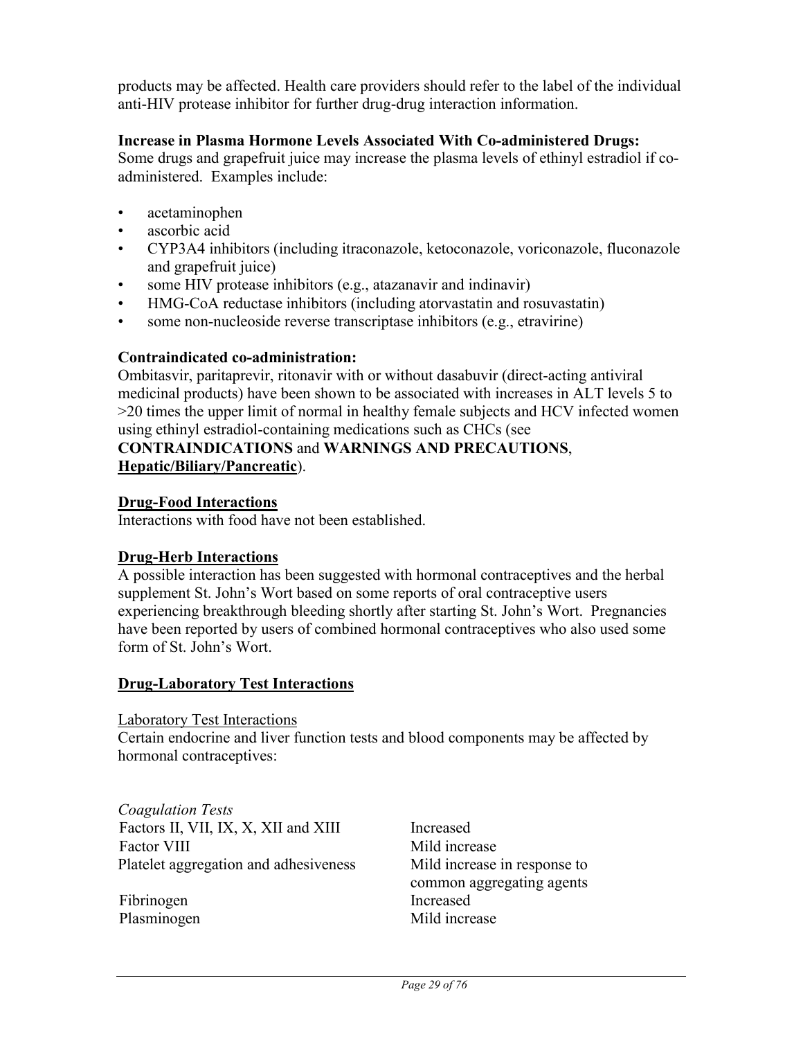products may be affected. Health care providers should refer to the label of the individual anti-HIV protease inhibitor for further drug-drug interaction information.

**Increase in Plasma Hormone Levels Associated With Co-administered Drugs:**
Some drugs and grapefruit juice may increase the plasma levels of ethinyl estradiol if co-administered. Examples include:

- acetaminophen
- ascorbic acid
- CYP3A4 inhibitors (including itraconazole, ketoconazole, voriconazole, fluconazole and grapefruit juice)
- some HIV protease inhibitors (e.g., atazanavir and indinavir)
- HMG-CoA reductase inhibitors (including atorvastatin and rosuvastatin)
- some non-nucleoside reverse transcriptase inhibitors (e.g., etravirine)

**Contraindicated co-administration:**
Ombitasvir, paritaprevir, ritonavir with or without dasabuvir (direct-acting antiviral medicinal products) have been shown to be associated with increases in ALT levels 5 to >20 times the upper limit of normal in healthy female subjects and HCV infected women using ethinyl estradiol-containing medications such as CHCs (see **CONTRAINDICATIONS** and **WARNINGS AND PRECAUTIONS**, **Hepatic/Biliary/Pancreatic**).

**Drug-Food Interactions**
Interactions with food have not been established.

**Drug-Herb Interactions**
A possible interaction has been suggested with hormonal contraceptives and the herbal supplement St. John's Wort based on some reports of oral contraceptive users experiencing breakthrough bleeding shortly after starting St. John's Wort. Pregnancies have been reported by users of combined hormonal contraceptives who also used some form of St. John's Wort.

**Drug-Laboratory Test Interactions**

Laboratory Test Interactions
Certain endocrine and liver function tests and blood components may be affected by hormonal contraceptives:

*Coagulation Tests*

| | |
|---|---|
| Factors II, VII, IX, X, XII and XIII | Increased |
| Factor VIII | Mild increase |
| Platelet aggregation and adhesiveness | Mild increase in response to common aggregating agents |
| Fibrinogen | Increased |
| Plasminogen | Mild increase |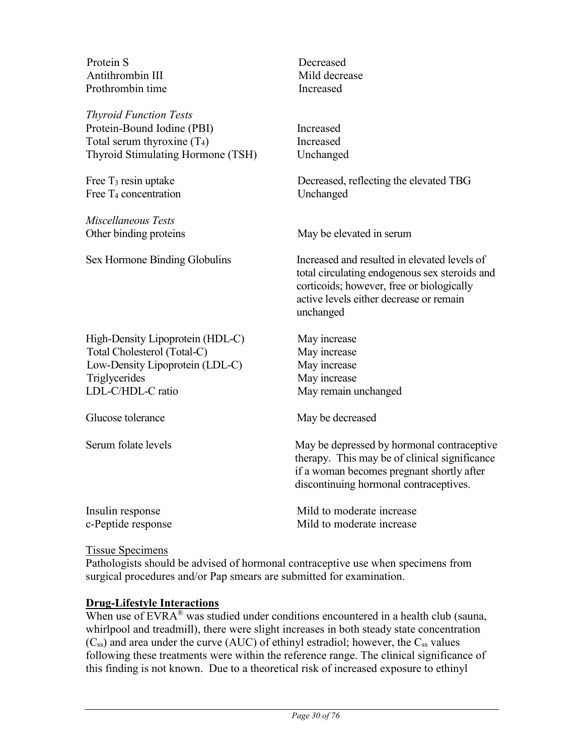| | |
|---|---|
| Protein S | Decreased |
| Antithrombin III | Mild decrease |
| Prothrombin time | Increased |
| *Thyroid Function Tests* | |
| Protein-Bound Iodine (PBI) | Increased |
| Total serum thyroxine ($T_4$) | Increased |
| Thyroid Stimulating Hormone (TSH) | Unchanged |
| Free $T_3$ resin uptake | Decreased, reflecting the elevated TBG |
| Free $T_4$ concentration | Unchanged |
| *Miscellaneous Tests* | |
| Other binding proteins | May be elevated in serum |
| Sex Hormone Binding Globulins | Increased and resulted in elevated levels of total circulating endogenous sex steroids and corticoids; however, free or biologically active levels either decrease or remain unchanged |
| High-Density Lipoprotein (HDL-C) | May increase |
| Total Cholesterol (Total-C) | May increase |
| Low-Density Lipoprotein (LDL-C) | May increase |
| Triglycerides | May increase |
| LDL-C/HDL-C ratio | May remain unchanged |
| Glucose tolerance | May be decreased |
| Serum folate levels | May be depressed by hormonal contraceptive therapy. This may be of clinical significance if a woman becomes pregnant shortly after discontinuing hormonal contraceptives. |
| Insulin response | Mild to moderate increase |
| c-Peptide response | Mild to moderate increase |

Tissue Specimens

Pathologists should be advised of hormonal contraceptive use when specimens from surgical procedures and/or Pap smears are submitted for examination.

**Drug-Lifestyle Interactions**

When use of EVRA® was studied under conditions encountered in a health club (sauna, whirlpool and treadmill), there were slight increases in both steady state concentration ($C_{ss}$) and area under the curve (AUC) of ethinyl estradiol; however, the $C_{ss}$ values following these treatments were within the reference range. The clinical significance of this finding is not known. Due to a theoretical risk of increased exposure to ethinyl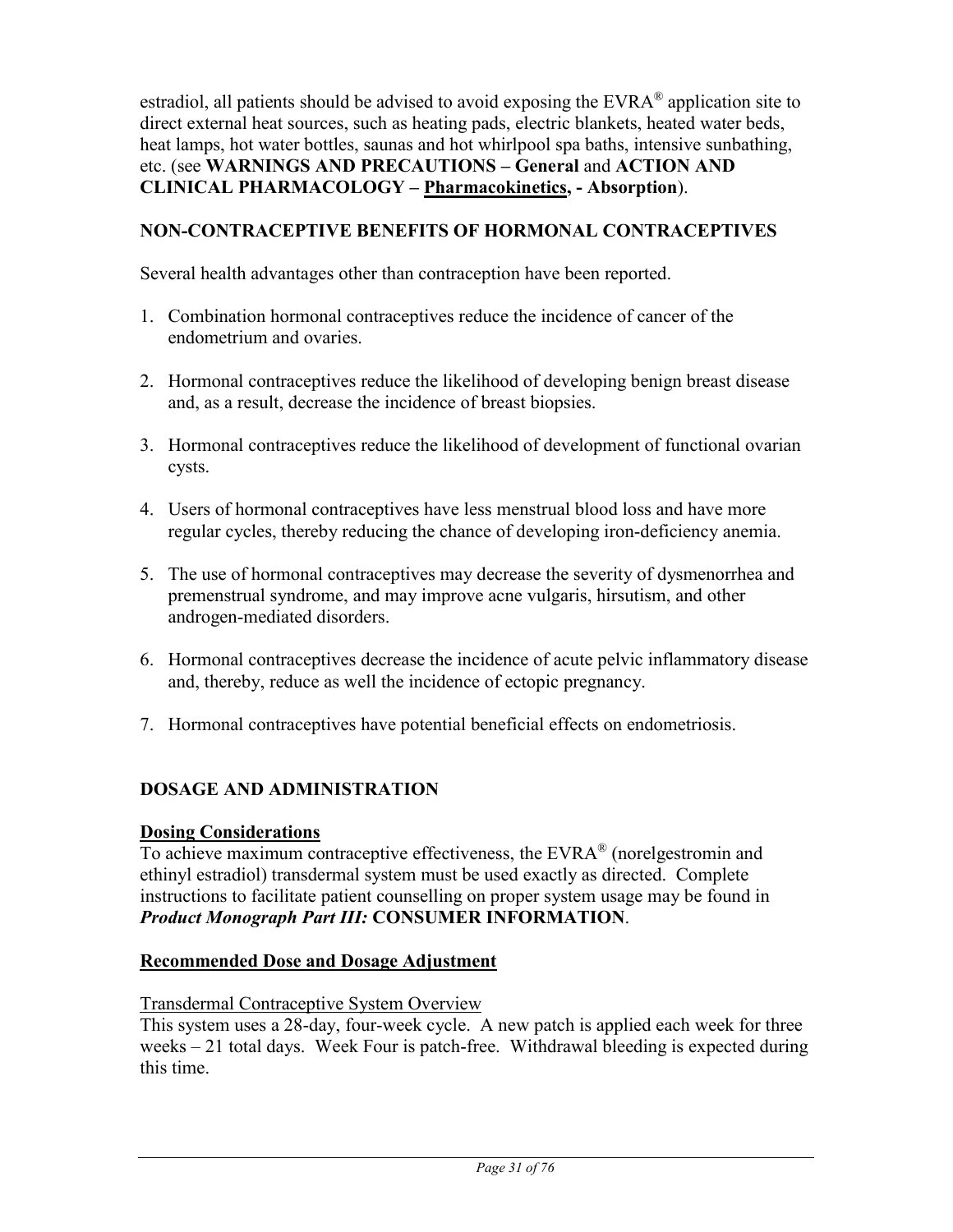estradiol, all patients should be advised to avoid exposing the EVRA® application site to direct external heat sources, such as heating pads, electric blankets, heated water beds, heat lamps, hot water bottles, saunas and hot whirlpool spa baths, intensive sunbathing, etc. (see **WARNINGS AND PRECAUTIONS – General** and **ACTION AND CLINICAL PHARMACOLOGY – <u>Pharmacokinetics</u>, - Absorption**).

## NON-CONTRACEPTIVE BENEFITS OF HORMONAL CONTRACEPTIVES

Several health advantages other than contraception have been reported.

1. Combination hormonal contraceptives reduce the incidence of cancer of the endometrium and ovaries.

2. Hormonal contraceptives reduce the likelihood of developing benign breast disease and, as a result, decrease the incidence of breast biopsies.

3. Hormonal contraceptives reduce the likelihood of development of functional ovarian cysts.

4. Users of hormonal contraceptives have less menstrual blood loss and have more regular cycles, thereby reducing the chance of developing iron-deficiency anemia.

5. The use of hormonal contraceptives may decrease the severity of dysmenorrhea and premenstrual syndrome, and may improve acne vulgaris, hirsutism, and other androgen-mediated disorders.

6. Hormonal contraceptives decrease the incidence of acute pelvic inflammatory disease and, thereby, reduce as well the incidence of ectopic pregnancy.

7. Hormonal contraceptives have potential beneficial effects on endometriosis.

## DOSAGE AND ADMINISTRATION

### Dosing Considerations

To achieve maximum contraceptive effectiveness, the EVRA® (norelgestromin and ethinyl estradiol) transdermal system must be used exactly as directed. Complete instructions to facilitate patient counselling on proper system usage may be found in ***Product Monograph Part III:*** **CONSUMER INFORMATION**.

### Recommended Dose and Dosage Adjustment

<u>Transdermal Contraceptive System Overview</u>

This system uses a 28-day, four-week cycle. A new patch is applied each week for three weeks – 21 total days. Week Four is patch-free. Withdrawal bleeding is expected during this time.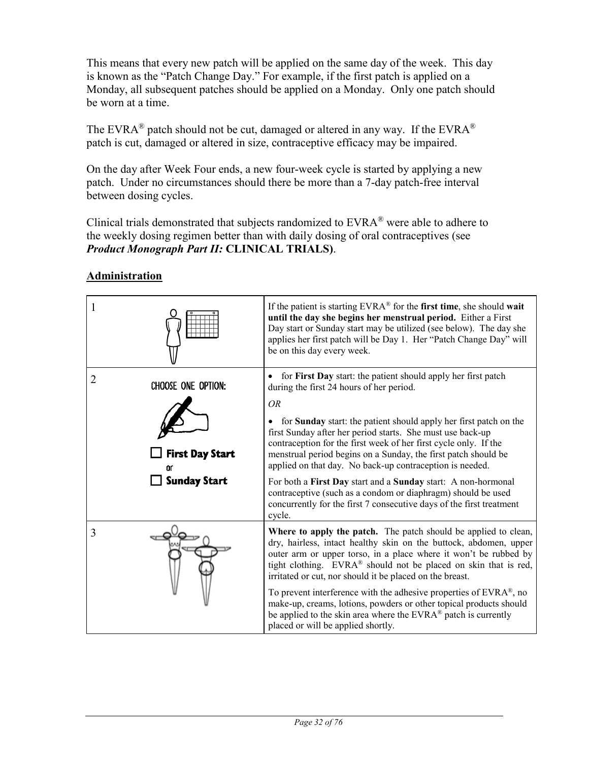This means that every new patch will be applied on the same day of the week. This day is known as the "Patch Change Day." For example, if the first patch is applied on a Monday, all subsequent patches should be applied on a Monday. Only one patch should be worn at a time.

The EVRA® patch should not be cut, damaged or altered in any way. If the EVRA® patch is cut, damaged or altered in size, contraceptive efficacy may be impaired.

On the day after Week Four ends, a new four-week cycle is started by applying a new patch. Under no circumstances should there be more than a 7-day patch-free interval between dosing cycles.

Clinical trials demonstrated that subjects randomized to EVRA® were able to adhere to the weekly dosing regimen better than with daily dosing of oral contraceptives (see ***Product Monograph Part II:*** **CLINICAL TRIALS)**.

**Administration**

| | |
|---|---|
| 1 | If the patient is starting EVRA® for the **first time**, she should **wait until the day she begins her menstrual period.** Either a First Day start or Sunday start may be utilized (see below). The day she applies her first patch will be Day 1. Her "Patch Change Day" will be on this day every week. |
| 2 CHOOSE ONE OPTION: ☐ First Day Start or ☐ Sunday Start | • for **First Day** start: the patient should apply her first patch during the first 24 hours of her period. <br> *OR* <br> • for **Sunday** start: the patient should apply her first patch on the first Sunday after her period starts. She must use back-up contraception for the first week of her first cycle only. If the menstrual period begins on a Sunday, the first patch should be applied on that day. No back-up contraception is needed. <br> For both a **First Day** start and a **Sunday** start: A non-hormonal contraceptive (such as a condom or diaphragm) should be used concurrently for the first 7 consecutive days of the first treatment cycle. |
| 3 | **Where to apply the patch.** The patch should be applied to clean, dry, hairless, intact healthy skin on the buttock, abdomen, upper outer arm or upper torso, in a place where it won't be rubbed by tight clothing. EVRA® should not be placed on skin that is red, irritated or cut, nor should it be placed on the breast. <br> To prevent interference with the adhesive properties of EVRA®, no make-up, creams, lotions, powders or other topical products should be applied to the skin area where the EVRA® patch is currently placed or will be applied shortly. |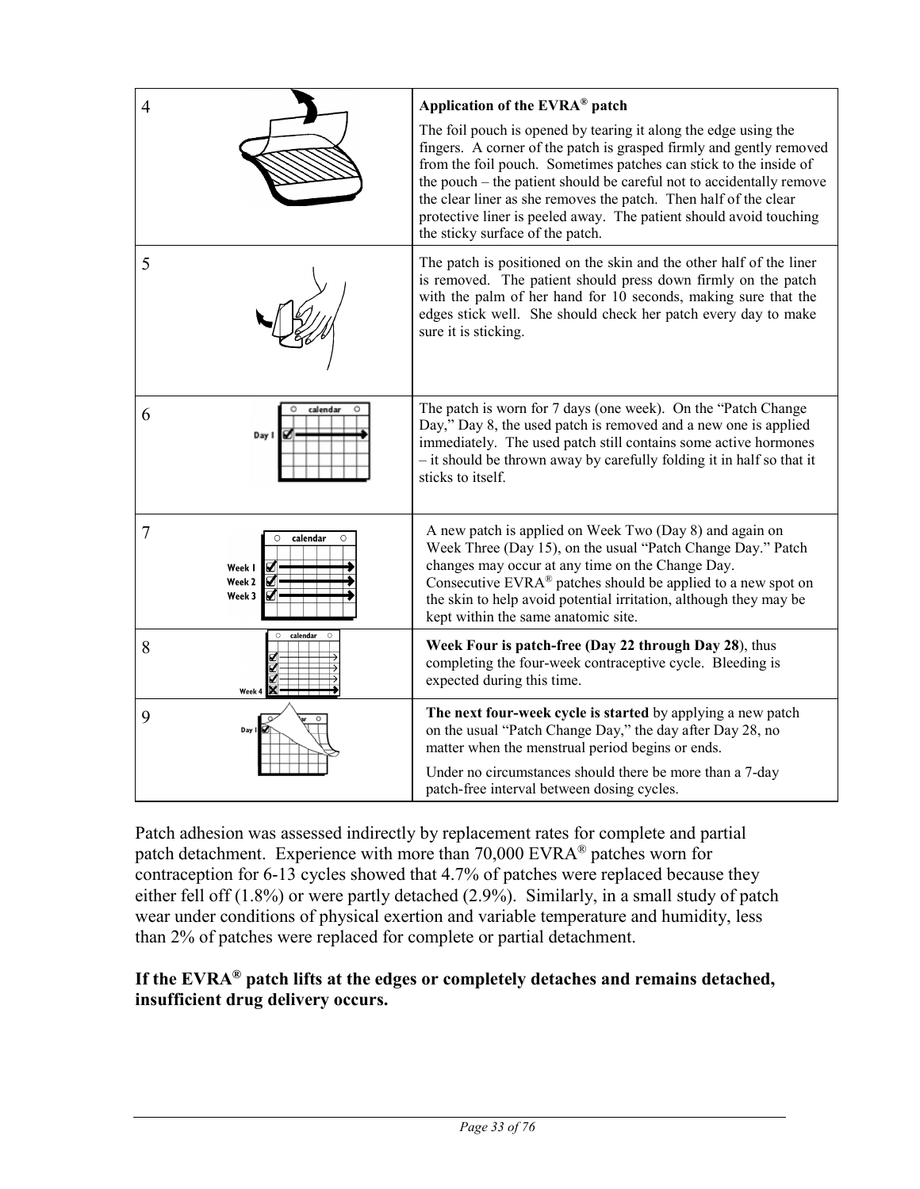| | | |
|---|---|---|
| 4 | | **Application of the EVRA® patch**<br><br>The foil pouch is opened by tearing it along the edge using the fingers. A corner of the patch is grasped firmly and gently removed from the foil pouch. Sometimes patches can stick to the inside of the pouch – the patient should be careful not to accidentally remove the clear liner as she removes the patch. Then half of the clear protective liner is peeled away. The patient should avoid touching the sticky surface of the patch. |
| 5 | | The patch is positioned on the skin and the other half of the liner is removed. The patient should press down firmly on the patch with the palm of her hand for 10 seconds, making sure that the edges stick well. She should check her patch every day to make sure it is sticking. |
| 6 | calendar<br>Day 1 | The patch is worn for 7 days (one week). On the "Patch Change Day," Day 8, the used patch is removed and a new one is applied immediately. The used patch still contains some active hormones – it should be thrown away by carefully folding it in half so that it sticks to itself. |
| 7 | calendar<br>Week 1<br>Week 2<br>Week 3 | A new patch is applied on Week Two (Day 8) and again on Week Three (Day 15), on the usual "Patch Change Day." Patch changes may occur at any time on the Change Day. Consecutive EVRA® patches should be applied to a new spot on the skin to help avoid potential irritation, although they may be kept within the same anatomic site. |
| 8 | calendar<br>Week 4 | **Week Four is patch-free (Day 22 through Day 28)**, thus completing the four-week contraceptive cycle. Bleeding is expected during this time. |
| 9 | Day 1 | **The next four-week cycle is started** by applying a new patch on the usual "Patch Change Day," the day after Day 28, no matter when the menstrual period begins or ends.<br><br>Under no circumstances should there be more than a 7-day patch-free interval between dosing cycles. |

Patch adhesion was assessed indirectly by replacement rates for complete and partial patch detachment. Experience with more than 70,000 EVRA® patches worn for contraception for 6-13 cycles showed that 4.7% of patches were replaced because they either fell off (1.8%) or were partly detached (2.9%). Similarly, in a small study of patch wear under conditions of physical exertion and variable temperature and humidity, less than 2% of patches were replaced for complete or partial detachment.

**If the EVRA® patch lifts at the edges or completely detaches and remains detached, insufficient drug delivery occurs.**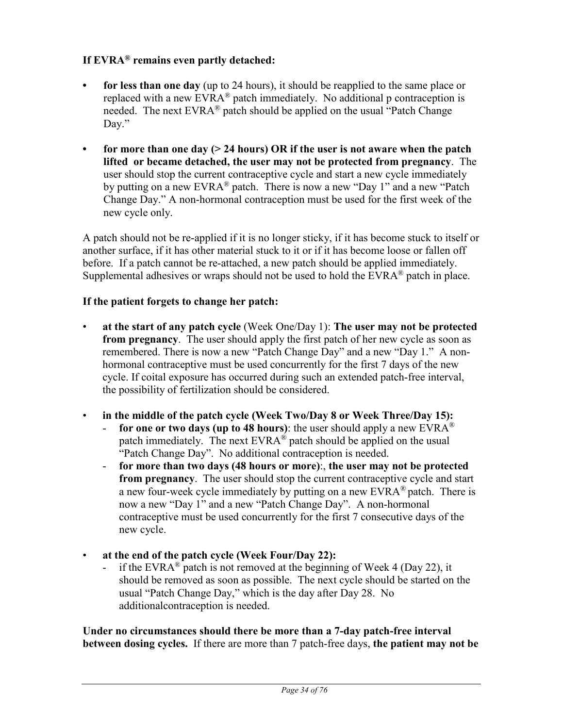**If EVRA® remains even partly detached:**

- **for less than one day** (up to 24 hours), it should be reapplied to the same place or replaced with a new EVRA® patch immediately. No additional p contraception is needed. The next EVRA® patch should be applied on the usual "Patch Change Day."
- **for more than one day (> 24 hours) OR if the user is not aware when the patch lifted or became detached, the user may not be protected from pregnancy**. The user should stop the current contraceptive cycle and start a new cycle immediately by putting on a new EVRA® patch. There is now a new "Day 1" and a new "Patch Change Day." A non-hormonal contraception must be used for the first week of the new cycle only.

A patch should not be re-applied if it is no longer sticky, if it has become stuck to itself or another surface, if it has other material stuck to it or if it has become loose or fallen off before. If a patch cannot be re-attached, a new patch should be applied immediately. Supplemental adhesives or wraps should not be used to hold the EVRA® patch in place.

**If the patient forgets to change her patch:**

- **at the start of any patch cycle** (Week One/Day 1): **The user may not be protected from pregnancy**. The user should apply the first patch of her new cycle as soon as remembered. There is now a new "Patch Change Day" and a new "Day 1." A non-hormonal contraceptive must be used concurrently for the first 7 days of the new cycle. If coital exposure has occurred during such an extended patch-free interval, the possibility of fertilization should be considered.
- **in the middle of the patch cycle (Week Two/Day 8 or Week Three/Day 15):**
  - **for one or two days (up to 48 hours)**: the user should apply a new EVRA® patch immediately. The next EVRA® patch should be applied on the usual "Patch Change Day". No additional contraception is needed.
  - **for more than two days (48 hours or more)**:, **the user may not be protected from pregnancy**. The user should stop the current contraceptive cycle and start a new four-week cycle immediately by putting on a new EVRA® patch. There is now a new "Day 1" and a new "Patch Change Day". A non-hormonal contraceptive must be used concurrently for the first 7 consecutive days of the new cycle.
- **at the end of the patch cycle (Week Four/Day 22):**
  - if the EVRA® patch is not removed at the beginning of Week 4 (Day 22), it should be removed as soon as possible. The next cycle should be started on the usual "Patch Change Day," which is the day after Day 28. No additionalcontraception is needed.

**Under no circumstances should there be more than a 7-day patch-free interval between dosing cycles.** If there are more than 7 patch-free days, **the patient may not be**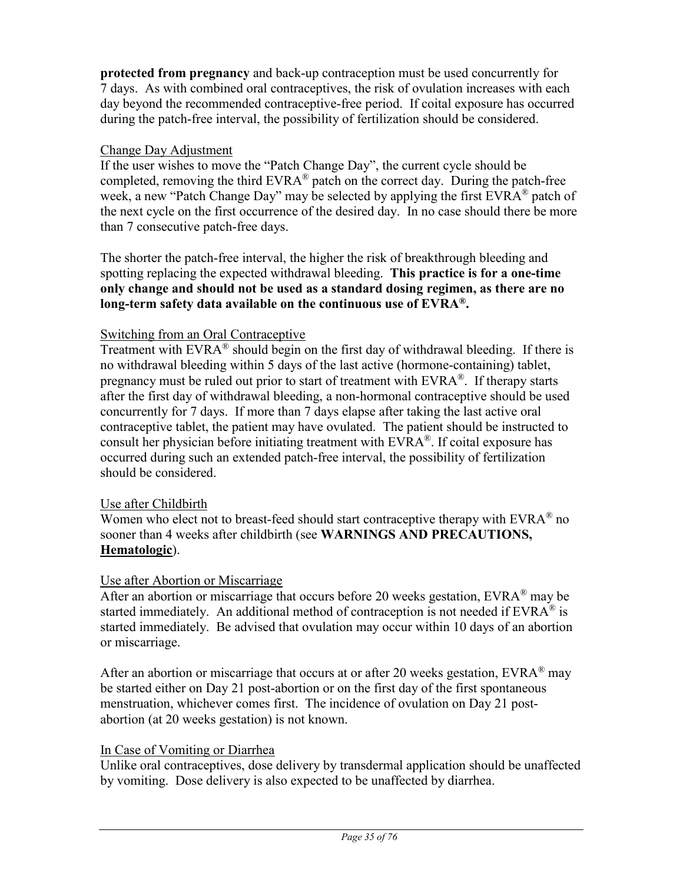**protected from pregnancy** and back-up contraception must be used concurrently for 7 days. As with combined oral contraceptives, the risk of ovulation increases with each day beyond the recommended contraceptive-free period. If coital exposure has occurred during the patch-free interval, the possibility of fertilization should be considered.

Change Day Adjustment

If the user wishes to move the "Patch Change Day", the current cycle should be completed, removing the third EVRA® patch on the correct day. During the patch-free week, a new "Patch Change Day" may be selected by applying the first EVRA® patch of the next cycle on the first occurrence of the desired day. In no case should there be more than 7 consecutive patch-free days.

The shorter the patch-free interval, the higher the risk of breakthrough bleeding and spotting replacing the expected withdrawal bleeding. **This practice is for a one-time only change and should not be used as a standard dosing regimen, as there are no long-term safety data available on the continuous use of EVRA®.**

Switching from an Oral Contraceptive

Treatment with EVRA® should begin on the first day of withdrawal bleeding. If there is no withdrawal bleeding within 5 days of the last active (hormone-containing) tablet, pregnancy must be ruled out prior to start of treatment with EVRA®. If therapy starts after the first day of withdrawal bleeding, a non-hormonal contraceptive should be used concurrently for 7 days. If more than 7 days elapse after taking the last active oral contraceptive tablet, the patient may have ovulated. The patient should be instructed to consult her physician before initiating treatment with EVRA®. If coital exposure has occurred during such an extended patch-free interval, the possibility of fertilization should be considered.

Use after Childbirth

Women who elect not to breast-feed should start contraceptive therapy with EVRA® no sooner than 4 weeks after childbirth (see **WARNINGS AND PRECAUTIONS, Hematologic**).

Use after Abortion or Miscarriage

After an abortion or miscarriage that occurs before 20 weeks gestation, EVRA® may be started immediately. An additional method of contraception is not needed if EVRA® is started immediately. Be advised that ovulation may occur within 10 days of an abortion or miscarriage.

After an abortion or miscarriage that occurs at or after 20 weeks gestation, EVRA® may be started either on Day 21 post-abortion or on the first day of the first spontaneous menstruation, whichever comes first. The incidence of ovulation on Day 21 post-abortion (at 20 weeks gestation) is not known.

In Case of Vomiting or Diarrhea

Unlike oral contraceptives, dose delivery by transdermal application should be unaffected by vomiting. Dose delivery is also expected to be unaffected by diarrhea.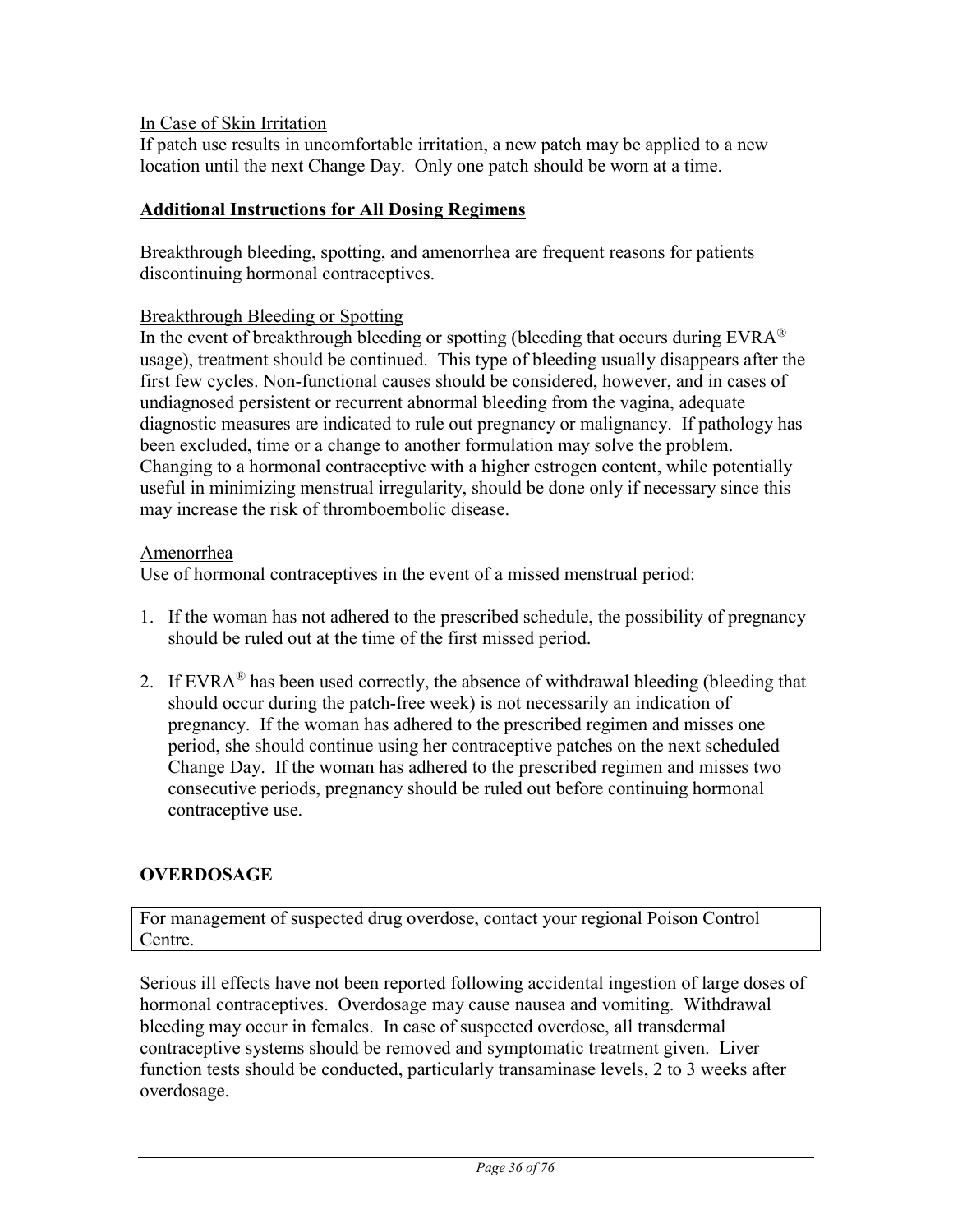In Case of Skin Irritation

If patch use results in uncomfortable irritation, a new patch may be applied to a new location until the next Change Day. Only one patch should be worn at a time.

**Additional Instructions for All Dosing Regimens**

Breakthrough bleeding, spotting, and amenorrhea are frequent reasons for patients discontinuing hormonal contraceptives.

Breakthrough Bleeding or Spotting

In the event of breakthrough bleeding or spotting (bleeding that occurs during EVRA® usage), treatment should be continued. This type of bleeding usually disappears after the first few cycles. Non-functional causes should be considered, however, and in cases of undiagnosed persistent or recurrent abnormal bleeding from the vagina, adequate diagnostic measures are indicated to rule out pregnancy or malignancy. If pathology has been excluded, time or a change to another formulation may solve the problem. Changing to a hormonal contraceptive with a higher estrogen content, while potentially useful in minimizing menstrual irregularity, should be done only if necessary since this may increase the risk of thromboembolic disease.

Amenorrhea

Use of hormonal contraceptives in the event of a missed menstrual period:

1. If the woman has not adhered to the prescribed schedule, the possibility of pregnancy should be ruled out at the time of the first missed period.

2. If EVRA® has been used correctly, the absence of withdrawal bleeding (bleeding that should occur during the patch-free week) is not necessarily an indication of pregnancy. If the woman has adhered to the prescribed regimen and misses one period, she should continue using her contraceptive patches on the next scheduled Change Day. If the woman has adhered to the prescribed regimen and misses two consecutive periods, pregnancy should be ruled out before continuing hormonal contraceptive use.

## OVERDOSAGE

For management of suspected drug overdose, contact your regional Poison Control Centre.

Serious ill effects have not been reported following accidental ingestion of large doses of hormonal contraceptives. Overdosage may cause nausea and vomiting. Withdrawal bleeding may occur in females. In case of suspected overdose, all transdermal contraceptive systems should be removed and symptomatic treatment given. Liver function tests should be conducted, particularly transaminase levels, 2 to 3 weeks after overdosage.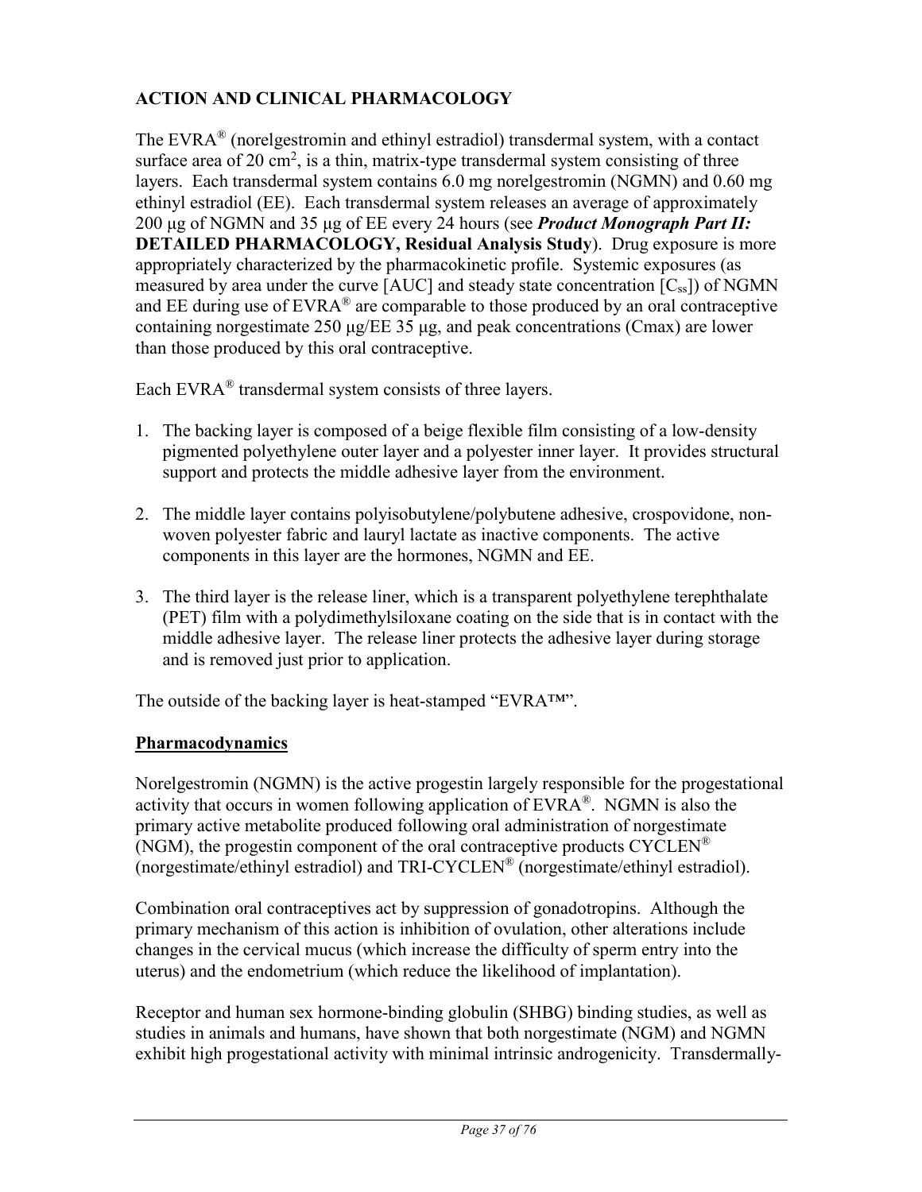## ACTION AND CLINICAL PHARMACOLOGY

The EVRA® (norelgestromin and ethinyl estradiol) transdermal system, with a contact surface area of 20 $cm^2$, is a thin, matrix-type transdermal system consisting of three layers. Each transdermal system contains 6.0 mg norelgestromin (NGMN) and 0.60 mg ethinyl estradiol (EE). Each transdermal system releases an average of approximately 200 µg of NGMN and 35 µg of EE every 24 hours (see ***Product Monograph Part II:*** **DETAILED PHARMACOLOGY, Residual Analysis Study**). Drug exposure is more appropriately characterized by the pharmacokinetic profile. Systemic exposures (as measured by area under the curve [AUC] and steady state concentration [$C_{ss}$]) of NGMN and EE during use of EVRA® are comparable to those produced by an oral contraceptive containing norgestimate 250 µg/EE 35 µg, and peak concentrations (Cmax) are lower than those produced by this oral contraceptive.

Each EVRA® transdermal system consists of three layers.

1. The backing layer is composed of a beige flexible film consisting of a low-density pigmented polyethylene outer layer and a polyester inner layer. It provides structural support and protects the middle adhesive layer from the environment.
2. The middle layer contains polyisobutylene/polybutene adhesive, crospovidone, non-woven polyester fabric and lauryl lactate as inactive components. The active components in this layer are the hormones, NGMN and EE.
3. The third layer is the release liner, which is a transparent polyethylene terephthalate (PET) film with a polydimethylsiloxane coating on the side that is in contact with the middle adhesive layer. The release liner protects the adhesive layer during storage and is removed just prior to application.

The outside of the backing layer is heat-stamped "EVRA™".

### Pharmacodynamics

Norelgestromin (NGMN) is the active progestin largely responsible for the progestational activity that occurs in women following application of EVRA®. NGMN is also the primary active metabolite produced following oral administration of norgestimate (NGM), the progestin component of the oral contraceptive products CYCLEN® (norgestimate/ethinyl estradiol) and TRI-CYCLEN® (norgestimate/ethinyl estradiol).

Combination oral contraceptives act by suppression of gonadotropins. Although the primary mechanism of this action is inhibition of ovulation, other alterations include changes in the cervical mucus (which increase the difficulty of sperm entry into the uterus) and the endometrium (which reduce the likelihood of implantation).

Receptor and human sex hormone-binding globulin (SHBG) binding studies, as well as studies in animals and humans, have shown that both norgestimate (NGM) and NGMN exhibit high progestational activity with minimal intrinsic androgenicity. Transdermally-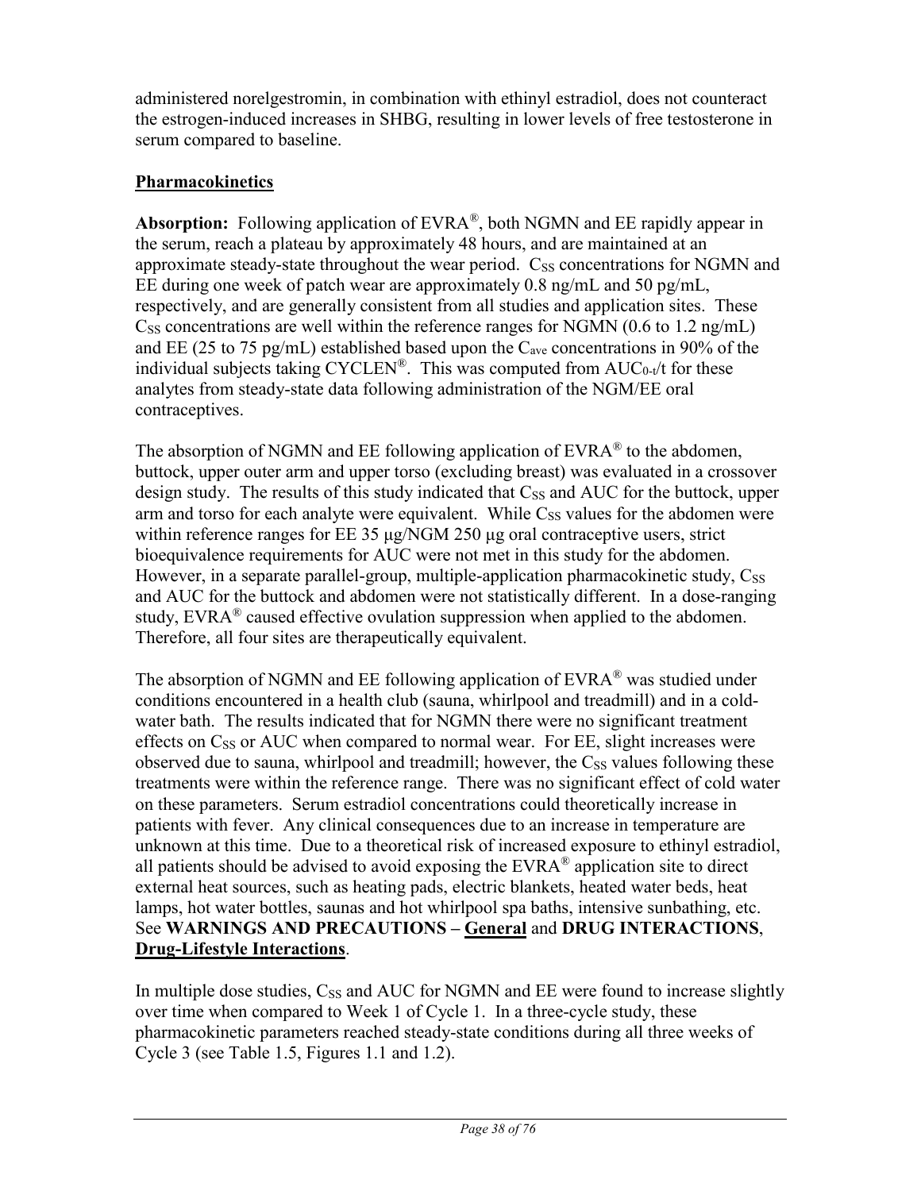administered norelgestromin, in combination with ethinyl estradiol, does not counteract the estrogen-induced increases in SHBG, resulting in lower levels of free testosterone in serum compared to baseline.

## Pharmacokinetics

**Absorption:** Following application of EVRA®, both NGMN and EE rapidly appear in the serum, reach a plateau by approximately 48 hours, and are maintained at an approximate steady-state throughout the wear period. $C_{SS}$ concentrations for NGMN and EE during one week of patch wear are approximately 0.8 ng/mL and 50 pg/mL, respectively, and are generally consistent from all studies and application sites. These $C_{SS}$ concentrations are well within the reference ranges for NGMN (0.6 to 1.2 ng/mL) and EE (25 to 75 pg/mL) established based upon the $C_{ave}$ concentrations in 90% of the individual subjects taking CYCLEN®. This was computed from $AUC_{0\text{-}t}/t$ for these analytes from steady-state data following administration of the NGM/EE oral contraceptives.

The absorption of NGMN and EE following application of EVRA® to the abdomen, buttock, upper outer arm and upper torso (excluding breast) was evaluated in a crossover design study. The results of this study indicated that $C_{SS}$ and AUC for the buttock, upper arm and torso for each analyte were equivalent. While $C_{SS}$ values for the abdomen were within reference ranges for EE 35 µg/NGM 250 µg oral contraceptive users, strict bioequivalence requirements for AUC were not met in this study for the abdomen. However, in a separate parallel-group, multiple-application pharmacokinetic study, $C_{SS}$ and AUC for the buttock and abdomen were not statistically different. In a dose-ranging study, EVRA® caused effective ovulation suppression when applied to the abdomen. Therefore, all four sites are therapeutically equivalent.

The absorption of NGMN and EE following application of EVRA® was studied under conditions encountered in a health club (sauna, whirlpool and treadmill) and in a cold-water bath. The results indicated that for NGMN there were no significant treatment effects on $C_{SS}$ or AUC when compared to normal wear. For EE, slight increases were observed due to sauna, whirlpool and treadmill; however, the $C_{SS}$ values following these treatments were within the reference range. There was no significant effect of cold water on these parameters. Serum estradiol concentrations could theoretically increase in patients with fever. Any clinical consequences due to an increase in temperature are unknown at this time. Due to a theoretical risk of increased exposure to ethinyl estradiol, all patients should be advised to avoid exposing the EVRA® application site to direct external heat sources, such as heating pads, electric blankets, heated water beds, heat lamps, hot water bottles, saunas and hot whirlpool spa baths, intensive sunbathing, etc. See **WARNINGS AND PRECAUTIONS – General** and **DRUG INTERACTIONS**, **Drug-Lifestyle Interactions**.

In multiple dose studies, $C_{SS}$ and AUC for NGMN and EE were found to increase slightly over time when compared to Week 1 of Cycle 1. In a three-cycle study, these pharmacokinetic parameters reached steady-state conditions during all three weeks of Cycle 3 (see Table 1.5, Figures 1.1 and 1.2).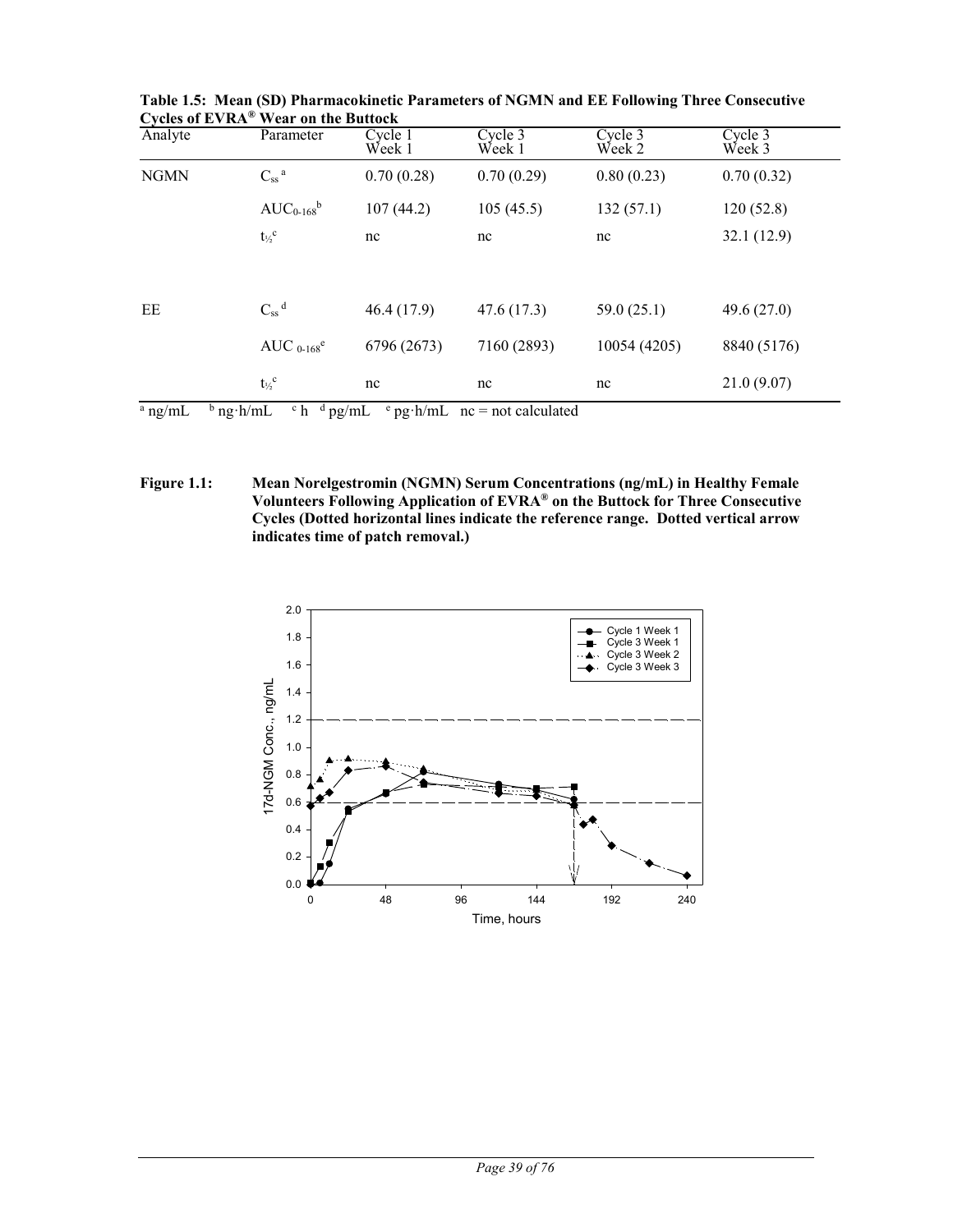**Table 1.5: Mean (SD) Pharmacokinetic Parameters of NGMN and EE Following Three Consecutive Cycles of EVRA® Wear on the Buttock**

| Analyte | Parameter | Cycle 1 Week 1 | Cycle 3 Week 1 | Cycle 3 Week 2 | Cycle 3 Week 3 |
|---|---|---|---|---|---|
| NGMN | $C_{ss}$ [a] | 0.70 (0.28) | 0.70 (0.29) | 0.80 (0.23) | 0.70 (0.32) |
| | $AUC_{0\text{-}168}$ [b] | 107 (44.2) | 105 (45.5) | 132 (57.1) | 120 (52.8) |
| | $t_{½}$ [c] | nc | nc | nc | 32.1 (12.9) |
| EE | $C_{ss}$ [d] | 46.4 (17.9) | 47.6 (17.3) | 59.0 (25.1) | 49.6 (27.0) |
| | $AUC_{0\text{-}168}$ [e] | 6796 (2673) | 7160 (2893) | 10054 (4205) | 8840 (5176) |
| | $t_{½}$ [c] | nc | nc | nc | 21.0 (9.07) |

[a] ng/mL [b] ng·h/mL [c] h [d] pg/mL [e] pg·h/mL nc = not calculated

**Figure 1.1: Mean Norelgestromin (NGMN) Serum Concentrations (ng/mL) in Healthy Female Volunteers Following Application of EVRA® on the Buttock for Three Consecutive Cycles (Dotted horizontal lines indicate the reference range. Dotted vertical arrow indicates time of patch removal.)**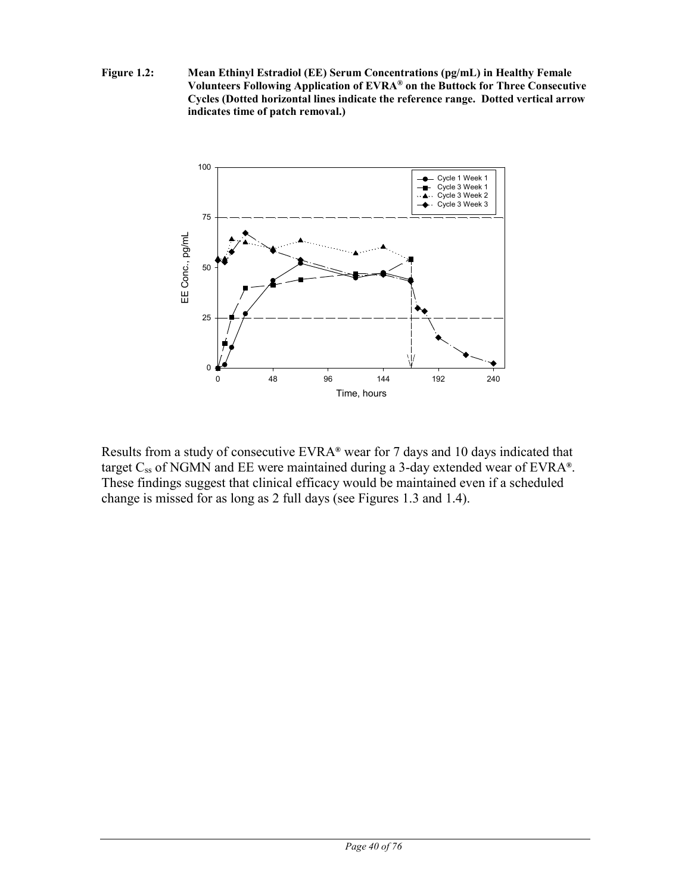**Figure 1.2: Mean Ethinyl Estradiol (EE) Serum Concentrations (pg/mL) in Healthy Female Volunteers Following Application of EVRA® on the Buttock for Three Consecutive Cycles (Dotted horizontal lines indicate the reference range. Dotted vertical arrow indicates time of patch removal.)**

Results from a study of consecutive EVRA® wear for 7 days and 10 days indicated that target $C_{ss}$ of NGMN and EE were maintained during a 3-day extended wear of EVRA®. These findings suggest that clinical efficacy would be maintained even if a scheduled change is missed for as long as 2 full days (see Figures 1.3 and 1.4).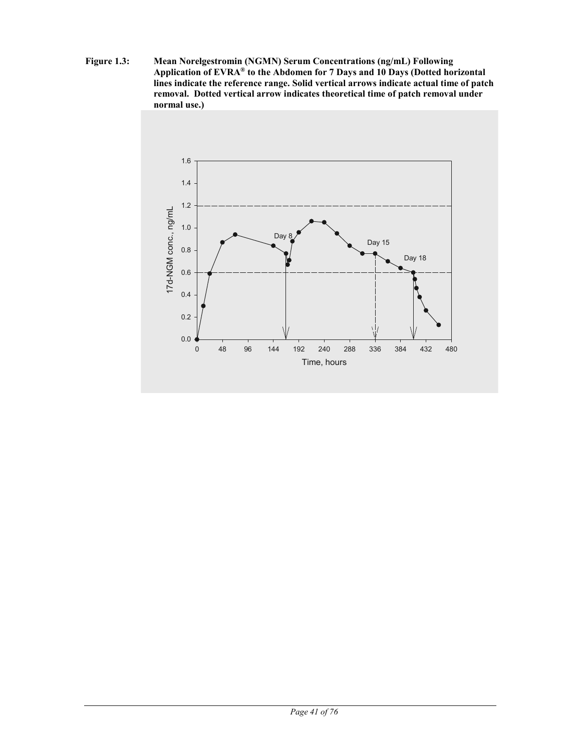**Figure 1.3: Mean Norelgestromin (NGMN) Serum Concentrations (ng/mL) Following Application of EVRA® to the Abdomen for 7 Days and 10 Days (Dotted horizontal lines indicate the reference range. Solid vertical arrows indicate actual time of patch removal. Dotted vertical arrow indicates theoretical time of patch removal under normal use.)**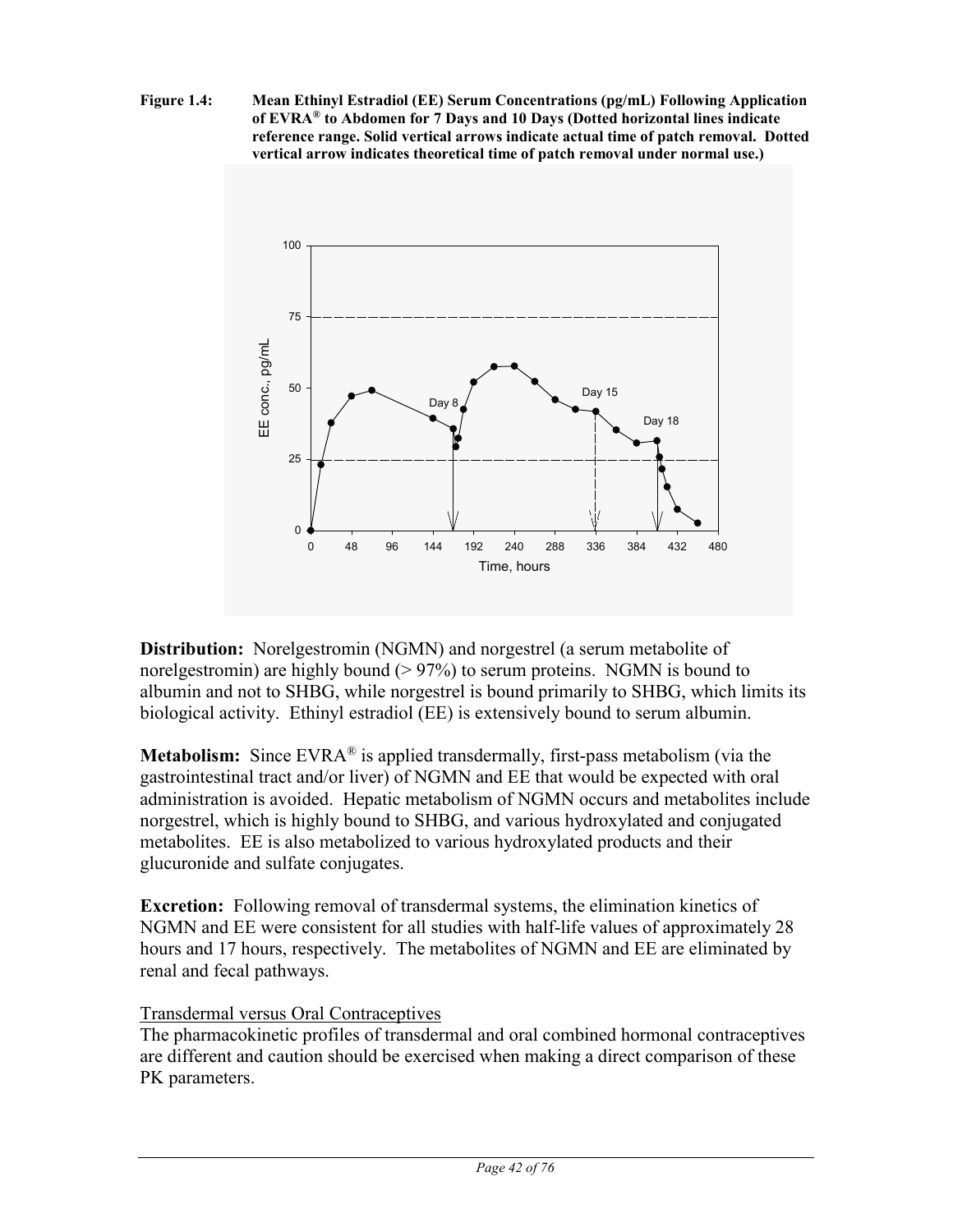**Figure 1.4: Mean Ethinyl Estradiol (EE) Serum Concentrations (pg/mL) Following Application of EVRA® to Abdomen for 7 Days and 10 Days (Dotted horizontal lines indicate reference range. Solid vertical arrows indicate actual time of patch removal. Dotted vertical arrow indicates theoretical time of patch removal under normal use.)**

**Distribution:** Norelgestromin (NGMN) and norgestrel (a serum metabolite of norelgestromin) are highly bound (> 97%) to serum proteins. NGMN is bound to albumin and not to SHBG, while norgestrel is bound primarily to SHBG, which limits its biological activity. Ethinyl estradiol (EE) is extensively bound to serum albumin.

**Metabolism:** Since EVRA® is applied transdermally, first-pass metabolism (via the gastrointestinal tract and/or liver) of NGMN and EE that would be expected with oral administration is avoided. Hepatic metabolism of NGMN occurs and metabolites include norgestrel, which is highly bound to SHBG, and various hydroxylated and conjugated metabolites. EE is also metabolized to various hydroxylated products and their glucuronide and sulfate conjugates.

**Excretion:** Following removal of transdermal systems, the elimination kinetics of NGMN and EE were consistent for all studies with half-life values of approximately 28 hours and 17 hours, respectively. The metabolites of NGMN and EE are eliminated by renal and fecal pathways.

Transdermal versus Oral Contraceptives

The pharmacokinetic profiles of transdermal and oral combined hormonal contraceptives are different and caution should be exercised when making a direct comparison of these PK parameters.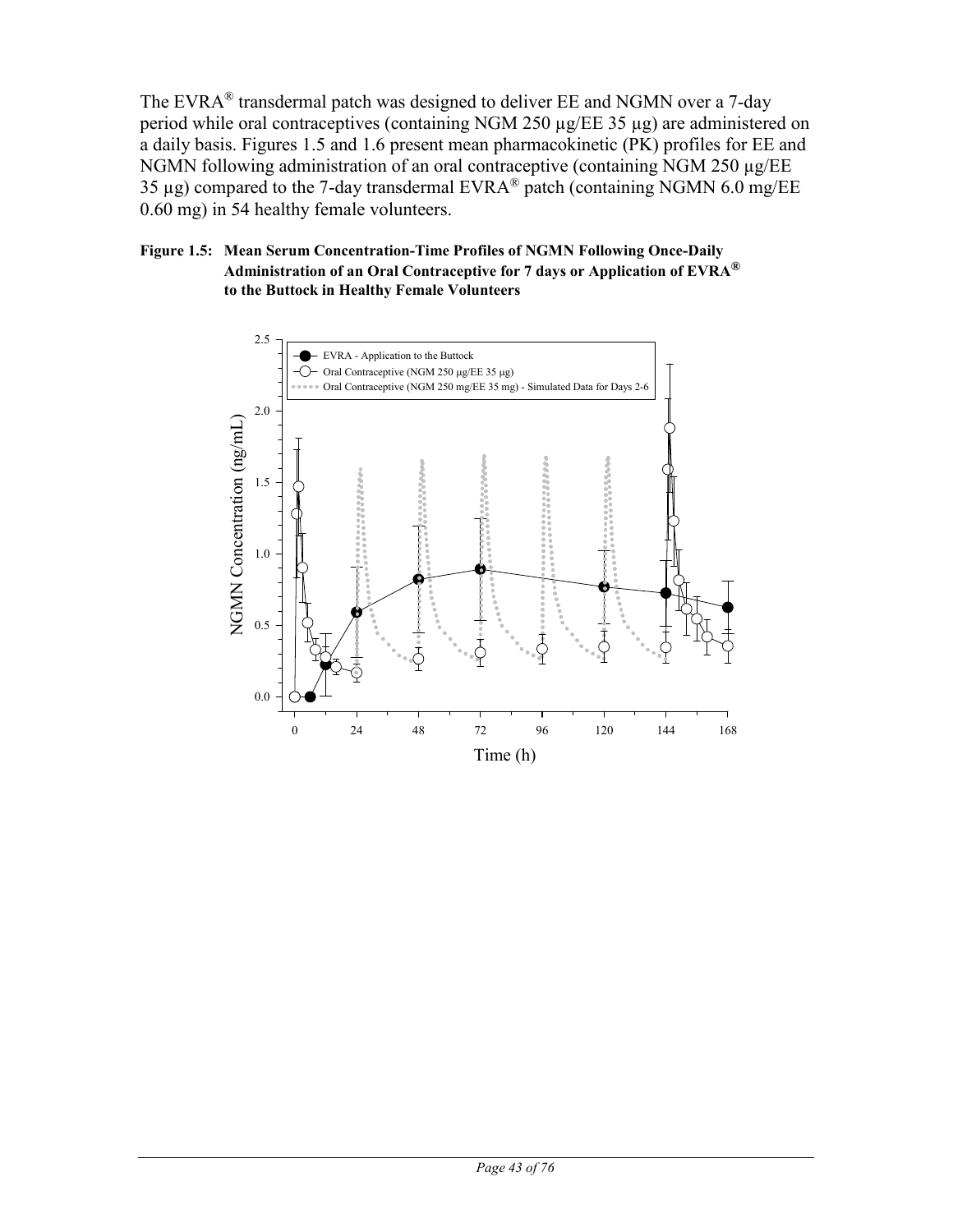The EVRA® transdermal patch was designed to deliver EE and NGMN over a 7-day period while oral contraceptives (containing NGM 250 µg/EE 35 µg) are administered on a daily basis. Figures 1.5 and 1.6 present mean pharmacokinetic (PK) profiles for EE and NGMN following administration of an oral contraceptive (containing NGM 250 µg/EE 35 µg) compared to the 7-day transdermal EVRA® patch (containing NGMN 6.0 mg/EE 0.60 mg) in 54 healthy female volunteers.

**Figure 1.5: Mean Serum Concentration-Time Profiles of NGMN Following Once-Daily Administration of an Oral Contraceptive for 7 days or Application of EVRA® to the Buttock in Healthy Female Volunteers**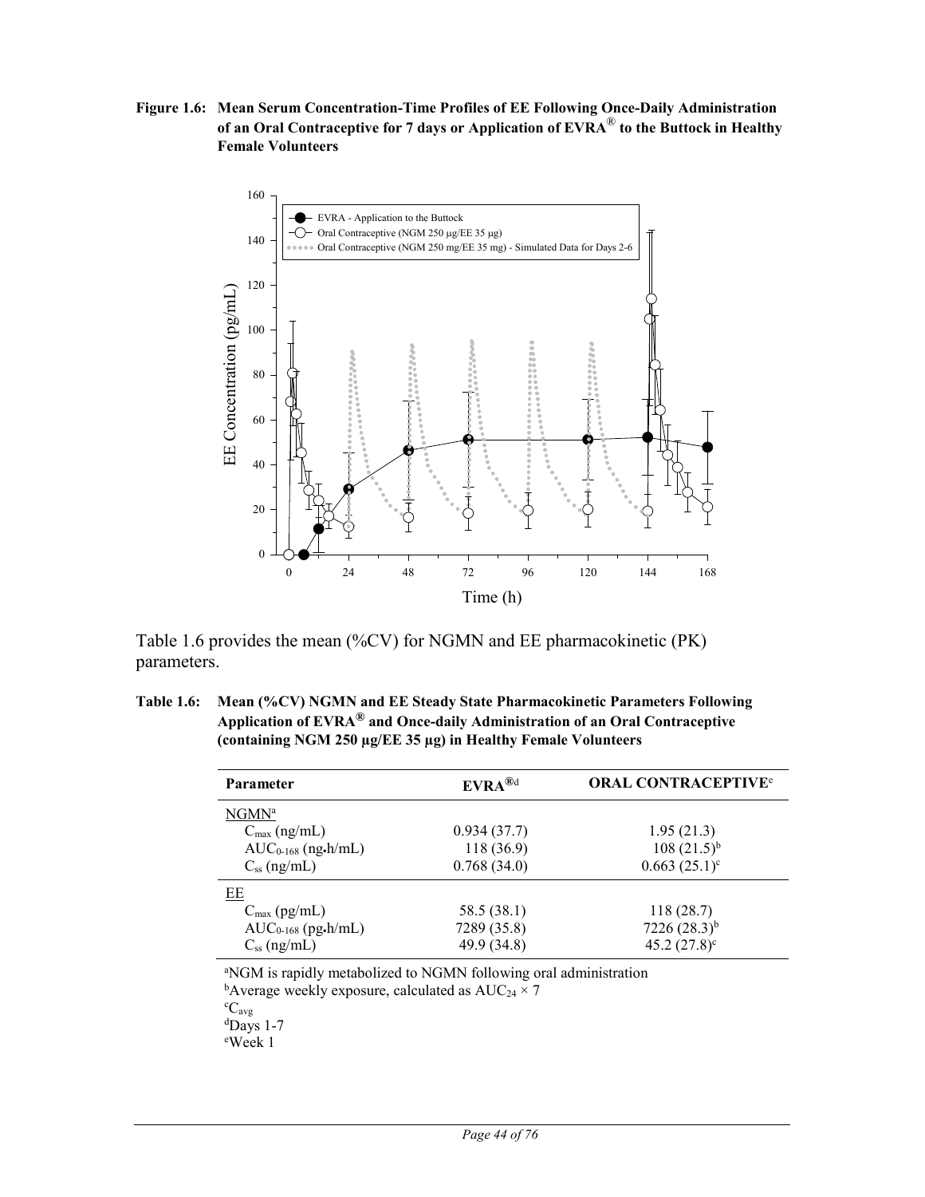**Figure 1.6: Mean Serum Concentration-Time Profiles of EE Following Once-Daily Administration of an Oral Contraceptive for 7 days or Application of EVRA® to the Buttock in Healthy Female Volunteers**

Table 1.6 provides the mean (%CV) for NGMN and EE pharmacokinetic (PK) parameters.

**Table 1.6: Mean (%CV) NGMN and EE Steady State Pharmacokinetic Parameters Following Application of EVRA® and Once-daily Administration of an Oral Contraceptive (containing NGM 250 µg/EE 35 µg) in Healthy Female Volunteers**

| Parameter | EVRA®[d] | ORAL CONTRACEPTIVE[e] |
|---|---|---|
| NGMN[a] | | |
| $C_{max}$ (ng/mL) | 0.934 (37.7) | 1.95 (21.3) |
| $AUC_{0\text{-}168}$ (ng•h/mL) | 118 (36.9) | 108 (21.5)[b] |
| $C_{ss}$ (ng/mL) | 0.768 (34.0) | 0.663 (25.1)[c] |
| EE | | |
| $C_{max}$ (pg/mL) | 58.5 (38.1) | 118 (28.7) |
| $AUC_{0\text{-}168}$ (pg•h/mL) | 7289 (35.8) | 7226 (28.3)[b] |
| $C_{ss}$ (ng/mL) | 49.9 (34.8) | 45.2 (27.8)[c] |

[a]NGM is rapidly metabolized to NGMN following oral administration
[b]Average weekly exposure, calculated as $AUC_{24} \times 7$
[c]$C_{avg}$
[d]Days 1-7
[e]Week 1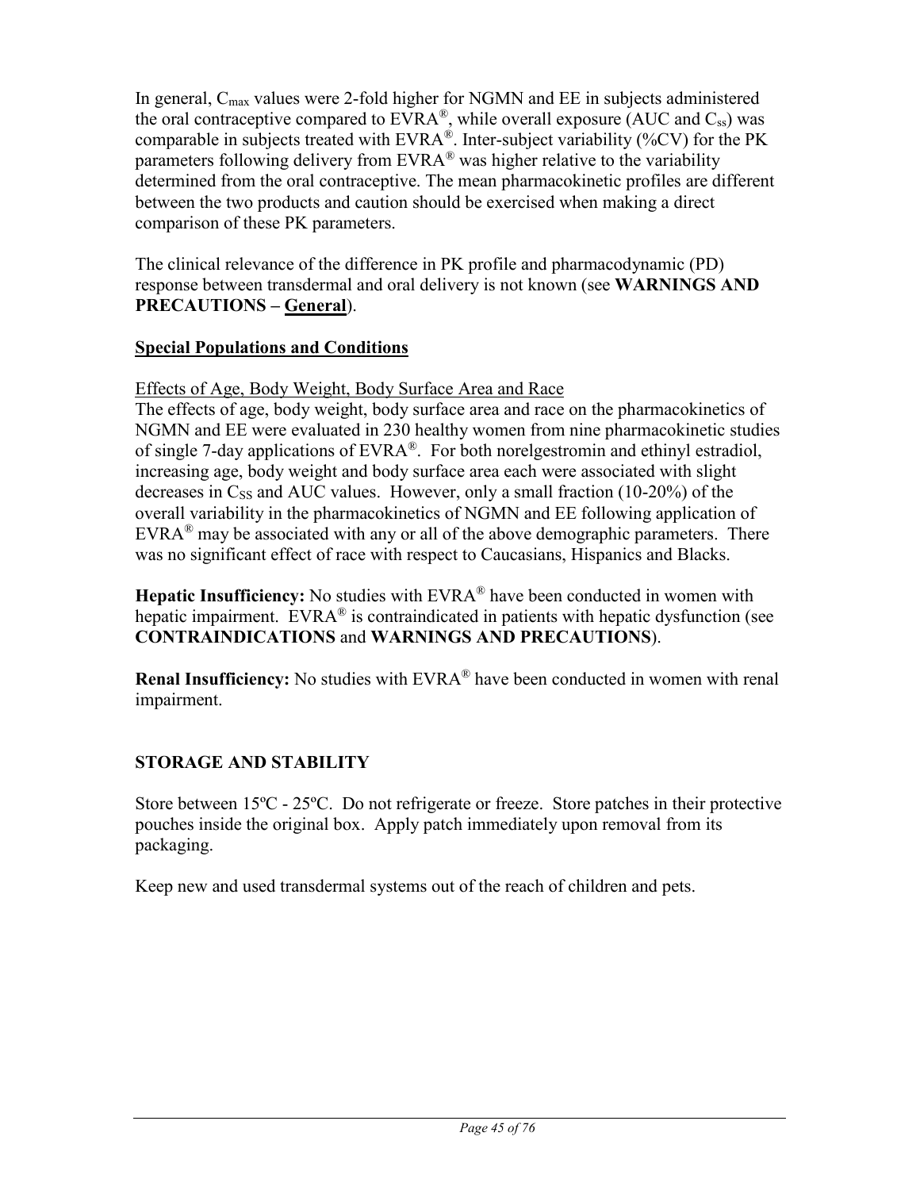In general, $C_{max}$ values were 2-fold higher for NGMN and EE in subjects administered the oral contraceptive compared to EVRA®, while overall exposure (AUC and $C_{ss}$) was comparable in subjects treated with EVRA®. Inter-subject variability (%CV) for the PK parameters following delivery from EVRA® was higher relative to the variability determined from the oral contraceptive. The mean pharmacokinetic profiles are different between the two products and caution should be exercised when making a direct comparison of these PK parameters.

The clinical relevance of the difference in PK profile and pharmacodynamic (PD) response between transdermal and oral delivery is not known (see **WARNINGS AND PRECAUTIONS – General**).

**Special Populations and Conditions**

Effects of Age, Body Weight, Body Surface Area and Race

The effects of age, body weight, body surface area and race on the pharmacokinetics of NGMN and EE were evaluated in 230 healthy women from nine pharmacokinetic studies of single 7-day applications of EVRA®. For both norelgestromin and ethinyl estradiol, increasing age, body weight and body surface area each were associated with slight decreases in $C_{SS}$ and AUC values. However, only a small fraction (10-20%) of the overall variability in the pharmacokinetics of NGMN and EE following application of EVRA® may be associated with any or all of the above demographic parameters. There was no significant effect of race with respect to Caucasians, Hispanics and Blacks.

**Hepatic Insufficiency:** No studies with EVRA® have been conducted in women with hepatic impairment. EVRA® is contraindicated in patients with hepatic dysfunction (see **CONTRAINDICATIONS** and **WARNINGS AND PRECAUTIONS**).

**Renal Insufficiency:** No studies with EVRA® have been conducted in women with renal impairment.

## STORAGE AND STABILITY

Store between 15ºC - 25ºC. Do not refrigerate or freeze. Store patches in their protective pouches inside the original box. Apply patch immediately upon removal from its packaging.

Keep new and used transdermal systems out of the reach of children and pets.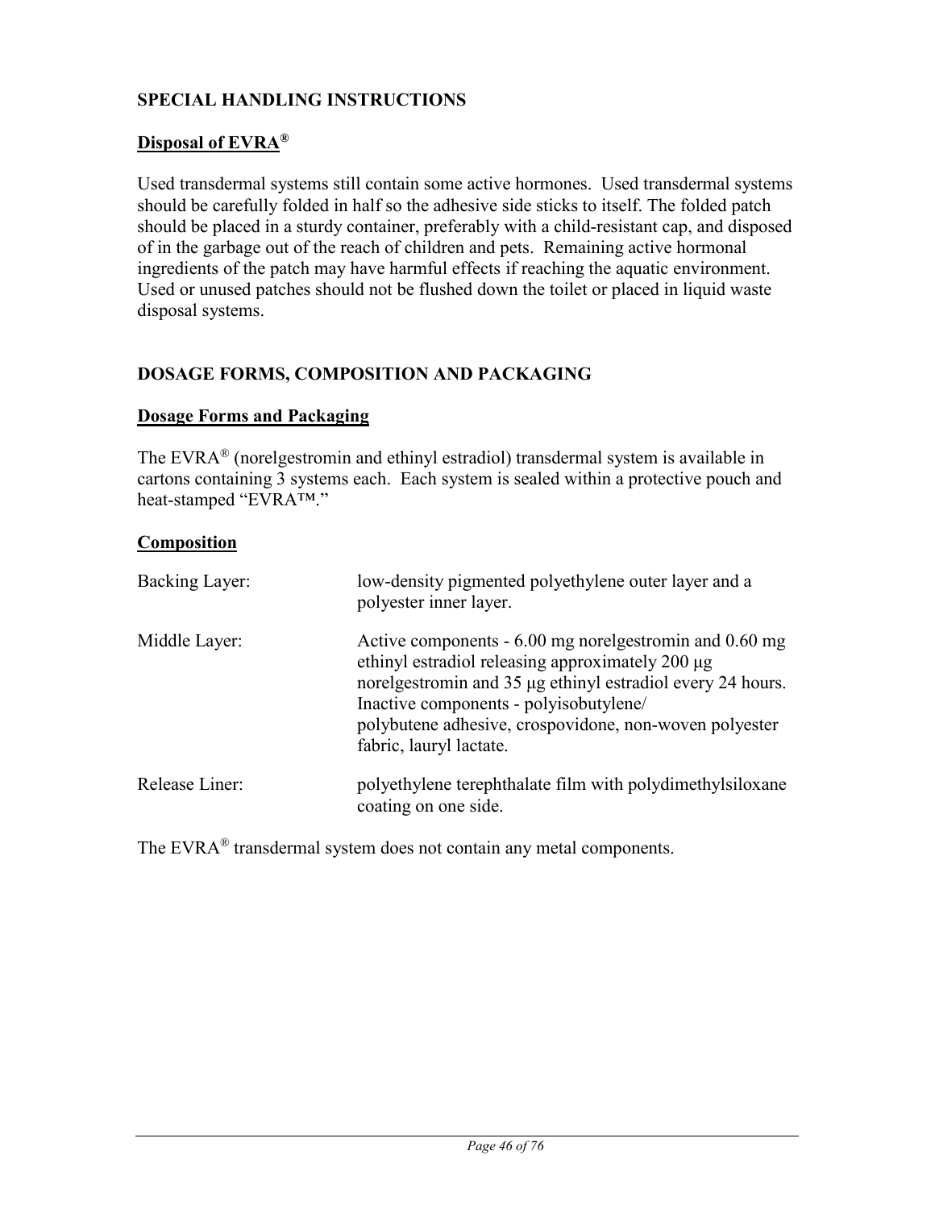## SPECIAL HANDLING INSTRUCTIONS

### Disposal of EVRA®

Used transdermal systems still contain some active hormones. Used transdermal systems should be carefully folded in half so the adhesive side sticks to itself. The folded patch should be placed in a sturdy container, preferably with a child-resistant cap, and disposed of in the garbage out of the reach of children and pets. Remaining active hormonal ingredients of the patch may have harmful effects if reaching the aquatic environment. Used or unused patches should not be flushed down the toilet or placed in liquid waste disposal systems.

## DOSAGE FORMS, COMPOSITION AND PACKAGING

### Dosage Forms and Packaging

The EVRA® (norelgestromin and ethinyl estradiol) transdermal system is available in cartons containing 3 systems each. Each system is sealed within a protective pouch and heat-stamped "EVRA™."

### Composition

| | |
|---|---|
| Backing Layer: | low-density pigmented polyethylene outer layer and a polyester inner layer. |
| Middle Layer: | Active components - 6.00 mg norelgestromin and 0.60 mg ethinyl estradiol releasing approximately 200 μg norelgestromin and 35 μg ethinyl estradiol every 24 hours. Inactive components - polyisobutylene/ polybutene adhesive, crospovidone, non-woven polyester fabric, lauryl lactate. |
| Release Liner: | polyethylene terephthalate film with polydimethylsiloxane coating on one side. |

The EVRA® transdermal system does not contain any metal components.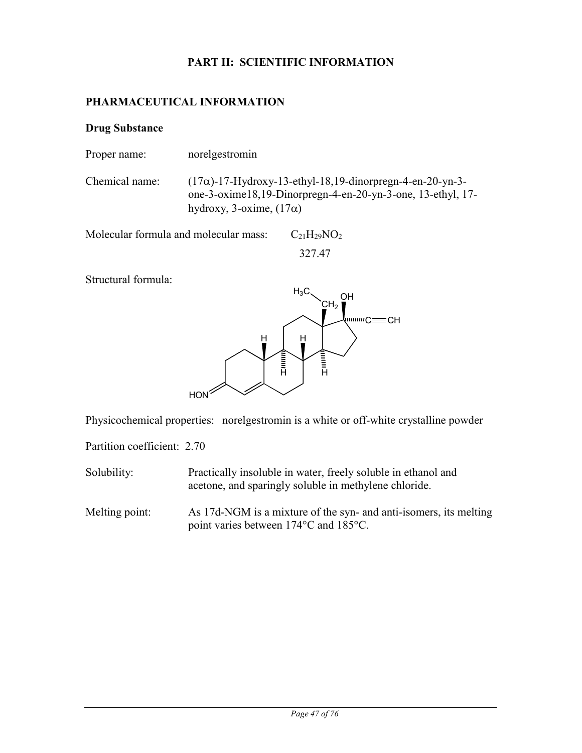# PART II: SCIENTIFIC INFORMATION

## PHARMACEUTICAL INFORMATION

### Drug Substance

Proper name: norelgestromin

Chemical name: (17α)-17-Hydroxy-13-ethyl-18,19-dinorpregn-4-en-20-yn-3-one-3-oxime18,19-Dinorpregn-4-en-20-yn-3-one, 13-ethyl, 17-hydroxy, 3-oxime, (17α)

Molecular formula and molecular mass: $C_{21}H_{29}NO_2$

327.47

Structural formula:

Physicochemical properties: norelgestromin is a white or off-white crystalline powder

Partition coefficient: 2.70

Solubility: Practically insoluble in water, freely soluble in ethanol and acetone, and sparingly soluble in methylene chloride.

Melting point: As 17d-NGM is a mixture of the syn- and anti-isomers, its melting point varies between 174°C and 185°C.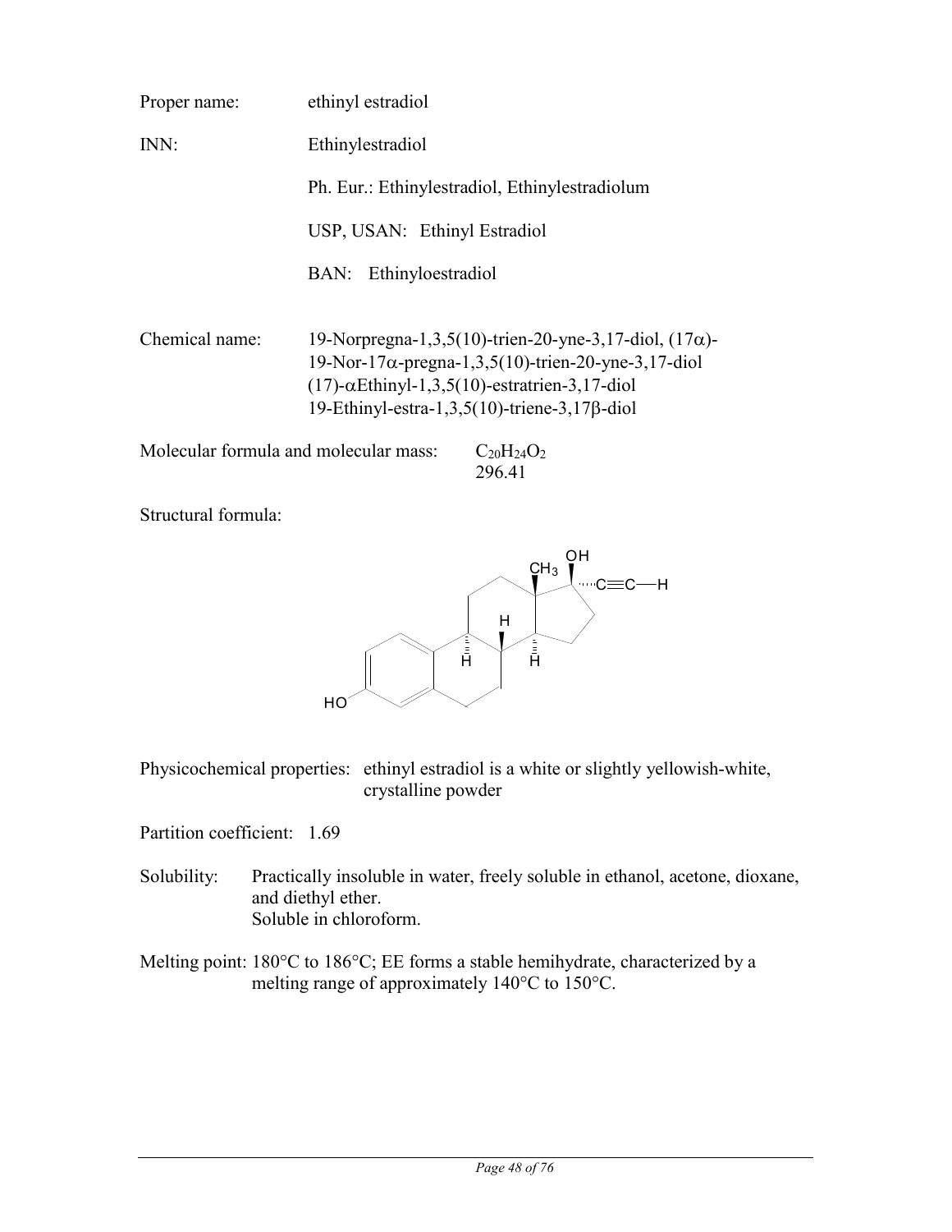Proper name: ethinyl estradiol

INN: Ethinylestradiol

Ph. Eur.: Ethinylestradiol, Ethinylestradiolum

USP, USAN: Ethinyl Estradiol

BAN: Ethinyloestradiol

Chemical name: 19-Norpregna-1,3,5(10)-trien-20-yne-3,17-diol, (17α)-
19-Nor-17α-pregna-1,3,5(10)-trien-20-yne-3,17-diol
(17)-αEthinyl-1,3,5(10)-estratrien-3,17-diol
19-Ethinyl-estra-1,3,5(10)-triene-3,17β-diol

Molecular formula and molecular mass: $C_{20}H_{24}O_2$
296.41

Structural formula:

Physicochemical properties: ethinyl estradiol is a white or slightly yellowish-white, crystalline powder

Partition coefficient: 1.69

Solubility: Practically insoluble in water, freely soluble in ethanol, acetone, dioxane, and diethyl ether.
Soluble in chloroform.

Melting point: 180°C to 186°C; EE forms a stable hemihydrate, characterized by a melting range of approximately 140°C to 150°C.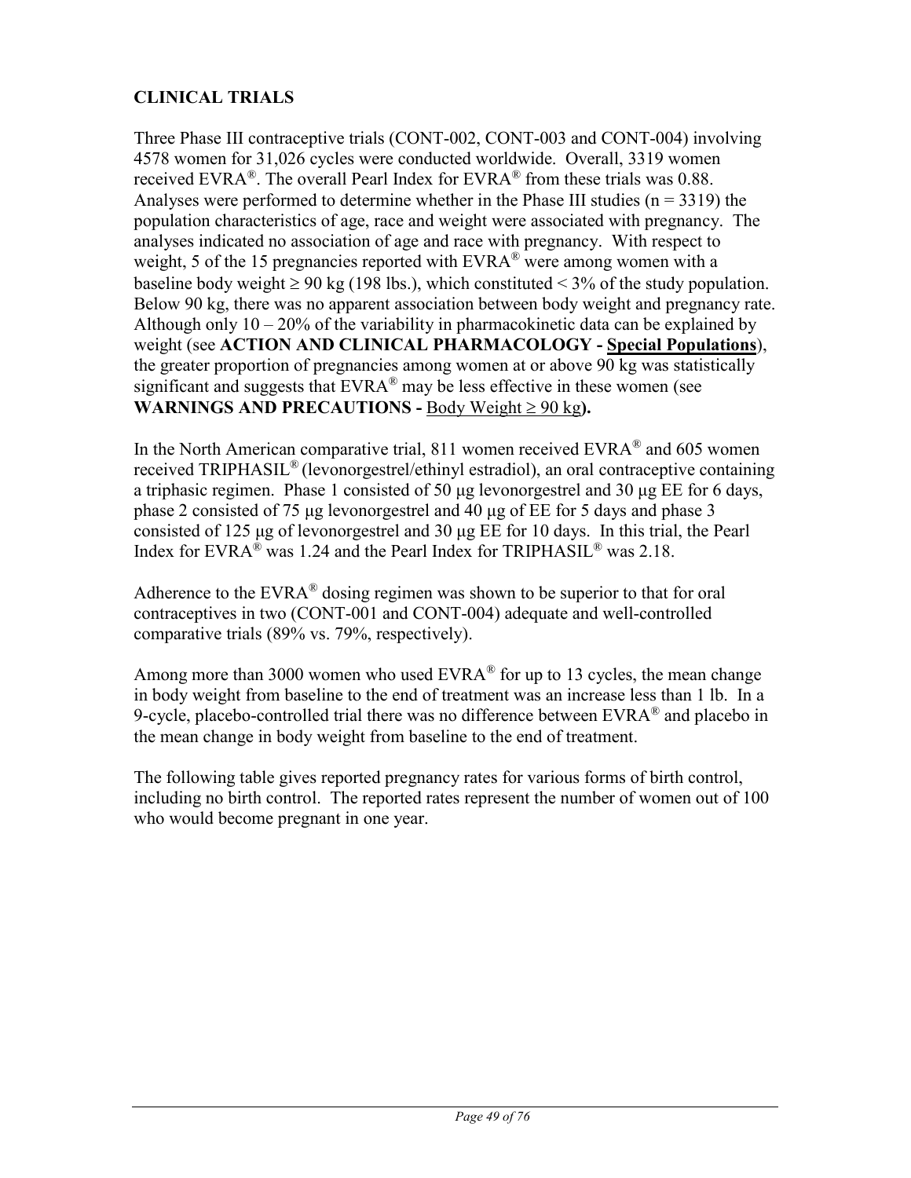## CLINICAL TRIALS

Three Phase III contraceptive trials (CONT-002, CONT-003 and CONT-004) involving 4578 women for 31,026 cycles were conducted worldwide. Overall, 3319 women received EVRA®. The overall Pearl Index for EVRA® from these trials was 0.88. Analyses were performed to determine whether in the Phase III studies (n = 3319) the population characteristics of age, race and weight were associated with pregnancy. The analyses indicated no association of age and race with pregnancy. With respect to weight, 5 of the 15 pregnancies reported with EVRA® were among women with a baseline body weight ≥ 90 kg (198 lbs.), which constituted < 3% of the study population. Below 90 kg, there was no apparent association between body weight and pregnancy rate. Although only 10 – 20% of the variability in pharmacokinetic data can be explained by weight (see **ACTION AND CLINICAL PHARMACOLOGY - Special Populations**), the greater proportion of pregnancies among women at or above 90 kg was statistically significant and suggests that EVRA® may be less effective in these women (see **WARNINGS AND PRECAUTIONS -** Body Weight ≥ 90 kg**).**

In the North American comparative trial, 811 women received EVRA® and 605 women received TRIPHASIL® (levonorgestrel/ethinyl estradiol), an oral contraceptive containing a triphasic regimen. Phase 1 consisted of 50 µg levonorgestrel and 30 µg EE for 6 days, phase 2 consisted of 75 µg levonorgestrel and 40 µg of EE for 5 days and phase 3 consisted of 125 µg of levonorgestrel and 30 µg EE for 10 days. In this trial, the Pearl Index for EVRA® was 1.24 and the Pearl Index for TRIPHASIL® was 2.18.

Adherence to the EVRA® dosing regimen was shown to be superior to that for oral contraceptives in two (CONT-001 and CONT-004) adequate and well-controlled comparative trials (89% vs. 79%, respectively).

Among more than 3000 women who used EVRA® for up to 13 cycles, the mean change in body weight from baseline to the end of treatment was an increase less than 1 lb. In a 9-cycle, placebo-controlled trial there was no difference between EVRA® and placebo in the mean change in body weight from baseline to the end of treatment.

The following table gives reported pregnancy rates for various forms of birth control, including no birth control. The reported rates represent the number of women out of 100 who would become pregnant in one year.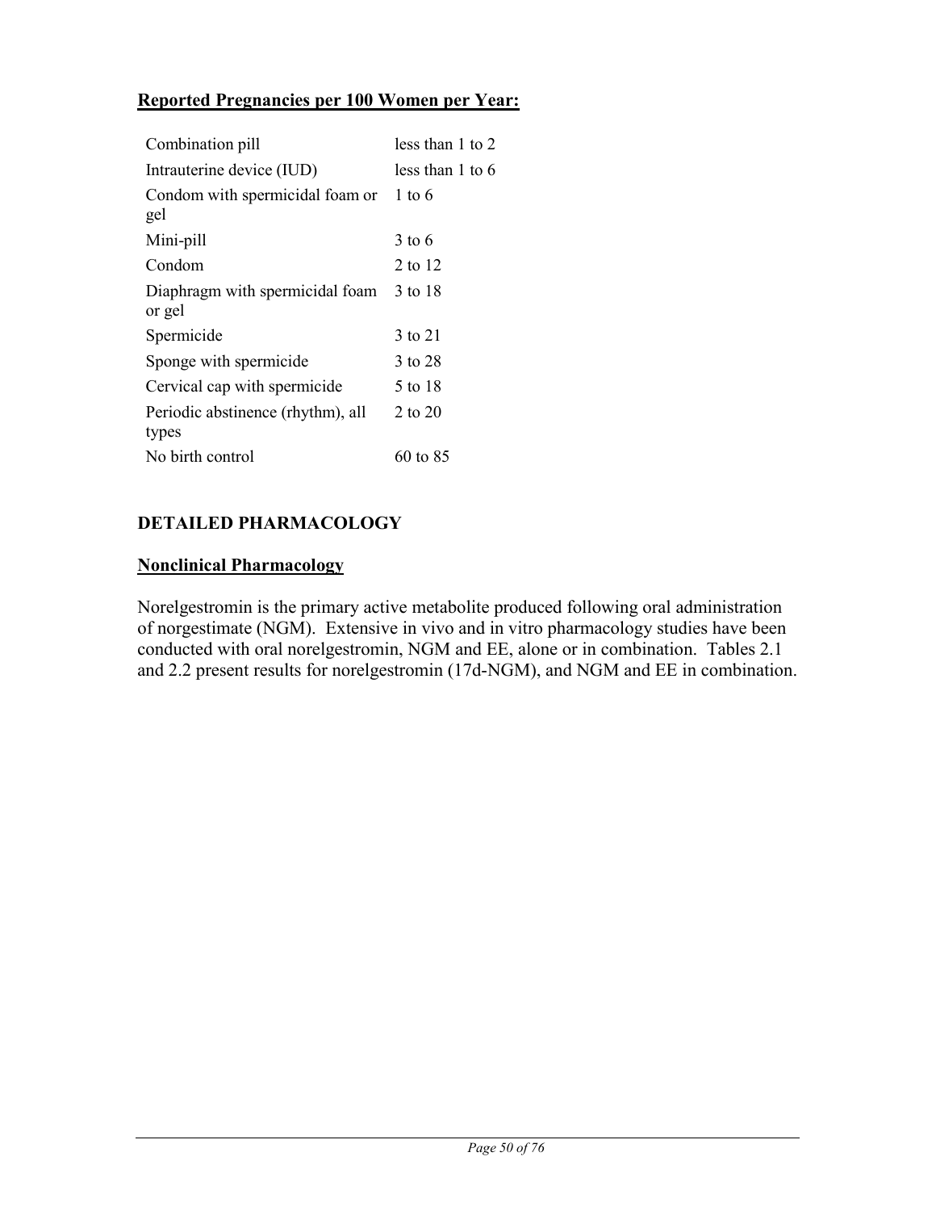**Reported Pregnancies per 100 Women per Year:**

| | |
|---|---|
| Combination pill | less than 1 to 2 |
| Intrauterine device (IUD) | less than 1 to 6 |
| Condom with spermicidal foam or gel | 1 to 6 |
| Mini-pill | 3 to 6 |
| Condom | 2 to 12 |
| Diaphragm with spermicidal foam or gel | 3 to 18 |
| Spermicide | 3 to 21 |
| Sponge with spermicide | 3 to 28 |
| Cervical cap with spermicide | 5 to 18 |
| Periodic abstinence (rhythm), all types | 2 to 20 |
| No birth control | 60 to 85 |

## DETAILED PHARMACOLOGY

### Nonclinical Pharmacology

Norelgestromin is the primary active metabolite produced following oral administration of norgestimate (NGM). Extensive in vivo and in vitro pharmacology studies have been conducted with oral norelgestromin, NGM and EE, alone or in combination. Tables 2.1 and 2.2 present results for norelgestromin (17d-NGM), and NGM and EE in combination.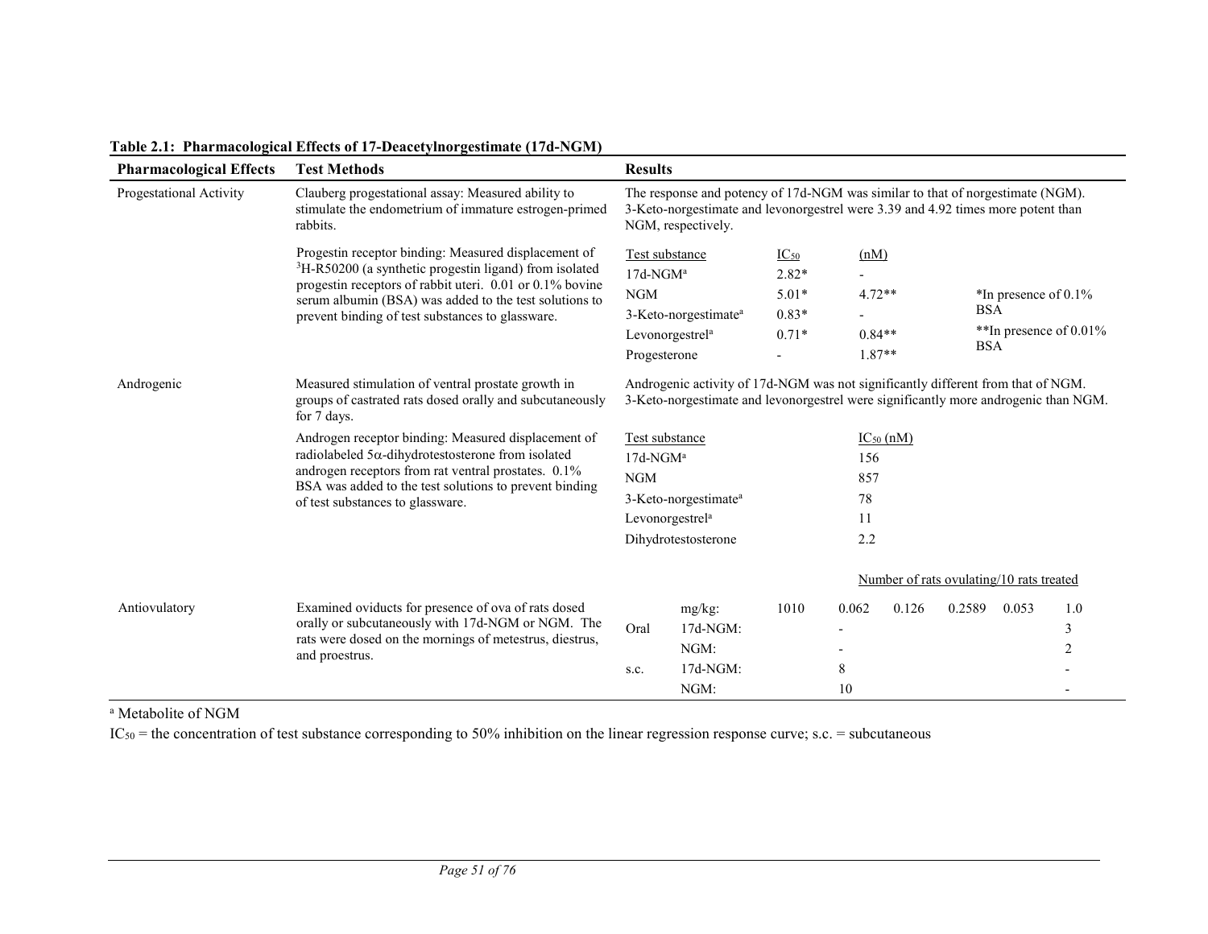**Table 2.1: Pharmacological Effects of 17-Deacetylnorgestimate (17d-NGM)**

| Pharmacological Effects | Test Methods | Results |
|---|---|---|
| Progestational Activity | Clauberg progestational assay: Measured ability to stimulate the endometrium of immature estrogen-primed rabbits. | The response and potency of 17d-NGM was similar to that of norgestimate (NGM). 3-Keto-norgestimate and levonorgestrel were 3.39 and 4.92 times more potent than NGM, respectively. |
| | Progestin receptor binding: Measured displacement of $^{3}$H-R50200 (a synthetic progestin ligand) from isolated progestin receptors of rabbit uteri. 0.01 or 0.1% bovine serum albumin (BSA) was added to the test solutions to prevent binding of test substances to glassware. | Test substance / $IC_{50}$ (nM):<br>17d-NGM[a]: 2.82*, -<br>NGM: 5.01*, 4.72**<br>3-Keto-norgestimate[a]: 0.83*, -<br>Levonorgestrel[a]: 0.71*, 0.84**<br>Progesterone: -, 1.87**<br>*In presence of 0.1% BSA<br>**In presence of 0.01% BSA |
| Androgenic | Measured stimulation of ventral prostate growth in groups of castrated rats dosed orally and subcutaneously for 7 days. | Androgenic activity of 17d-NGM was not significantly different from that of NGM. 3-Keto-norgestimate and levonorgestrel were significantly more androgenic than NGM. |
| | Androgen receptor binding: Measured displacement of radiolabeled 5α-dihydrotestosterone from isolated androgen receptors from rat ventral prostates. 0.1% BSA was added to the test solutions to prevent binding of test substances to glassware. | Test substance / $IC_{50}$ (nM):<br>17d-NGM[a]: 156<br>NGM: 857<br>3-Keto-norgestimate[a]: 78<br>Levonorgestrel[a]: 11<br>Dihydrotestosterone: 2.2 |
| Antiovulatory | Examined oviducts for presence of ova of rats dosed orally or subcutaneously with 17d-NGM or NGM. The rats were dosed on the mornings of metestrus, diestrus, and proestrus. | Number of rats ovulating/10 rats treated (see below) |

Antiovulatory results — Number of rats ovulating/10 rats treated:

| Route | mg/kg: | 1010 | 0.062 | 0.126 | 0.2589 | 0.053 | 1.0 |
|---|---|---|---|---|---|---|---|
| Oral | 17d-NGM: | | - | | | | 3 |
| | NGM: | | - | | | | 2 |
| s.c. | 17d-NGM: | | 8 | | | | - |
| | NGM: | | 10 | | | | - |

[a] Metabolite of NGM

$IC_{50}$ = the concentration of test substance corresponding to 50% inhibition on the linear regression response curve; s.c. = subcutaneous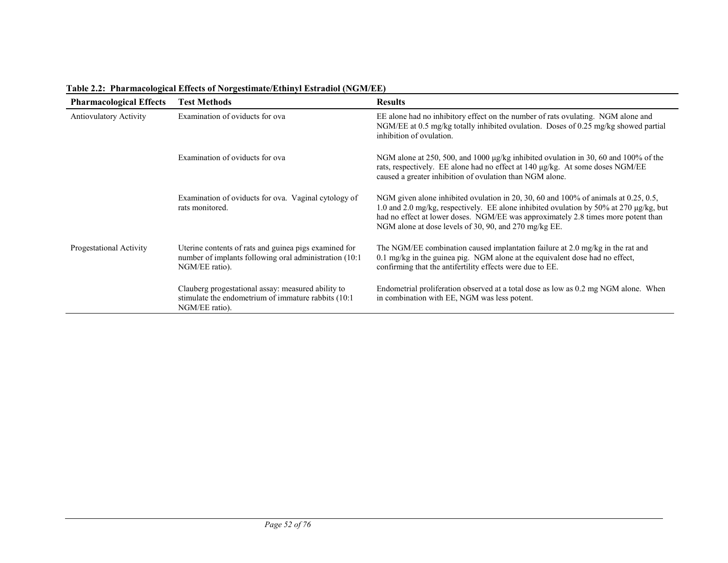**Table 2.2: Pharmacological Effects of Norgestimate/Ethinyl Estradiol (NGM/EE)**

| Pharmacological Effects | Test Methods | Results |
| --- | --- | --- |
| Antiovulatory Activity | Examination of oviducts for ova | EE alone had no inhibitory effect on the number of rats ovulating. NGM alone and NGM/EE at 0.5 mg/kg totally inhibited ovulation. Doses of 0.25 mg/kg showed partial inhibition of ovulation. |
| | Examination of oviducts for ova | NGM alone at 250, 500, and 1000 µg/kg inhibited ovulation in 30, 60 and 100% of the rats, respectively. EE alone had no effect at 140 µg/kg. At some doses NGM/EE caused a greater inhibition of ovulation than NGM alone. |
| | Examination of oviducts for ova. Vaginal cytology of rats monitored. | NGM given alone inhibited ovulation in 20, 30, 60 and 100% of animals at 0.25, 0.5, 1.0 and 2.0 mg/kg, respectively. EE alone inhibited ovulation by 50% at 270 µg/kg, but had no effect at lower doses. NGM/EE was approximately 2.8 times more potent than NGM alone at dose levels of 30, 90, and 270 mg/kg EE. |
| Progestational Activity | Uterine contents of rats and guinea pigs examined for number of implants following oral administration (10:1 NGM/EE ratio). | The NGM/EE combination caused implantation failure at 2.0 mg/kg in the rat and 0.1 mg/kg in the guinea pig. NGM alone at the equivalent dose had no effect, confirming that the antifertility effects were due to EE. |
| | Clauberg progestational assay: measured ability to stimulate the endometrium of immature rabbits (10:1 NGM/EE ratio). | Endometrial proliferation observed at a total dose as low as 0.2 mg NGM alone. When in combination with EE, NGM was less potent. |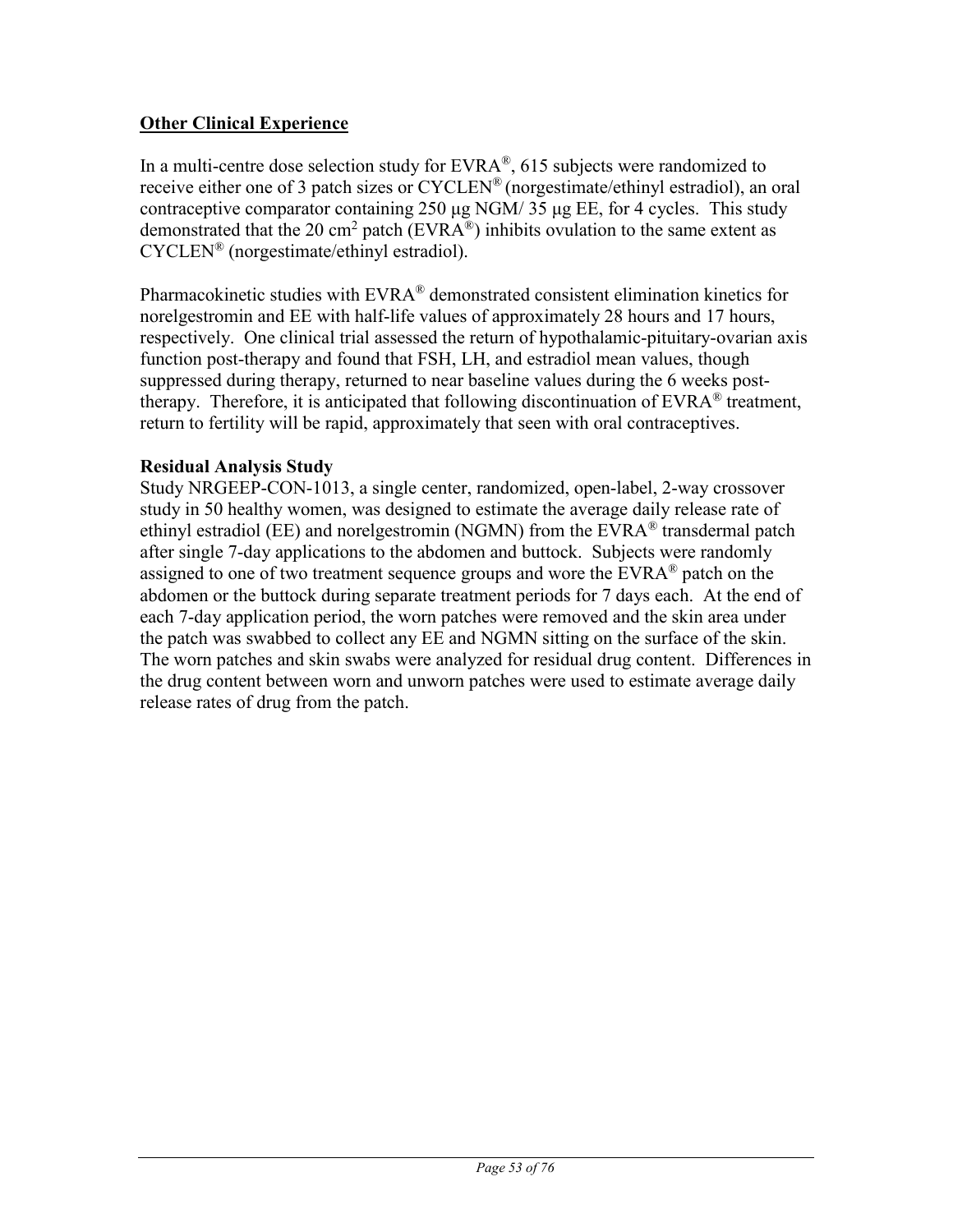## Other Clinical Experience

In a multi-centre dose selection study for EVRA®, 615 subjects were randomized to receive either one of 3 patch sizes or CYCLEN® (norgestimate/ethinyl estradiol), an oral contraceptive comparator containing 250 µg NGM/ 35 µg EE, for 4 cycles. This study demonstrated that the 20 $cm^2$ patch (EVRA®) inhibits ovulation to the same extent as CYCLEN® (norgestimate/ethinyl estradiol).

Pharmacokinetic studies with EVRA® demonstrated consistent elimination kinetics for norelgestromin and EE with half-life values of approximately 28 hours and 17 hours, respectively. One clinical trial assessed the return of hypothalamic-pituitary-ovarian axis function post-therapy and found that FSH, LH, and estradiol mean values, though suppressed during therapy, returned to near baseline values during the 6 weeks post-therapy. Therefore, it is anticipated that following discontinuation of EVRA® treatment, return to fertility will be rapid, approximately that seen with oral contraceptives.

### Residual Analysis Study

Study NRGEEP-CON-1013, a single center, randomized, open-label, 2-way crossover study in 50 healthy women, was designed to estimate the average daily release rate of ethinyl estradiol (EE) and norelgestromin (NGMN) from the EVRA® transdermal patch after single 7-day applications to the abdomen and buttock. Subjects were randomly assigned to one of two treatment sequence groups and wore the EVRA® patch on the abdomen or the buttock during separate treatment periods for 7 days each. At the end of each 7-day application period, the worn patches were removed and the skin area under the patch was swabbed to collect any EE and NGMN sitting on the surface of the skin. The worn patches and skin swabs were analyzed for residual drug content. Differences in the drug content between worn and unworn patches were used to estimate average daily release rates of drug from the patch.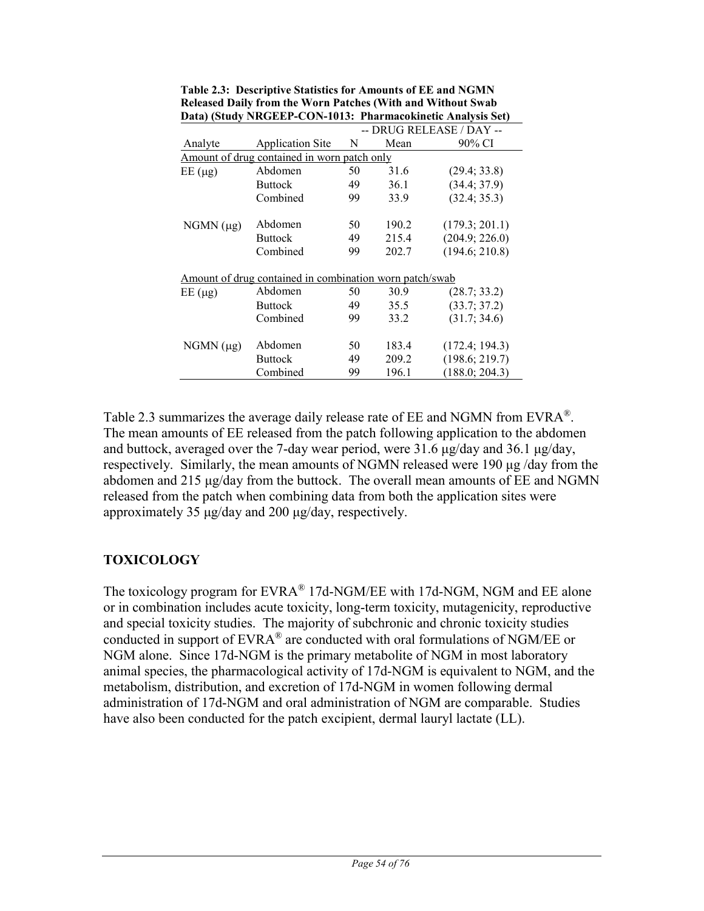**Table 2.3: Descriptive Statistics for Amounts of EE and NGMN Released Daily from the Worn Patches (With and Without Swab Data) (Study NRGEEP-CON-1013: Pharmacokinetic Analysis Set)**

| | | -- DRUG RELEASE / DAY -- | | |
|---|---|---|---|---|
| Analyte | Application Site | N | Mean | 90% CI |
| Amount of drug contained in worn patch only | | | | |
| EE (μg) | Abdomen | 50 | 31.6 | (29.4; 33.8) |
| | Buttock | 49 | 36.1 | (34.4; 37.9) |
| | Combined | 99 | 33.9 | (32.4; 35.3) |
| NGMN (μg) | Abdomen | 50 | 190.2 | (179.3; 201.1) |
| | Buttock | 49 | 215.4 | (204.9; 226.0) |
| | Combined | 99 | 202.7 | (194.6; 210.8) |
| Amount of drug contained in combination worn patch/swab | | | | |
| EE (μg) | Abdomen | 50 | 30.9 | (28.7; 33.2) |
| | Buttock | 49 | 35.5 | (33.7; 37.2) |
| | Combined | 99 | 33.2 | (31.7; 34.6) |
| NGMN (μg) | Abdomen | 50 | 183.4 | (172.4; 194.3) |
| | Buttock | 49 | 209.2 | (198.6; 219.7) |
| | Combined | 99 | 196.1 | (188.0; 204.3) |

Table 2.3 summarizes the average daily release rate of EE and NGMN from EVRA®. The mean amounts of EE released from the patch following application to the abdomen and buttock, averaged over the 7-day wear period, were 31.6 μg/day and 36.1 μg/day, respectively. Similarly, the mean amounts of NGMN released were 190 μg /day from the abdomen and 215 μg/day from the buttock. The overall mean amounts of EE and NGMN released from the patch when combining data from both the application sites were approximately 35 μg/day and 200 μg/day, respectively.

## TOXICOLOGY

The toxicology program for EVRA® 17d-NGM/EE with 17d-NGM, NGM and EE alone or in combination includes acute toxicity, long-term toxicity, mutagenicity, reproductive and special toxicity studies. The majority of subchronic and chronic toxicity studies conducted in support of EVRA® are conducted with oral formulations of NGM/EE or NGM alone. Since 17d-NGM is the primary metabolite of NGM in most laboratory animal species, the pharmacological activity of 17d-NGM is equivalent to NGM, and the metabolism, distribution, and excretion of 17d-NGM in women following dermal administration of 17d-NGM and oral administration of NGM are comparable. Studies have also been conducted for the patch excipient, dermal lauryl lactate (LL).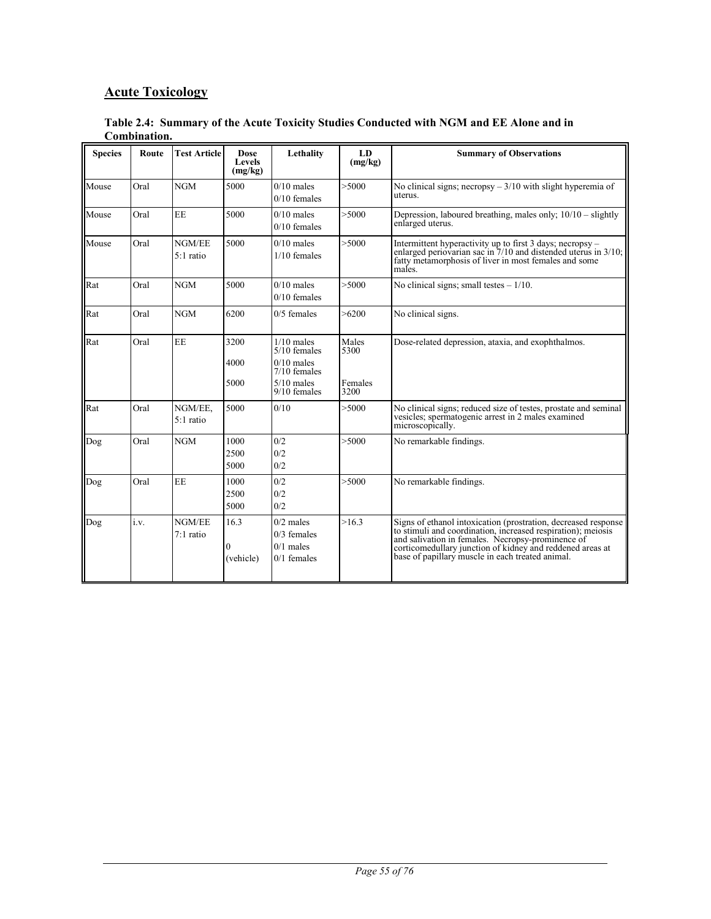## Acute Toxicology

**Table 2.4: Summary of the Acute Toxicity Studies Conducted with NGM and EE Alone and in Combination.**

| Species | Route | Test Article | Dose Levels (mg/kg) | Lethality | LD (mg/kg) | Summary of Observations |
|---|---|---|---|---|---|---|
| Mouse | Oral | NGM | 5000 | 0/10 males<br>0/10 females | >5000 | No clinical signs; necropsy – 3/10 with slight hyperemia of uterus. |
| Mouse | Oral | EE | 5000 | 0/10 males<br>0/10 females | >5000 | Depression, laboured breathing, males only; 10/10 – slightly enlarged uterus. |
| Mouse | Oral | NGM/EE<br>5:1 ratio | 5000 | 0/10 males<br>1/10 females | >5000 | Intermittent hyperactivity up to first 3 days; necropsy – enlarged periovarian sac in 7/10 and distended uterus in 3/10; fatty metamorphosis of liver in most females and some males. |
| Rat | Oral | NGM | 5000 | 0/10 males<br>0/10 females | >5000 | No clinical signs; small testes – 1/10. |
| Rat | Oral | NGM | 6200 | 0/5 females | >6200 | No clinical signs. |
| Rat | Oral | EE | 3200<br>4000<br>5000 | 1/10 males<br>5/10 females<br>0/10 males<br>7/10 females<br>5/10 males<br>9/10 females | Males<br>5300<br>Females<br>3200 | Dose-related depression, ataxia, and exophthalmos. |
| Rat | Oral | NGM/EE,<br>5:1 ratio | 5000 | 0/10 | >5000 | No clinical signs; reduced size of testes, prostate and seminal vesicles; spermatogenic arrest in 2 males examined microscopically. |
| Dog | Oral | NGM | 1000<br>2500<br>5000 | 0/2<br>0/2<br>0/2 | >5000 | No remarkable findings. |
| Dog | Oral | EE | 1000<br>2500<br>5000 | 0/2<br>0/2<br>0/2 | >5000 | No remarkable findings. |
| Dog | i.v. | NGM/EE<br>7:1 ratio | 16.3<br>0<br>(vehicle) | 0/2 males<br>0/3 females<br>0/1 males<br>0/1 females | >16.3 | Signs of ethanol intoxication (prostration, decreased response to stimuli and coordination, increased respiration); meiosis and salivation in females. Necropsy-prominence of corticomedullary junction of kidney and reddened areas at base of papillary muscle in each treated animal. |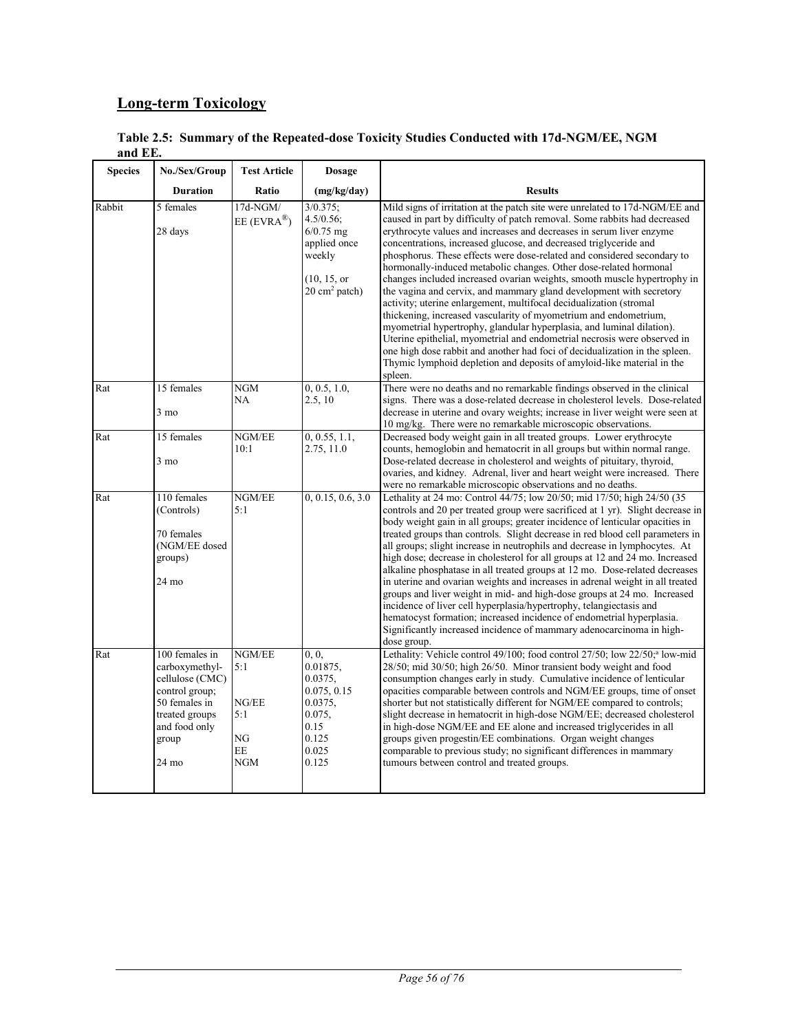## Long-term Toxicology

**Table 2.5: Summary of the Repeated-dose Toxicity Studies Conducted with 17d-NGM/EE, NGM and EE.**

| Species | No./Sex/Group<br>Duration | Test Article<br>Ratio | Dosage<br>(mg/kg/day) | Results |
|---|---|---|---|---|
| Rabbit | 5 females<br><br>28 days | 17d-NGM/ EE (EVRA®) | 3/0.375; 4.5/0.56; 6/0.75 mg applied once weekly<br><br>(10, 15, or 20 $cm^2$ patch) | Mild signs of irritation at the patch site were unrelated to 17d-NGM/EE and caused in part by difficulty of patch removal. Some rabbits had decreased erythrocyte values and increases and decreases in serum liver enzyme concentrations, increased glucose, and decreased triglyceride and phosphorus. These effects were dose-related and considered secondary to hormonally-induced metabolic changes. Other dose-related hormonal changes included increased ovarian weights, smooth muscle hypertrophy in the vagina and cervix, and mammary gland development with secretory activity; uterine enlargement, multifocal decidualization (stromal thickening, increased vascularity of myometrium and endometrium, myometrial hypertrophy, glandular hyperplasia, and luminal dilation). Uterine epithelial, myometrial and endometrial necrosis were observed in one high dose rabbit and another had foci of decidualization in the spleen. Thymic lymphoid depletion and deposits of amyloid-like material in the spleen. |
| Rat | 15 females<br><br>3 mo | NGM<br>NA | 0, 0.5, 1.0, 2.5, 10 | There were no deaths and no remarkable findings observed in the clinical signs. There was a dose-related decrease in cholesterol levels. Dose-related decrease in uterine and ovary weights; increase in liver weight were seen at 10 mg/kg. There were no remarkable microscopic observations. |
| Rat | 15 females<br><br>3 mo | NGM/EE<br>10:1 | 0, 0.55, 1.1, 2.75, 11.0 | Decreased body weight gain in all treated groups. Lower erythrocyte counts, hemoglobin and hematocrit in all groups but within normal range. Dose-related decrease in cholesterol and weights of pituitary, thyroid, ovaries, and kidney. Adrenal, liver and heart weight were increased. There were no remarkable microscopic observations and no deaths. |
| Rat | 110 females (Controls)<br><br>70 females (NGM/EE dosed groups)<br><br>24 mo | NGM/EE<br>5:1 | 0, 0.15, 0.6, 3.0 | Lethality at 24 mo: Control 44/75; low 20/50; mid 17/50; high 24/50 (35 controls and 20 per treated group were sacrificed at 1 yr). Slight decrease in body weight gain in all groups; greater incidence of lenticular opacities in treated groups than controls. Slight decrease in red blood cell parameters in all groups; slight increase in neutrophils and decrease in lymphocytes. At high dose; decrease in cholesterol for all groups at 12 and 24 mo. Increased alkaline phosphatase in all treated groups at 12 mo. Dose-related decreases in uterine and ovarian weights and increases in adrenal weight in all treated groups and liver weight in mid- and high-dose groups at 24 mo. Increased incidence of liver cell hyperplasia/hypertrophy, telangiectasis and hematocyst formation; increased incidence of endometrial hyperplasia. Significantly increased incidence of mammary adenocarcinoma in high-dose group. |
| Rat | 100 females in carboxymethyl-cellulose (CMC) control group; 50 females in treated groups and food only group<br><br>24 mo | NGM/EE<br>5:1<br><br>NG/EE<br>5:1<br><br>NG<br>EE<br>NGM | 0, 0, 0.01875, 0.0375, 0.075, 0.15<br>0.0375, 0.075, 0.15<br>0.125<br>0.025<br>0.125 | Lethality: Vehicle control 49/100; food control 27/50; low 22/50;[a] low-mid 28/50; mid 30/50; high 26/50. Minor transient body weight and food consumption changes early in study. Cumulative incidence of lenticular opacities comparable between controls and NGM/EE groups, time of onset shorter but not statistically different for NGM/EE compared to controls; slight decrease in hematocrit in high-dose NGM/EE; decreased cholesterol in high-dose NGM/EE and EE alone and increased triglycerides in all groups given progestin/EE combinations. Organ weight changes comparable to previous study; no significant differences in mammary tumours between control and treated groups. |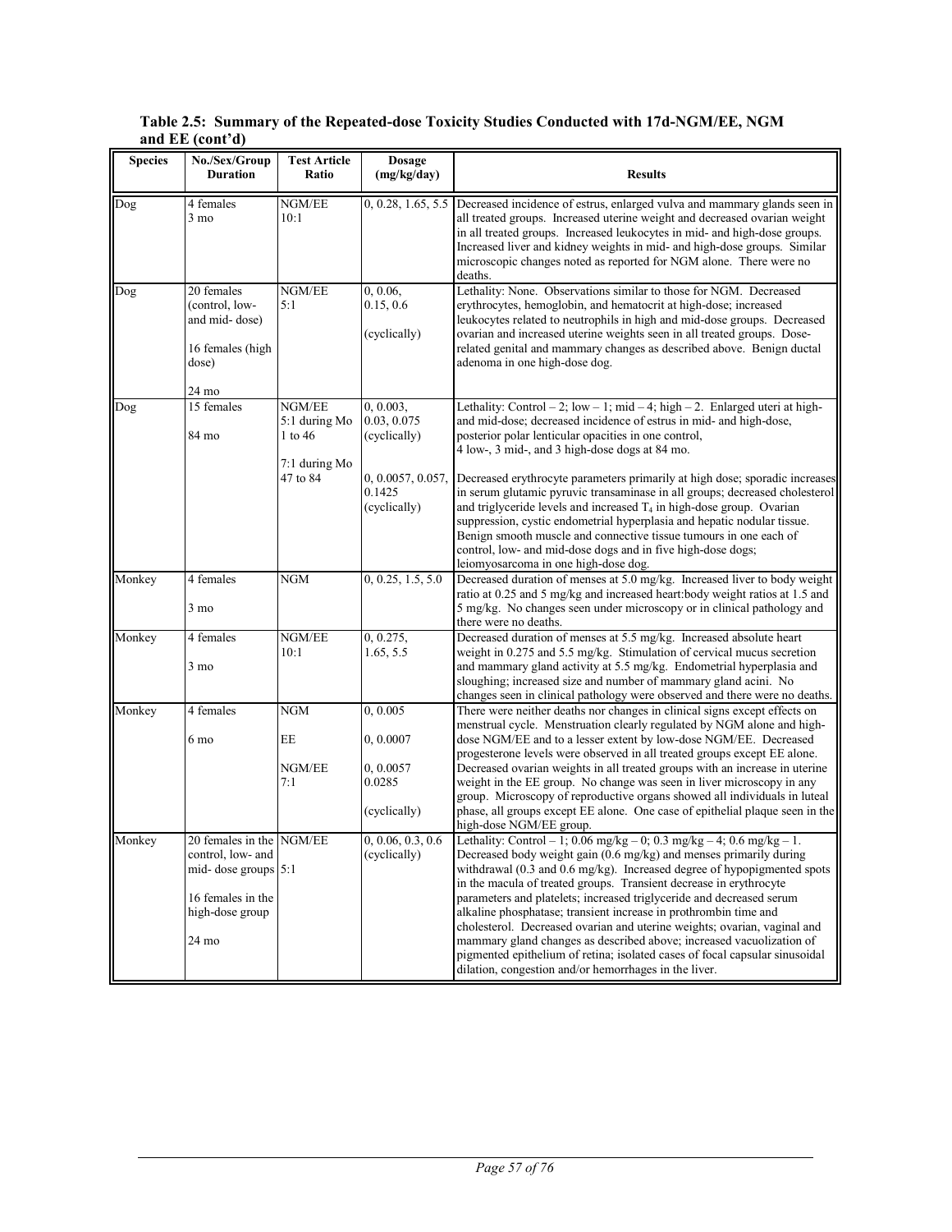**Table 2.5: Summary of the Repeated-dose Toxicity Studies Conducted with 17d-NGM/EE, NGM and EE (cont'd)**

| Species | No./Sex/Group Duration | Test Article Ratio | Dosage (mg/kg/day) | Results |
|---|---|---|---|---|
| Dog | 4 females<br>3 mo | NGM/EE<br>10:1 | 0, 0.28, 1.65, 5.5 | Decreased incidence of estrus, enlarged vulva and mammary glands seen in all treated groups. Increased uterine weight and decreased ovarian weight in all treated groups. Increased leukocytes in mid- and high-dose groups. Increased liver and kidney weights in mid- and high-dose groups. Similar microscopic changes noted as reported for NGM alone. There were no deaths. |
| Dog | 20 females (control, low- and mid- dose)<br><br>16 females (high dose)<br><br>24 mo | NGM/EE<br>5:1 | 0, 0.06, 0.15, 0.6<br><br>(cyclically) | Lethality: None. Observations similar to those for NGM. Decreased erythrocytes, hemoglobin, and hematocrit at high-dose; increased leukocytes related to neutrophils in high and mid-dose groups. Decreased ovarian and increased uterine weights seen in all treated groups. Dose-related genital and mammary changes as described above. Benign ductal adenoma in one high-dose dog. |
| Dog | 15 females<br><br>84 mo | NGM/EE<br>5:1 during Mo 1 to 46<br><br>7:1 during Mo 47 to 84 | 0, 0.003, 0.03, 0.075 (cyclically)<br><br>0, 0.0057, 0.057, 0.1425 (cyclically) | Lethality: Control – 2; low – 1; mid – 4; high – 2. Enlarged uteri at high- and mid-dose; decreased incidence of estrus in mid- and high-dose, posterior polar lenticular opacities in one control, 4 low-, 3 mid-, and 3 high-dose dogs at 84 mo.<br><br>Decreased erythrocyte parameters primarily at high dose; sporadic increases in serum glutamic pyruvic transaminase in all groups; decreased cholesterol and triglyceride levels and increased $T_4$ in high-dose group. Ovarian suppression, cystic endometrial hyperplasia and hepatic nodular tissue. Benign smooth muscle and connective tissue tumours in one each of control, low- and mid-dose dogs and in five high-dose dogs; leiomyosarcoma in one high-dose dog. |
| Monkey | 4 females<br><br>3 mo | NGM | 0, 0.25, 1.5, 5.0 | Decreased duration of menses at 5.0 mg/kg. Increased liver to body weight ratio at 0.25 and 5 mg/kg and increased heart:body weight ratios at 1.5 and 5 mg/kg. No changes seen under microscopy or in clinical pathology and there were no deaths. |
| Monkey | 4 females<br><br>3 mo | NGM/EE<br>10:1 | 0, 0.275, 1.65, 5.5 | Decreased duration of menses at 5.5 mg/kg. Increased absolute heart weight in 0.275 and 5.5 mg/kg. Stimulation of cervical mucus secretion and mammary gland activity at 5.5 mg/kg. Endometrial hyperplasia and sloughing; increased size and number of mammary gland acini. No changes seen in clinical pathology were observed and there were no deaths. |
| Monkey | 4 females<br><br>6 mo | NGM<br><br>EE<br><br>NGM/EE<br>7:1 | 0, 0.005<br><br>0, 0.0007<br><br>0, 0.0057<br>0.0285<br><br>(cyclically) | There were neither deaths nor changes in clinical signs except effects on menstrual cycle. Menstruation clearly regulated by NGM alone and high-dose NGM/EE and to a lesser extent by low-dose NGM/EE. Decreased progesterone levels were observed in all treated groups except EE alone. Decreased ovarian weights in all treated groups with an increase in uterine weight in the EE group. No change was seen in liver microscopy in any group. Microscopy of reproductive organs showed all individuals in luteal phase, all groups except EE alone. One case of epithelial plaque seen in the high-dose NGM/EE group. |
| Monkey | 20 females in the control, low- and mid- dose groups<br><br>16 females in the high-dose group<br><br>24 mo | NGM/EE<br>5:1 | 0, 0.06, 0.3, 0.6 (cyclically) | Lethality: Control – 1; 0.06 mg/kg – 0; 0.3 mg/kg – 4; 0.6 mg/kg – 1. Decreased body weight gain (0.6 mg/kg) and menses primarily during withdrawal (0.3 and 0.6 mg/kg). Increased degree of hypopigmented spots in the macula of treated groups. Transient decrease in erythrocyte parameters and platelets; increased triglyceride and decreased serum alkaline phosphatase; transient increase in prothrombin time and cholesterol. Decreased ovarian and uterine weights; ovarian, vaginal and mammary gland changes as described above; increased vacuolization of pigmented epithelium of retina; isolated cases of focal capsular sinusoidal dilation, congestion and/or hemorrhages in the liver. |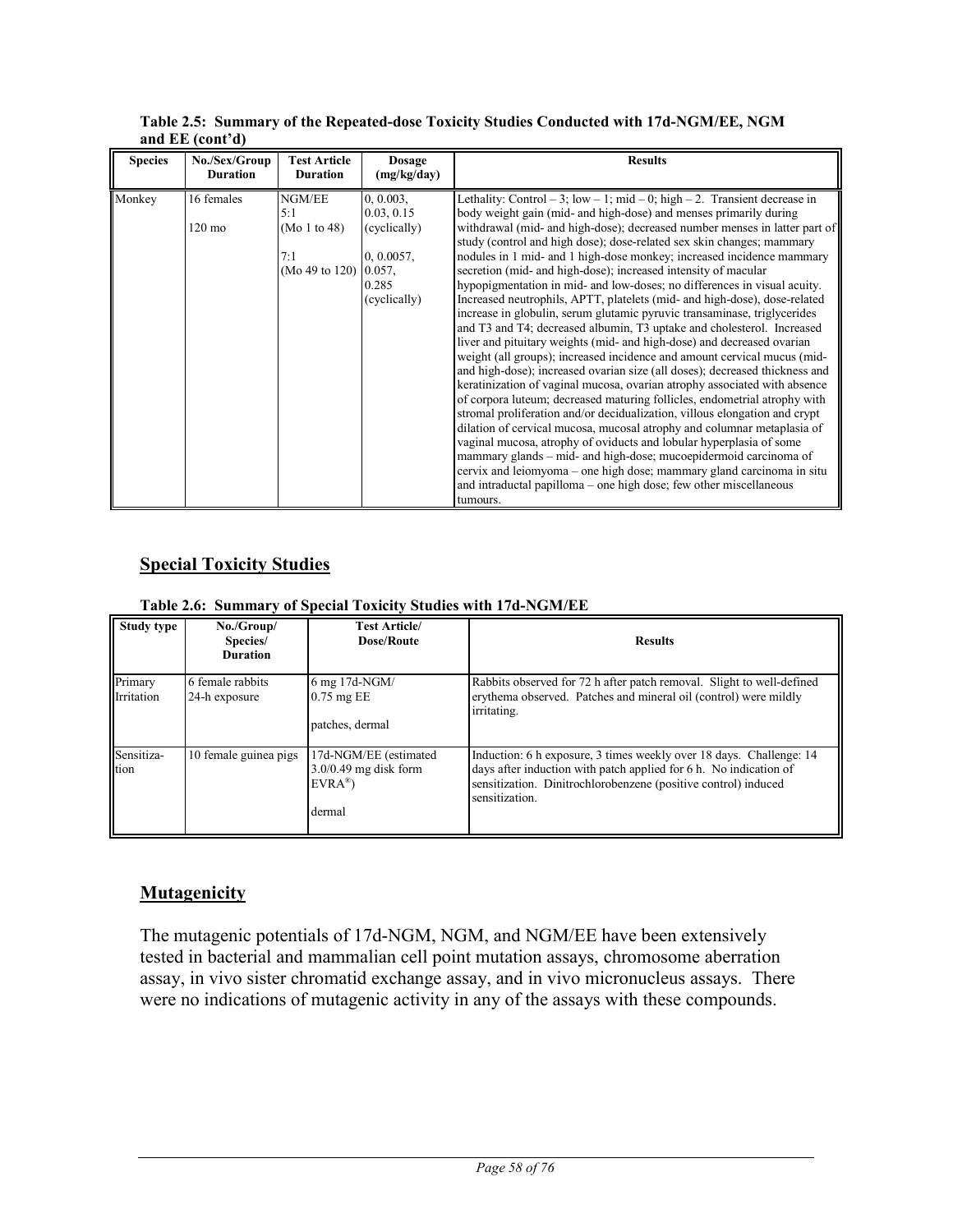**Table 2.5: Summary of the Repeated-dose Toxicity Studies Conducted with 17d-NGM/EE, NGM and EE (cont'd)**

| Species | No./Sex/Group Duration | Test Article Duration | Dosage (mg/kg/day) | Results |
|---|---|---|---|---|
| Monkey | 16 females<br><br>120 mo | NGM/EE<br>5:1<br>(Mo 1 to 48)<br><br>7:1<br>(Mo 49 to 120) | 0, 0.003, 0.03, 0.15 (cyclically)<br><br>0, 0.0057, 0.057, 0.285 (cyclically) | Lethality: Control – 3; low – 1; mid – 0; high – 2. Transient decrease in body weight gain (mid- and high-dose) and menses primarily during withdrawal (mid- and high-dose); decreased number menses in latter part of study (control and high dose); dose-related sex skin changes; mammary nodules in 1 mid- and 1 high-dose monkey; increased incidence mammary secretion (mid- and high-dose); increased intensity of macular hypopigmentation in mid- and low-doses; no differences in visual acuity. Increased neutrophils, APTT, platelets (mid- and high-dose), dose-related increase in globulin, serum glutamic pyruvic transaminase, triglycerides and T3 and T4; decreased albumin, T3 uptake and cholesterol. Increased liver and pituitary weights (mid- and high-dose) and decreased ovarian weight (all groups); increased incidence and amount cervical mucus (mid- and high-dose); increased ovarian size (all doses); decreased thickness and keratinization of vaginal mucosa, ovarian atrophy associated with absence of corpora luteum; decreased maturing follicles, endometrial atrophy with stromal proliferation and/or decidualization, villous elongation and crypt dilation of cervical mucosa, mucosal atrophy and columnar metaplasia of vaginal mucosa, atrophy of oviducts and lobular hyperplasia of some mammary glands – mid- and high-dose; mucoepidermoid carcinoma of cervix and leiomyoma – one high dose; mammary gland carcinoma in situ and intraductal papilloma – one high dose; few other miscellaneous tumours. |

## Special Toxicity Studies

**Table 2.6: Summary of Special Toxicity Studies with 17d-NGM/EE**

| Study type | No./Group/ Species/ Duration | Test Article/ Dose/Route | Results |
|---|---|---|---|
| Primary Irritation | 6 female rabbits<br>24-h exposure | 6 mg 17d-NGM/<br>0.75 mg EE<br><br>patches, dermal | Rabbits observed for 72 h after patch removal. Slight to well-defined erythema observed. Patches and mineral oil (control) were mildly irritating. |
| Sensitiza-tion | 10 female guinea pigs | 17d-NGM/EE (estimated 3.0/0.49 mg disk form EVRA®)<br><br>dermal | Induction: 6 h exposure, 3 times weekly over 18 days. Challenge: 14 days after induction with patch applied for 6 h. No indication of sensitization. Dinitrochlorobenzene (positive control) induced sensitization. |

## Mutagenicity

The mutagenic potentials of 17d-NGM, NGM, and NGM/EE have been extensively tested in bacterial and mammalian cell point mutation assays, chromosome aberration assay, in vivo sister chromatid exchange assay, and in vivo micronucleus assays. There were no indications of mutagenic activity in any of the assays with these compounds.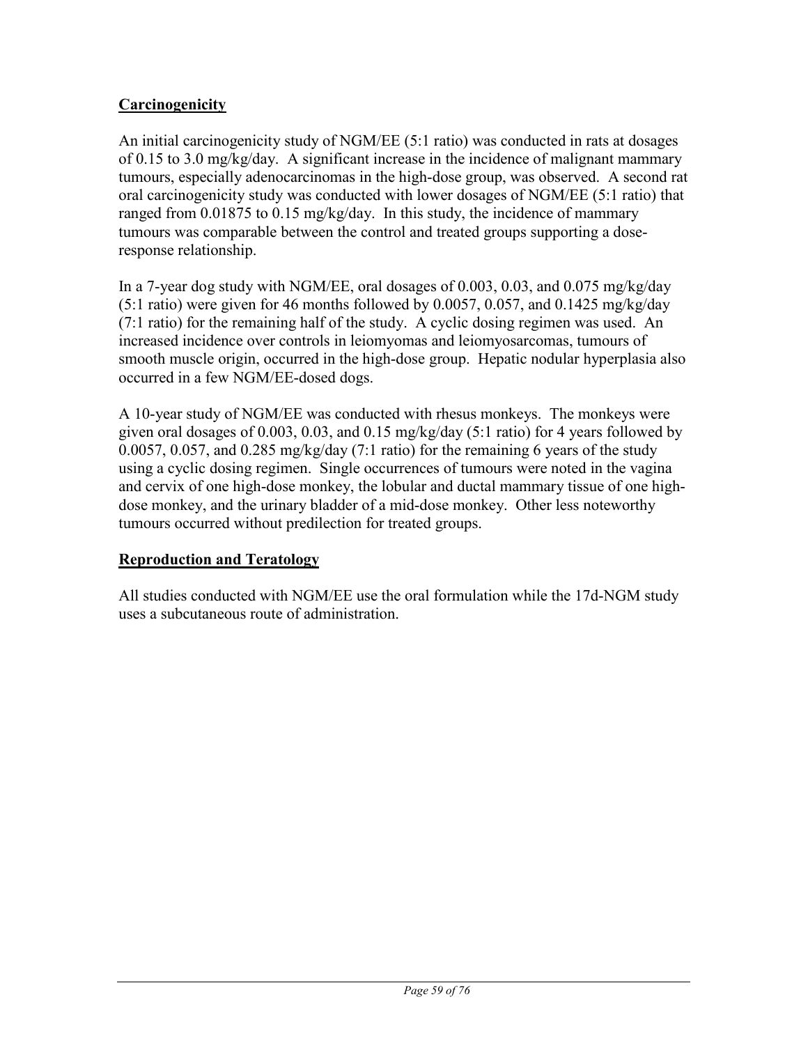## Carcinogenicity

An initial carcinogenicity study of NGM/EE (5:1 ratio) was conducted in rats at dosages of 0.15 to 3.0 mg/kg/day. A significant increase in the incidence of malignant mammary tumours, especially adenocarcinomas in the high-dose group, was observed. A second rat oral carcinogenicity study was conducted with lower dosages of NGM/EE (5:1 ratio) that ranged from 0.01875 to 0.15 mg/kg/day. In this study, the incidence of mammary tumours was comparable between the control and treated groups supporting a dose-response relationship.

In a 7-year dog study with NGM/EE, oral dosages of 0.003, 0.03, and 0.075 mg/kg/day (5:1 ratio) were given for 46 months followed by 0.0057, 0.057, and 0.1425 mg/kg/day (7:1 ratio) for the remaining half of the study. A cyclic dosing regimen was used. An increased incidence over controls in leiomyomas and leiomyosarcomas, tumours of smooth muscle origin, occurred in the high-dose group. Hepatic nodular hyperplasia also occurred in a few NGM/EE-dosed dogs.

A 10-year study of NGM/EE was conducted with rhesus monkeys. The monkeys were given oral dosages of 0.003, 0.03, and 0.15 mg/kg/day (5:1 ratio) for 4 years followed by 0.0057, 0.057, and 0.285 mg/kg/day (7:1 ratio) for the remaining 6 years of the study using a cyclic dosing regimen. Single occurrences of tumours were noted in the vagina and cervix of one high-dose monkey, the lobular and ductal mammary tissue of one high-dose monkey, and the urinary bladder of a mid-dose monkey. Other less noteworthy tumours occurred without predilection for treated groups.

## Reproduction and Teratology

All studies conducted with NGM/EE use the oral formulation while the 17d-NGM study uses a subcutaneous route of administration.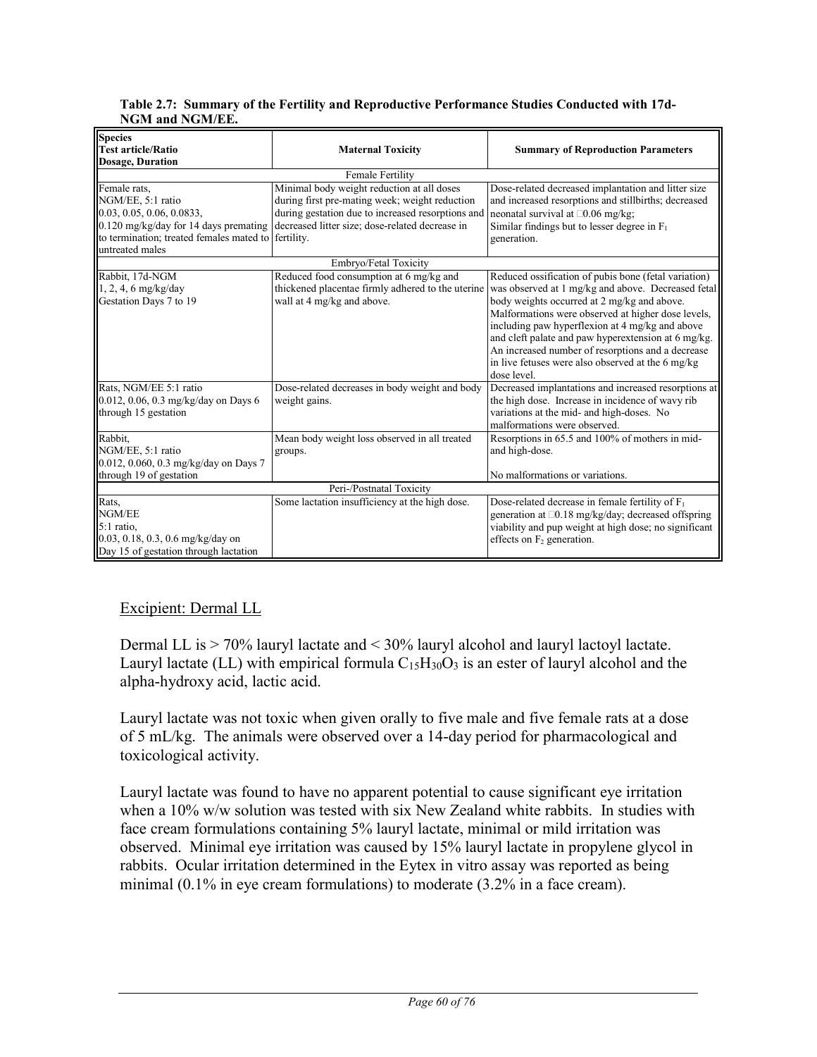**Table 2.7: Summary of the Fertility and Reproductive Performance Studies Conducted with 17d-NGM and NGM/EE.**

| Species<br>Test article/Ratio<br>Dosage, Duration | Maternal Toxicity | Summary of Reproduction Parameters |
|---|---|---|
| Female Fertility | | |
| Female rats,<br>NGM/EE, 5:1 ratio<br>0.03, 0.05, 0.06, 0.0833,<br>0.120 mg/kg/day for 14 days premating to termination; treated females mated to untreated males | Minimal body weight reduction at all doses during first pre-mating week; weight reduction during gestation due to increased resorptions and decreased litter size; dose-related decrease in fertility. | Dose-related decreased implantation and litter size and increased resorptions and stillbirths; decreased neonatal survival at □0.06 mg/kg;<br>Similar findings but to lesser degree in $F_1$ generation. |
| Embryo/Fetal Toxicity | | |
| Rabbit, 17d-NGM<br>1, 2, 4, 6 mg/kg/day<br>Gestation Days 7 to 19 | Reduced food consumption at 6 mg/kg and thickened placentae firmly adhered to the uterine wall at 4 mg/kg and above. | Reduced ossification of pubis bone (fetal variation) was observed at 1 mg/kg and above. Decreased fetal body weights occurred at 2 mg/kg and above. Malformations were observed at higher dose levels, including paw hyperflexion at 4 mg/kg and above and cleft palate and paw hyperextension at 6 mg/kg. An increased number of resorptions and a decrease in live fetuses were also observed at the 6 mg/kg dose level. |
| Rats, NGM/EE 5:1 ratio<br>0.012, 0.06, 0.3 mg/kg/day on Days 6 through 15 gestation | Dose-related decreases in body weight and body weight gains. | Decreased implantations and increased resorptions at the high dose. Increase in incidence of wavy rib variations at the mid- and high-doses. No malformations were observed. |
| Rabbit,<br>NGM/EE, 5:1 ratio<br>0.012, 0.060, 0.3 mg/kg/day on Days 7 through 19 of gestation | Mean body weight loss observed in all treated groups. | Resorptions in 65.5 and 100% of mothers in mid- and high-dose.<br><br>No malformations or variations. |
| Peri-/Postnatal Toxicity | | |
| Rats,<br>NGM/EE<br>5:1 ratio,<br>0.03, 0.18, 0.3, 0.6 mg/kg/day on Day 15 of gestation through lactation | Some lactation insufficiency at the high dose. | Dose-related decrease in female fertility of $F_1$ generation at □0.18 mg/kg/day; decreased offspring viability and pup weight at high dose; no significant effects on $F_2$ generation. |

## Excipient: Dermal LL

Dermal LL is > 70% lauryl lactate and < 30% lauryl alcohol and lauryl lactoyl lactate. Lauryl lactate (LL) with empirical formula $C_{15}H_{30}O_3$ is an ester of lauryl alcohol and the alpha-hydroxy acid, lactic acid.

Lauryl lactate was not toxic when given orally to five male and five female rats at a dose of 5 mL/kg. The animals were observed over a 14-day period for pharmacological and toxicological activity.

Lauryl lactate was found to have no apparent potential to cause significant eye irritation when a 10% w/w solution was tested with six New Zealand white rabbits. In studies with face cream formulations containing 5% lauryl lactate, minimal or mild irritation was observed. Minimal eye irritation was caused by 15% lauryl lactate in propylene glycol in rabbits. Ocular irritation determined in the Eytex in vitro assay was reported as being minimal (0.1% in eye cream formulations) to moderate (3.2% in a face cream).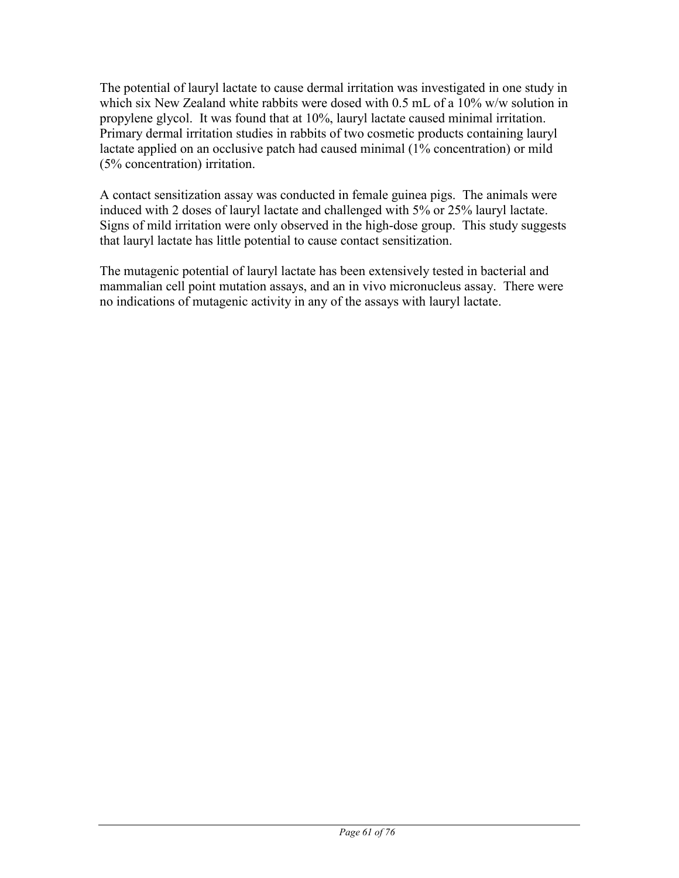The potential of lauryl lactate to cause dermal irritation was investigated in one study in which six New Zealand white rabbits were dosed with 0.5 mL of a 10% w/w solution in propylene glycol. It was found that at 10%, lauryl lactate caused minimal irritation. Primary dermal irritation studies in rabbits of two cosmetic products containing lauryl lactate applied on an occlusive patch had caused minimal (1% concentration) or mild (5% concentration) irritation.

A contact sensitization assay was conducted in female guinea pigs. The animals were induced with 2 doses of lauryl lactate and challenged with 5% or 25% lauryl lactate. Signs of mild irritation were only observed in the high-dose group. This study suggests that lauryl lactate has little potential to cause contact sensitization.

The mutagenic potential of lauryl lactate has been extensively tested in bacterial and mammalian cell point mutation assays, and an in vivo micronucleus assay. There were no indications of mutagenic activity in any of the assays with lauryl lactate.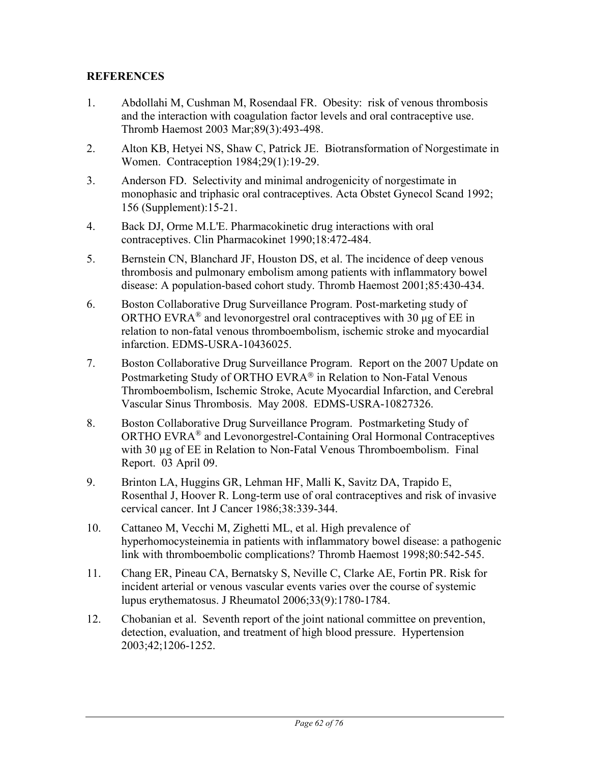## REFERENCES

1. Abdollahi M, Cushman M, Rosendaal FR. Obesity: risk of venous thrombosis and the interaction with coagulation factor levels and oral contraceptive use. Thromb Haemost 2003 Mar;89(3):493-498.
2. Alton KB, Hetyei NS, Shaw C, Patrick JE. Biotransformation of Norgestimate in Women. Contraception 1984;29(1):19-29.
3. Anderson FD. Selectivity and minimal androgenicity of norgestimate in monophasic and triphasic oral contraceptives. Acta Obstet Gynecol Scand 1992; 156 (Supplement):15-21.
4. Back DJ, Orme M.L'E. Pharmacokinetic drug interactions with oral contraceptives. Clin Pharmacokinet 1990;18:472-484.
5. Bernstein CN, Blanchard JF, Houston DS, et al. The incidence of deep venous thrombosis and pulmonary embolism among patients with inflammatory bowel disease: A population-based cohort study. Thromb Haemost 2001;85:430-434.
6. Boston Collaborative Drug Surveillance Program. Post-marketing study of ORTHO EVRA® and levonorgestrel oral contraceptives with 30 µg of EE in relation to non-fatal venous thromboembolism, ischemic stroke and myocardial infarction. EDMS-USRA-10436025.
7. Boston Collaborative Drug Surveillance Program. Report on the 2007 Update on Postmarketing Study of ORTHO EVRA® in Relation to Non-Fatal Venous Thromboembolism, Ischemic Stroke, Acute Myocardial Infarction, and Cerebral Vascular Sinus Thrombosis. May 2008. EDMS-USRA-10827326.
8. Boston Collaborative Drug Surveillance Program. Postmarketing Study of ORTHO EVRA® and Levonorgestrel-Containing Oral Hormonal Contraceptives with 30 µg of EE in Relation to Non-Fatal Venous Thromboembolism. Final Report. 03 April 09.
9. Brinton LA, Huggins GR, Lehman HF, Malli K, Savitz DA, Trapido E, Rosenthal J, Hoover R. Long-term use of oral contraceptives and risk of invasive cervical cancer. Int J Cancer 1986;38:339-344.
10. Cattaneo M, Vecchi M, Zighetti ML, et al. High prevalence of hyperhomocysteinemia in patients with inflammatory bowel disease: a pathogenic link with thromboembolic complications? Thromb Haemost 1998;80:542-545.
11. Chang ER, Pineau CA, Bernatsky S, Neville C, Clarke AE, Fortin PR. Risk for incident arterial or venous vascular events varies over the course of systemic lupus erythematosus. J Rheumatol 2006;33(9):1780-1784.
12. Chobanian et al. Seventh report of the joint national committee on prevention, detection, evaluation, and treatment of high blood pressure. Hypertension 2003;42;1206-1252.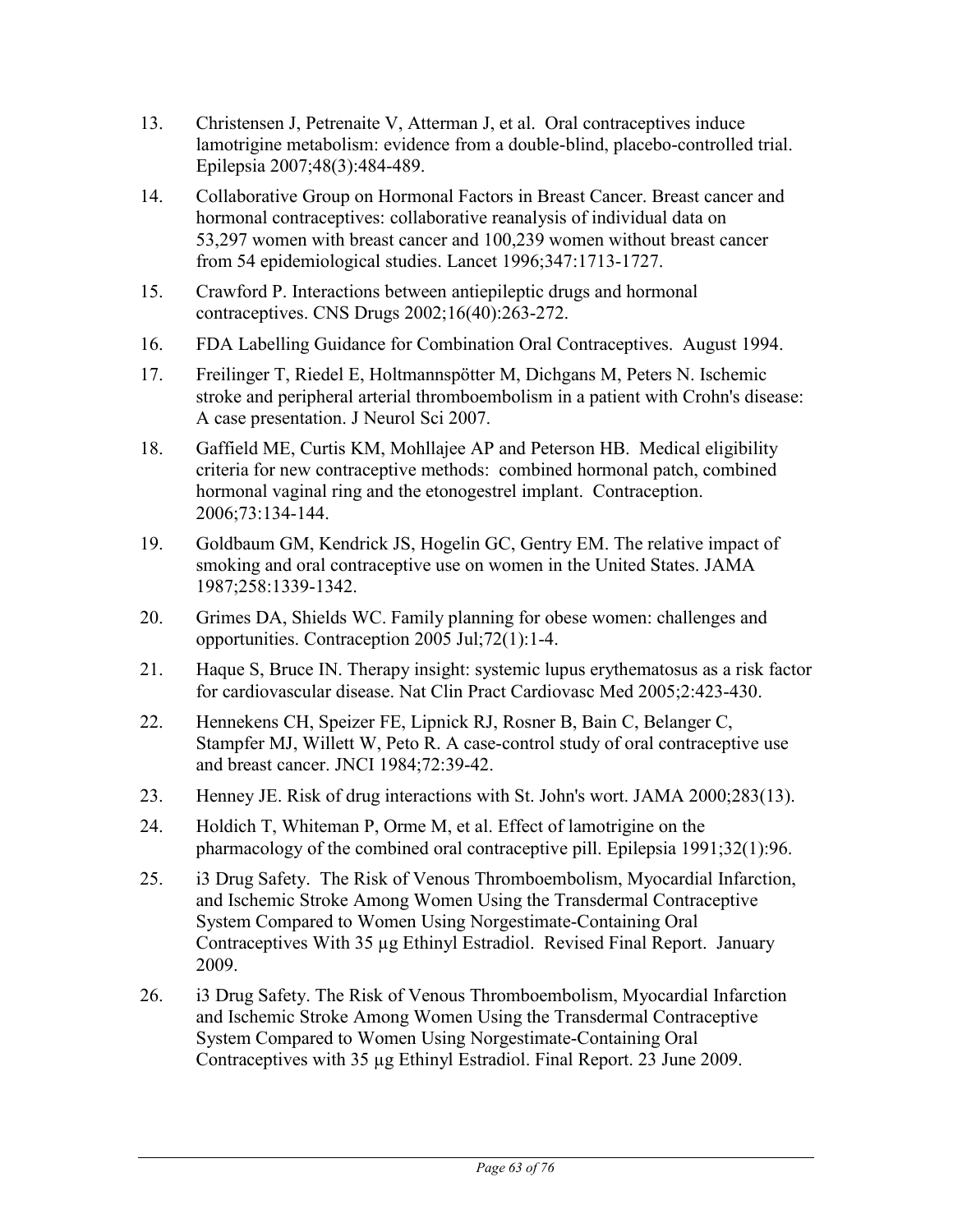13. Christensen J, Petrenaite V, Atterman J, et al. Oral contraceptives induce lamotrigine metabolism: evidence from a double-blind, placebo-controlled trial. Epilepsia 2007;48(3):484-489.

14. Collaborative Group on Hormonal Factors in Breast Cancer. Breast cancer and hormonal contraceptives: collaborative reanalysis of individual data on 53,297 women with breast cancer and 100,239 women without breast cancer from 54 epidemiological studies. Lancet 1996;347:1713-1727.

15. Crawford P. Interactions between antiepileptic drugs and hormonal contraceptives. CNS Drugs 2002;16(40):263-272.

16. FDA Labelling Guidance for Combination Oral Contraceptives. August 1994.

17. Freilinger T, Riedel E, Holtmannspötter M, Dichgans M, Peters N. Ischemic stroke and peripheral arterial thromboembolism in a patient with Crohn's disease: A case presentation. J Neurol Sci 2007.

18. Gaffield ME, Curtis KM, Mohllajee AP and Peterson HB. Medical eligibility criteria for new contraceptive methods: combined hormonal patch, combined hormonal vaginal ring and the etonogestrel implant. Contraception. 2006;73:134-144.

19. Goldbaum GM, Kendrick JS, Hogelin GC, Gentry EM. The relative impact of smoking and oral contraceptive use on women in the United States. JAMA 1987;258:1339-1342.

20. Grimes DA, Shields WC. Family planning for obese women: challenges and opportunities. Contraception 2005 Jul;72(1):1-4.

21. Haque S, Bruce IN. Therapy insight: systemic lupus erythematosus as a risk factor for cardiovascular disease. Nat Clin Pract Cardiovasc Med 2005;2:423-430.

22. Hennekens CH, Speizer FE, Lipnick RJ, Rosner B, Bain C, Belanger C, Stampfer MJ, Willett W, Peto R. A case-control study of oral contraceptive use and breast cancer. JNCI 1984;72:39-42.

23. Henney JE. Risk of drug interactions with St. John's wort. JAMA 2000;283(13).

24. Holdich T, Whiteman P, Orme M, et al. Effect of lamotrigine on the pharmacology of the combined oral contraceptive pill. Epilepsia 1991;32(1):96.

25. i3 Drug Safety. The Risk of Venous Thromboembolism, Myocardial Infarction, and Ischemic Stroke Among Women Using the Transdermal Contraceptive System Compared to Women Using Norgestimate-Containing Oral Contraceptives With 35 µg Ethinyl Estradiol. Revised Final Report. January 2009.

26. i3 Drug Safety. The Risk of Venous Thromboembolism, Myocardial Infarction and Ischemic Stroke Among Women Using the Transdermal Contraceptive System Compared to Women Using Norgestimate-Containing Oral Contraceptives with 35 µg Ethinyl Estradiol. Final Report. 23 June 2009.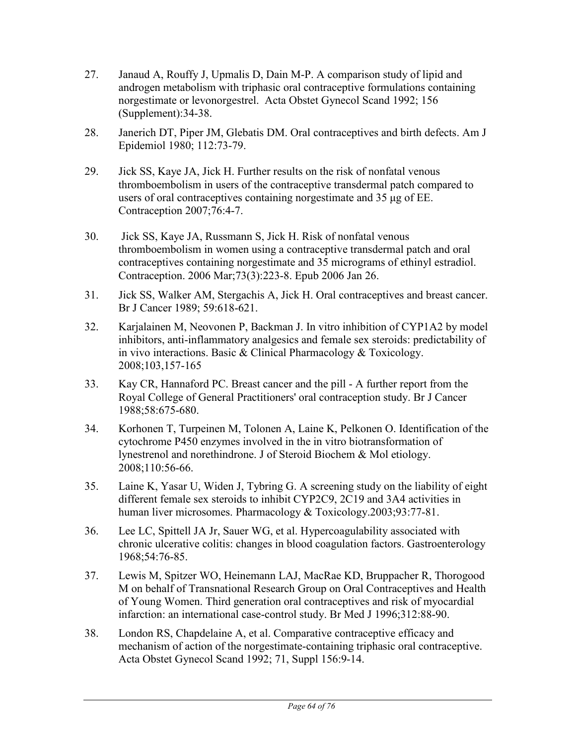27. Janaud A, Rouffy J, Upmalis D, Dain M-P. A comparison study of lipid and androgen metabolism with triphasic oral contraceptive formulations containing norgestimate or levonorgestrel. Acta Obstet Gynecol Scand 1992; 156 (Supplement):34-38.

28. Janerich DT, Piper JM, Glebatis DM. Oral contraceptives and birth defects. Am J Epidemiol 1980; 112:73-79.

29. Jick SS, Kaye JA, Jick H. Further results on the risk of nonfatal venous thromboembolism in users of the contraceptive transdermal patch compared to users of oral contraceptives containing norgestimate and 35 µg of EE. Contraception 2007;76:4-7.

30. Jick SS, Kaye JA, Russmann S, Jick H. Risk of nonfatal venous thromboembolism in women using a contraceptive transdermal patch and oral contraceptives containing norgestimate and 35 micrograms of ethinyl estradiol. Contraception. 2006 Mar;73(3):223-8. Epub 2006 Jan 26.

31. Jick SS, Walker AM, Stergachis A, Jick H. Oral contraceptives and breast cancer. Br J Cancer 1989; 59:618-621.

32. Karjalainen M, Neovonen P, Backman J. In vitro inhibition of CYP1A2 by model inhibitors, anti-inflammatory analgesics and female sex steroids: predictability of in vivo interactions. Basic & Clinical Pharmacology & Toxicology. 2008;103,157-165

33. Kay CR, Hannaford PC. Breast cancer and the pill - A further report from the Royal College of General Practitioners' oral contraception study. Br J Cancer 1988;58:675-680.

34. Korhonen T, Turpeinen M, Tolonen A, Laine K, Pelkonen O. Identification of the cytochrome P450 enzymes involved in the in vitro biotransformation of lynestrenol and norethindrone. J of Steroid Biochem & Mol etiology. 2008;110:56-66.

35. Laine K, Yasar U, Widen J, Tybring G. A screening study on the liability of eight different female sex steroids to inhibit CYP2C9, 2C19 and 3A4 activities in human liver microsomes. Pharmacology & Toxicology.2003;93:77-81.

36. Lee LC, Spittell JA Jr, Sauer WG, et al. Hypercoagulability associated with chronic ulcerative colitis: changes in blood coagulation factors. Gastroenterology 1968;54:76-85.

37. Lewis M, Spitzer WO, Heinemann LAJ, MacRae KD, Bruppacher R, Thorogood M on behalf of Transnational Research Group on Oral Contraceptives and Health of Young Women. Third generation oral contraceptives and risk of myocardial infarction: an international case-control study. Br Med J 1996;312:88-90.

38. London RS, Chapdelaine A, et al. Comparative contraceptive efficacy and mechanism of action of the norgestimate-containing triphasic oral contraceptive. Acta Obstet Gynecol Scand 1992; 71, Suppl 156:9-14.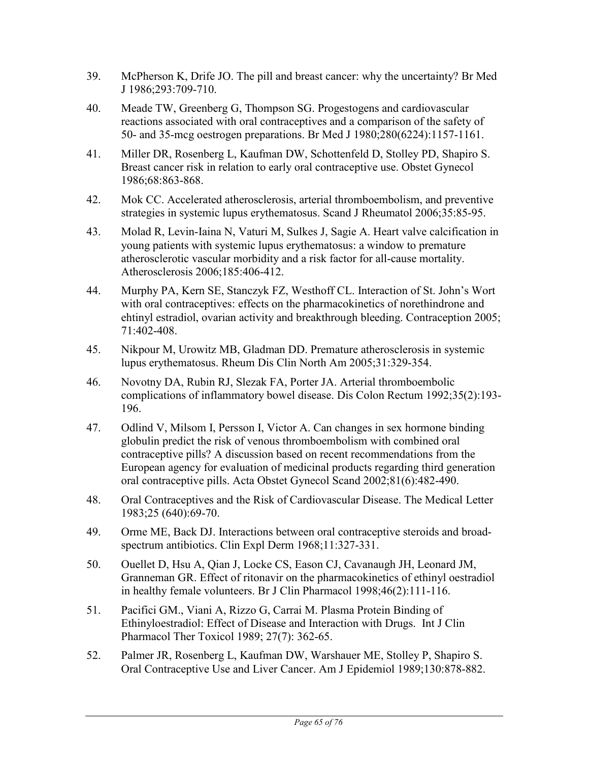39. McPherson K, Drife JO. The pill and breast cancer: why the uncertainty? Br Med J 1986;293:709-710.

40. Meade TW, Greenberg G, Thompson SG. Progestogens and cardiovascular reactions associated with oral contraceptives and a comparison of the safety of 50- and 35-mcg oestrogen preparations. Br Med J 1980;280(6224):1157-1161.

41. Miller DR, Rosenberg L, Kaufman DW, Schottenfeld D, Stolley PD, Shapiro S. Breast cancer risk in relation to early oral contraceptive use. Obstet Gynecol 1986;68:863-868.

42. Mok CC. Accelerated atherosclerosis, arterial thromboembolism, and preventive strategies in systemic lupus erythematosus. Scand J Rheumatol 2006;35:85-95.

43. Molad R, Levin-Iaina N, Vaturi M, Sulkes J, Sagie A. Heart valve calcification in young patients with systemic lupus erythematosus: a window to premature atherosclerotic vascular morbidity and a risk factor for all-cause mortality. Atherosclerosis 2006;185:406-412.

44. Murphy PA, Kern SE, Stanczyk FZ, Westhoff CL. Interaction of St. John's Wort with oral contraceptives: effects on the pharmacokinetics of norethindrone and ehtinyl estradiol, ovarian activity and breakthrough bleeding. Contraception 2005; 71:402-408.

45. Nikpour M, Urowitz MB, Gladman DD. Premature atherosclerosis in systemic lupus erythematosus. Rheum Dis Clin North Am 2005;31:329-354.

46. Novotny DA, Rubin RJ, Slezak FA, Porter JA. Arterial thromboembolic complications of inflammatory bowel disease. Dis Colon Rectum 1992;35(2):193-196.

47. Odlind V, Milsom I, Persson I, Victor A. Can changes in sex hormone binding globulin predict the risk of venous thromboembolism with combined oral contraceptive pills? A discussion based on recent recommendations from the European agency for evaluation of medicinal products regarding third generation oral contraceptive pills. Acta Obstet Gynecol Scand 2002;81(6):482-490.

48. Oral Contraceptives and the Risk of Cardiovascular Disease. The Medical Letter 1983;25 (640):69-70.

49. Orme ME, Back DJ. Interactions between oral contraceptive steroids and broad-spectrum antibiotics. Clin Expl Derm 1968;11:327-331.

50. Ouellet D, Hsu A, Qian J, Locke CS, Eason CJ, Cavanaugh JH, Leonard JM, Granneman GR. Effect of ritonavir on the pharmacokinetics of ethinyl oestradiol in healthy female volunteers. Br J Clin Pharmacol 1998;46(2):111-116.

51. Pacifici GM., Viani A, Rizzo G, Carrai M. Plasma Protein Binding of Ethinyloestradiol: Effect of Disease and Interaction with Drugs. Int J Clin Pharmacol Ther Toxicol 1989; 27(7): 362-65.

52. Palmer JR, Rosenberg L, Kaufman DW, Warshauer ME, Stolley P, Shapiro S. Oral Contraceptive Use and Liver Cancer. Am J Epidemiol 1989;130:878-882.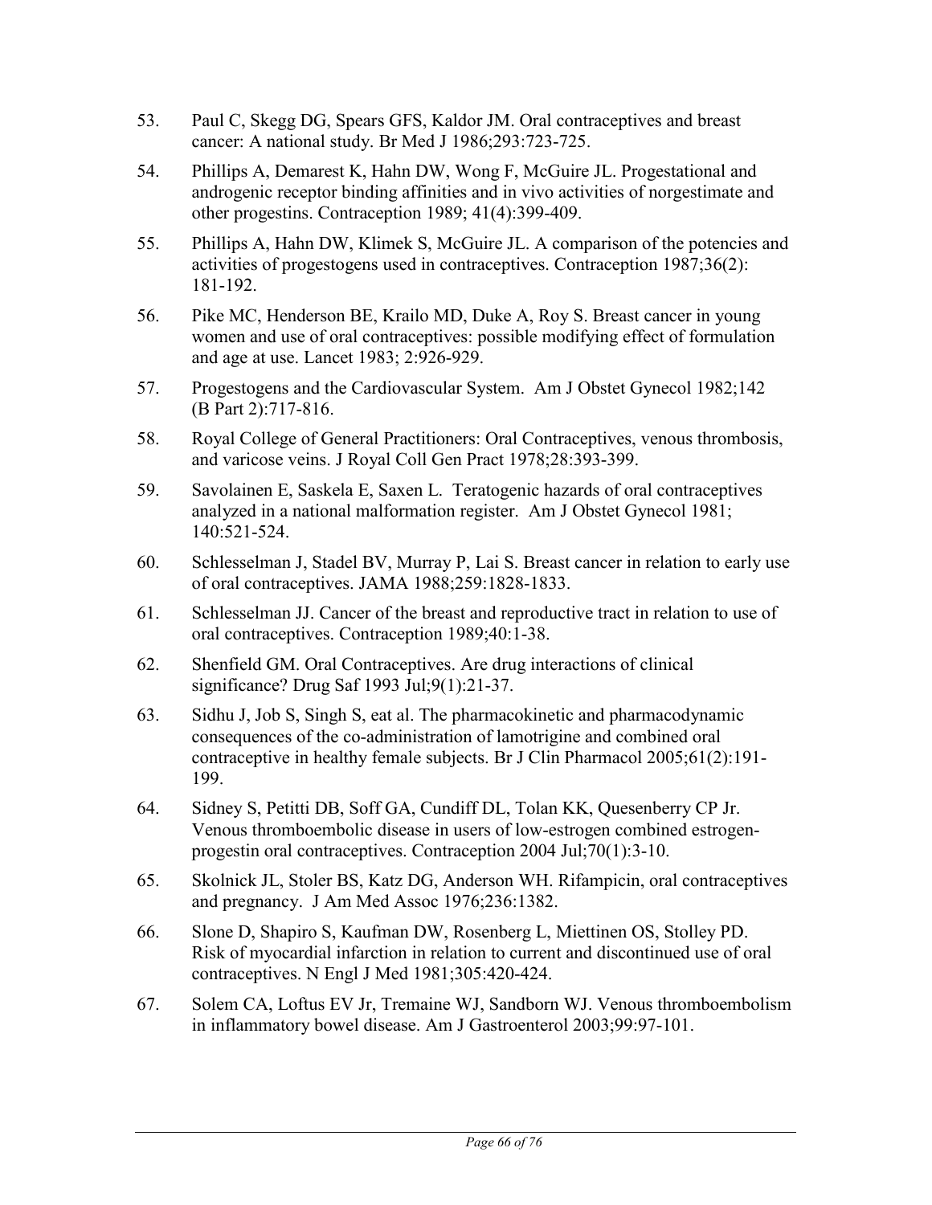53. Paul C, Skegg DG, Spears GFS, Kaldor JM. Oral contraceptives and breast cancer: A national study. Br Med J 1986;293:723-725.

54. Phillips A, Demarest K, Hahn DW, Wong F, McGuire JL. Progestational and androgenic receptor binding affinities and in vivo activities of norgestimate and other progestins. Contraception 1989; 41(4):399-409.

55. Phillips A, Hahn DW, Klimek S, McGuire JL. A comparison of the potencies and activities of progestogens used in contraceptives. Contraception 1987;36(2): 181-192.

56. Pike MC, Henderson BE, Krailo MD, Duke A, Roy S. Breast cancer in young women and use of oral contraceptives: possible modifying effect of formulation and age at use. Lancet 1983; 2:926-929.

57. Progestogens and the Cardiovascular System. Am J Obstet Gynecol 1982;142 (B Part 2):717-816.

58. Royal College of General Practitioners: Oral Contraceptives, venous thrombosis, and varicose veins. J Royal Coll Gen Pract 1978;28:393-399.

59. Savolainen E, Saskela E, Saxen L. Teratogenic hazards of oral contraceptives analyzed in a national malformation register. Am J Obstet Gynecol 1981; 140:521-524.

60. Schlesselman J, Stadel BV, Murray P, Lai S. Breast cancer in relation to early use of oral contraceptives. JAMA 1988;259:1828-1833.

61. Schlesselman JJ. Cancer of the breast and reproductive tract in relation to use of oral contraceptives. Contraception 1989;40:1-38.

62. Shenfield GM. Oral Contraceptives. Are drug interactions of clinical significance? Drug Saf 1993 Jul;9(1):21-37.

63. Sidhu J, Job S, Singh S, eat al. The pharmacokinetic and pharmacodynamic consequences of the co-administration of lamotrigine and combined oral contraceptive in healthy female subjects. Br J Clin Pharmacol 2005;61(2):191-199.

64. Sidney S, Petitti DB, Soff GA, Cundiff DL, Tolan KK, Quesenberry CP Jr. Venous thromboembolic disease in users of low-estrogen combined estrogen-progestin oral contraceptives. Contraception 2004 Jul;70(1):3-10.

65. Skolnick JL, Stoler BS, Katz DG, Anderson WH. Rifampicin, oral contraceptives and pregnancy. J Am Med Assoc 1976;236:1382.

66. Slone D, Shapiro S, Kaufman DW, Rosenberg L, Miettinen OS, Stolley PD. Risk of myocardial infarction in relation to current and discontinued use of oral contraceptives. N Engl J Med 1981;305:420-424.

67. Solem CA, Loftus EV Jr, Tremaine WJ, Sandborn WJ. Venous thromboembolism in inflammatory bowel disease. Am J Gastroenterol 2003;99:97-101.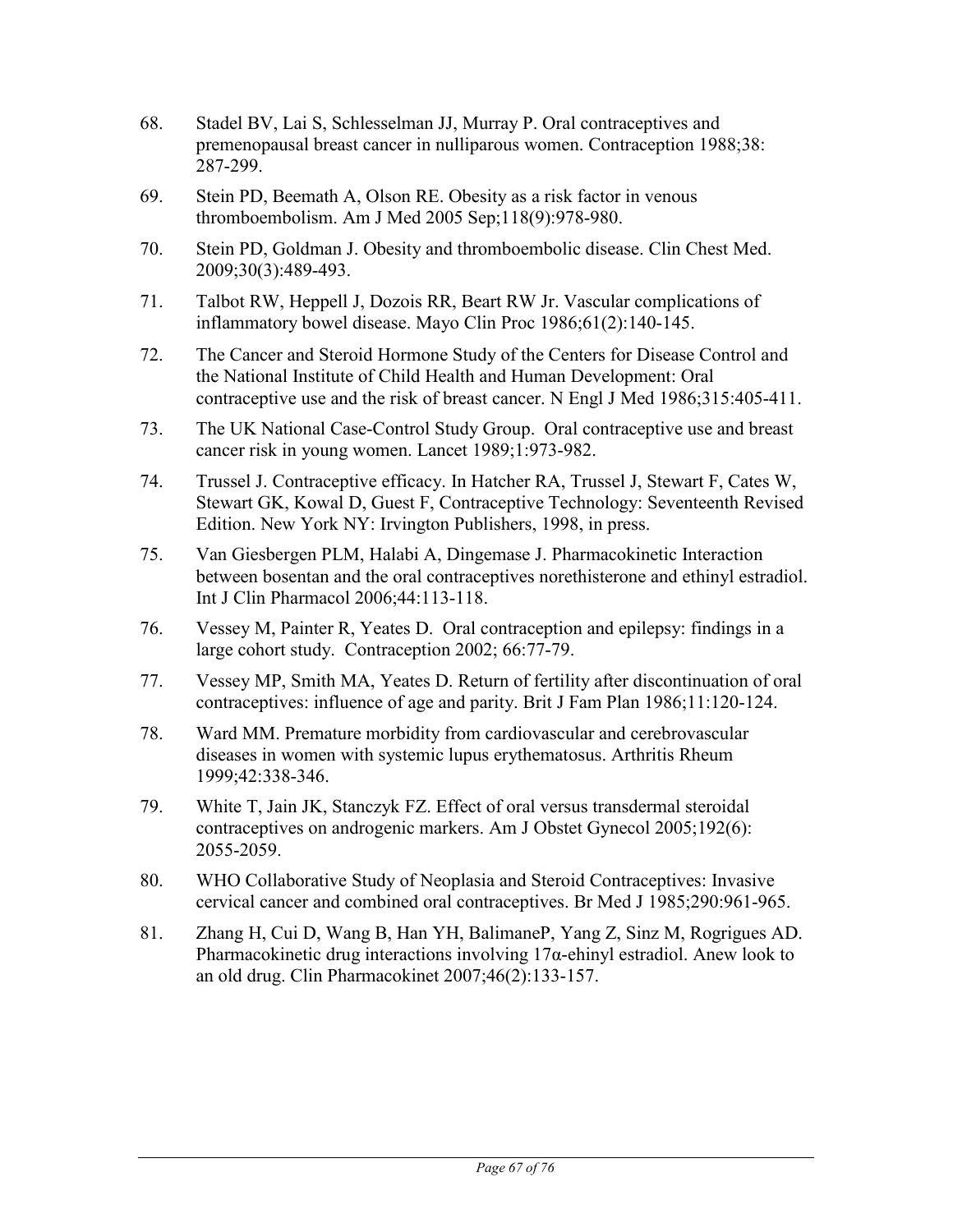68. Stadel BV, Lai S, Schlesselman JJ, Murray P. Oral contraceptives and premenopausal breast cancer in nulliparous women. Contraception 1988;38: 287-299.

69. Stein PD, Beemath A, Olson RE. Obesity as a risk factor in venous thromboembolism. Am J Med 2005 Sep;118(9):978-980.

70. Stein PD, Goldman J. Obesity and thromboembolic disease. Clin Chest Med. 2009;30(3):489-493.

71. Talbot RW, Heppell J, Dozois RR, Beart RW Jr. Vascular complications of inflammatory bowel disease. Mayo Clin Proc 1986;61(2):140-145.

72. The Cancer and Steroid Hormone Study of the Centers for Disease Control and the National Institute of Child Health and Human Development: Oral contraceptive use and the risk of breast cancer. N Engl J Med 1986;315:405-411.

73. The UK National Case-Control Study Group. Oral contraceptive use and breast cancer risk in young women. Lancet 1989;1:973-982.

74. Trussel J. Contraceptive efficacy. In Hatcher RA, Trussel J, Stewart F, Cates W, Stewart GK, Kowal D, Guest F, Contraceptive Technology: Seventeenth Revised Edition. New York NY: Irvington Publishers, 1998, in press.

75. Van Giesbergen PLM, Halabi A, Dingemase J. Pharmacokinetic Interaction between bosentan and the oral contraceptives norethisterone and ethinyl estradiol. Int J Clin Pharmacol 2006;44:113-118.

76. Vessey M, Painter R, Yeates D. Oral contraception and epilepsy: findings in a large cohort study. Contraception 2002; 66:77-79.

77. Vessey MP, Smith MA, Yeates D. Return of fertility after discontinuation of oral contraceptives: influence of age and parity. Brit J Fam Plan 1986;11:120-124.

78. Ward MM. Premature morbidity from cardiovascular and cerebrovascular diseases in women with systemic lupus erythematosus. Arthritis Rheum 1999;42:338-346.

79. White T, Jain JK, Stanczyk FZ. Effect of oral versus transdermal steroidal contraceptives on androgenic markers. Am J Obstet Gynecol 2005;192(6): 2055-2059.

80. WHO Collaborative Study of Neoplasia and Steroid Contraceptives: Invasive cervical cancer and combined oral contraceptives. Br Med J 1985;290:961-965.

81. Zhang H, Cui D, Wang B, Han YH, BalimaneP, Yang Z, Sinz M, Rogrigues AD. Pharmacokinetic drug interactions involving 17α-ehinyl estradiol. Anew look to an old drug. Clin Pharmacokinet 2007;46(2):133-157.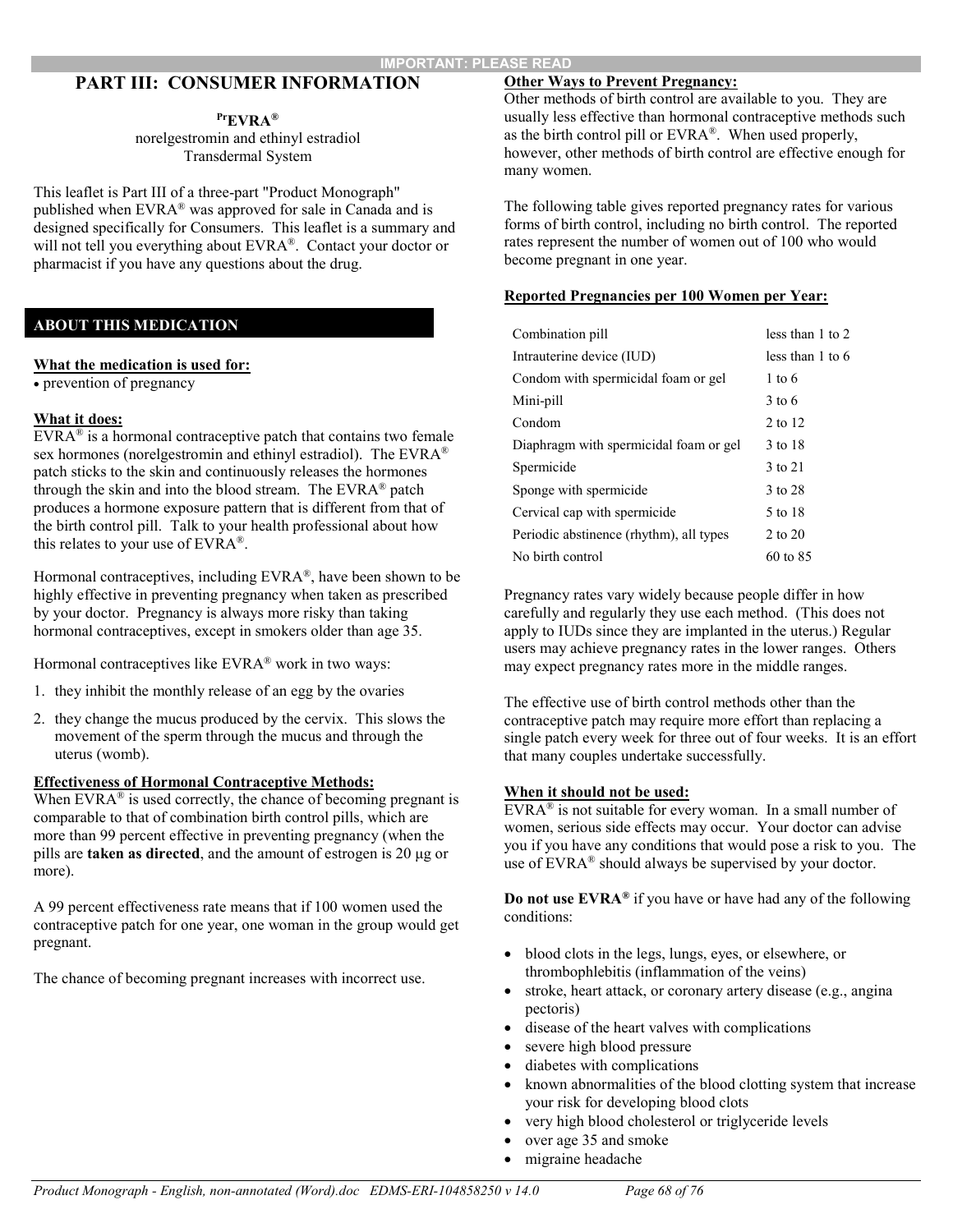IMPORTANT: PLEASE READ

## PART III: CONSUMER INFORMATION

**PrEVRA®**
norelgestromin and ethinyl estradiol
Transdermal System

This leaflet is Part III of a three-part "Product Monograph" published when EVRA® was approved for sale in Canada and is designed specifically for Consumers. This leaflet is a summary and will not tell you everything about EVRA®. Contact your doctor or pharmacist if you have any questions about the drug.

### ABOUT THIS MEDICATION

**What the medication is used for:**

- prevention of pregnancy

**What it does:**

EVRA® is a hormonal contraceptive patch that contains two female sex hormones (norelgestromin and ethinyl estradiol). The EVRA® patch sticks to the skin and continuously releases the hormones through the skin and into the blood stream. The EVRA® patch produces a hormone exposure pattern that is different from that of the birth control pill. Talk to your health professional about how this relates to your use of EVRA®.

Hormonal contraceptives, including EVRA®, have been shown to be highly effective in preventing pregnancy when taken as prescribed by your doctor. Pregnancy is always more risky than taking hormonal contraceptives, except in smokers older than age 35.

Hormonal contraceptives like EVRA® work in two ways:

1. they inhibit the monthly release of an egg by the ovaries
2. they change the mucus produced by the cervix. This slows the movement of the sperm through the mucus and through the uterus (womb).

**Effectiveness of Hormonal Contraceptive Methods:**

When EVRA® is used correctly, the chance of becoming pregnant is comparable to that of combination birth control pills, which are more than 99 percent effective in preventing pregnancy (when the pills are **taken as directed**, and the amount of estrogen is 20 µg or more).

A 99 percent effectiveness rate means that if 100 women used the contraceptive patch for one year, one woman in the group would get pregnant.

The chance of becoming pregnant increases with incorrect use.

**Other Ways to Prevent Pregnancy:**

Other methods of birth control are available to you. They are usually less effective than hormonal contraceptive methods such as the birth control pill or EVRA®. When used properly, however, other methods of birth control are effective enough for many women.

The following table gives reported pregnancy rates for various forms of birth control, including no birth control. The reported rates represent the number of women out of 100 who would become pregnant in one year.

**Reported Pregnancies per 100 Women per Year:**

| Method | Rate |
|---|---|
| Combination pill | less than 1 to 2 |
| Intrauterine device (IUD) | less than 1 to 6 |
| Condom with spermicidal foam or gel | 1 to 6 |
| Mini-pill | 3 to 6 |
| Condom | 2 to 12 |
| Diaphragm with spermicidal foam or gel | 3 to 18 |
| Spermicide | 3 to 21 |
| Sponge with spermicide | 3 to 28 |
| Cervical cap with spermicide | 5 to 18 |
| Periodic abstinence (rhythm), all types | 2 to 20 |
| No birth control | 60 to 85 |

Pregnancy rates vary widely because people differ in how carefully and regularly they use each method. (This does not apply to IUDs since they are implanted in the uterus.) Regular users may achieve pregnancy rates in the lower ranges. Others may expect pregnancy rates more in the middle ranges.

The effective use of birth control methods other than the contraceptive patch may require more effort than replacing a single patch every week for three out of four weeks. It is an effort that many couples undertake successfully.

**When it should not be used:**

EVRA® is not suitable for every woman. In a small number of women, serious side effects may occur. Your doctor can advise you if you have any conditions that would pose a risk to you. The use of EVRA® should always be supervised by your doctor.

**Do not use EVRA®** if you have or have had any of the following conditions:

- blood clots in the legs, lungs, eyes, or elsewhere, or thrombophlebitis (inflammation of the veins)
- stroke, heart attack, or coronary artery disease (e.g., angina pectoris)
- disease of the heart valves with complications
- severe high blood pressure
- diabetes with complications
- known abnormalities of the blood clotting system that increase your risk for developing blood clots
- very high blood cholesterol or triglyceride levels
- over age 35 and smoke
- migraine headache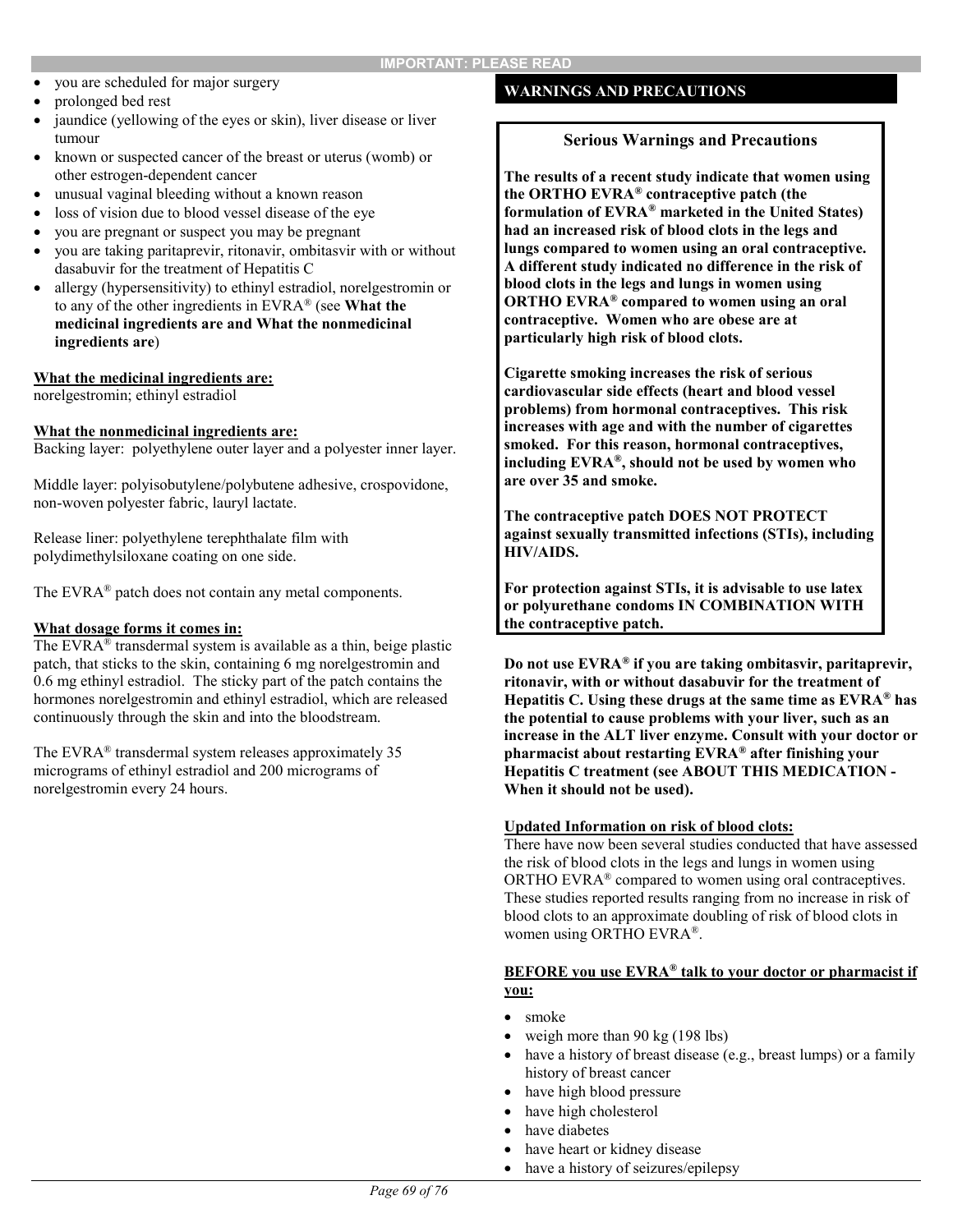- you are scheduled for major surgery
- prolonged bed rest
- jaundice (yellowing of the eyes or skin), liver disease or liver tumour
- known or suspected cancer of the breast or uterus (womb) or other estrogen-dependent cancer
- unusual vaginal bleeding without a known reason
- loss of vision due to blood vessel disease of the eye
- you are pregnant or suspect you may be pregnant
- you are taking paritaprevir, ritonavir, ombitasvir with or without dasabuvir for the treatment of Hepatitis C
- allergy (hypersensitivity) to ethinyl estradiol, norelgestromin or to any of the other ingredients in EVRA® (see **What the medicinal ingredients are and What the nonmedicinal ingredients are**)

**What the medicinal ingredients are:**
norelgestromin; ethinyl estradiol

**What the nonmedicinal ingredients are:**
Backing layer: polyethylene outer layer and a polyester inner layer.

Middle layer: polyisobutylene/polybutene adhesive, crospovidone, non-woven polyester fabric, lauryl lactate.

Release liner: polyethylene terephthalate film with polydimethylsiloxane coating on one side.

The EVRA® patch does not contain any metal components.

**What dosage forms it comes in:**
The EVRA® transdermal system is available as a thin, beige plastic patch, that sticks to the skin, containing 6 mg norelgestromin and 0.6 mg ethinyl estradiol. The sticky part of the patch contains the hormones norelgestromin and ethinyl estradiol, which are released continuously through the skin and into the bloodstream.

The EVRA® transdermal system releases approximately 35 micrograms of ethinyl estradiol and 200 micrograms of norelgestromin every 24 hours.

## WARNINGS AND PRECAUTIONS

### Serious Warnings and Precautions

**The results of a recent study indicate that women using the ORTHO EVRA® contraceptive patch (the formulation of EVRA® marketed in the United States) had an increased risk of blood clots in the legs and lungs compared to women using an oral contraceptive. A different study indicated no difference in the risk of blood clots in the legs and lungs in women using ORTHO EVRA® compared to women using an oral contraceptive. Women who are obese are at particularly high risk of blood clots.**

**Cigarette smoking increases the risk of serious cardiovascular side effects (heart and blood vessel problems) from hormonal contraceptives. This risk increases with age and with the number of cigarettes smoked. For this reason, hormonal contraceptives, including EVRA®, should not be used by women who are over 35 and smoke.**

**The contraceptive patch DOES NOT PROTECT against sexually transmitted infections (STIs), including HIV/AIDS.**

**For protection against STIs, it is advisable to use latex or polyurethane condoms IN COMBINATION WITH the contraceptive patch.**

**Do not use EVRA® if you are taking ombitasvir, paritaprevir, ritonavir, with or without dasabuvir for the treatment of Hepatitis C. Using these drugs at the same time as EVRA® has the potential to cause problems with your liver, such as an increase in the ALT liver enzyme. Consult with your doctor or pharmacist about restarting EVRA® after finishing your Hepatitis C treatment (see ABOUT THIS MEDICATION - When it should not be used).**

**Updated Information on risk of blood clots:**
There have now been several studies conducted that have assessed the risk of blood clots in the legs and lungs in women using ORTHO EVRA® compared to women using oral contraceptives. These studies reported results ranging from no increase in risk of blood clots to an approximate doubling of risk of blood clots in women using ORTHO EVRA®.

**BEFORE you use EVRA® talk to your doctor or pharmacist if you:**

- smoke
- weigh more than 90 kg (198 lbs)
- have a history of breast disease (e.g., breast lumps) or a family history of breast cancer
- have high blood pressure
- have high cholesterol
- have diabetes
- have heart or kidney disease
- have a history of seizures/epilepsy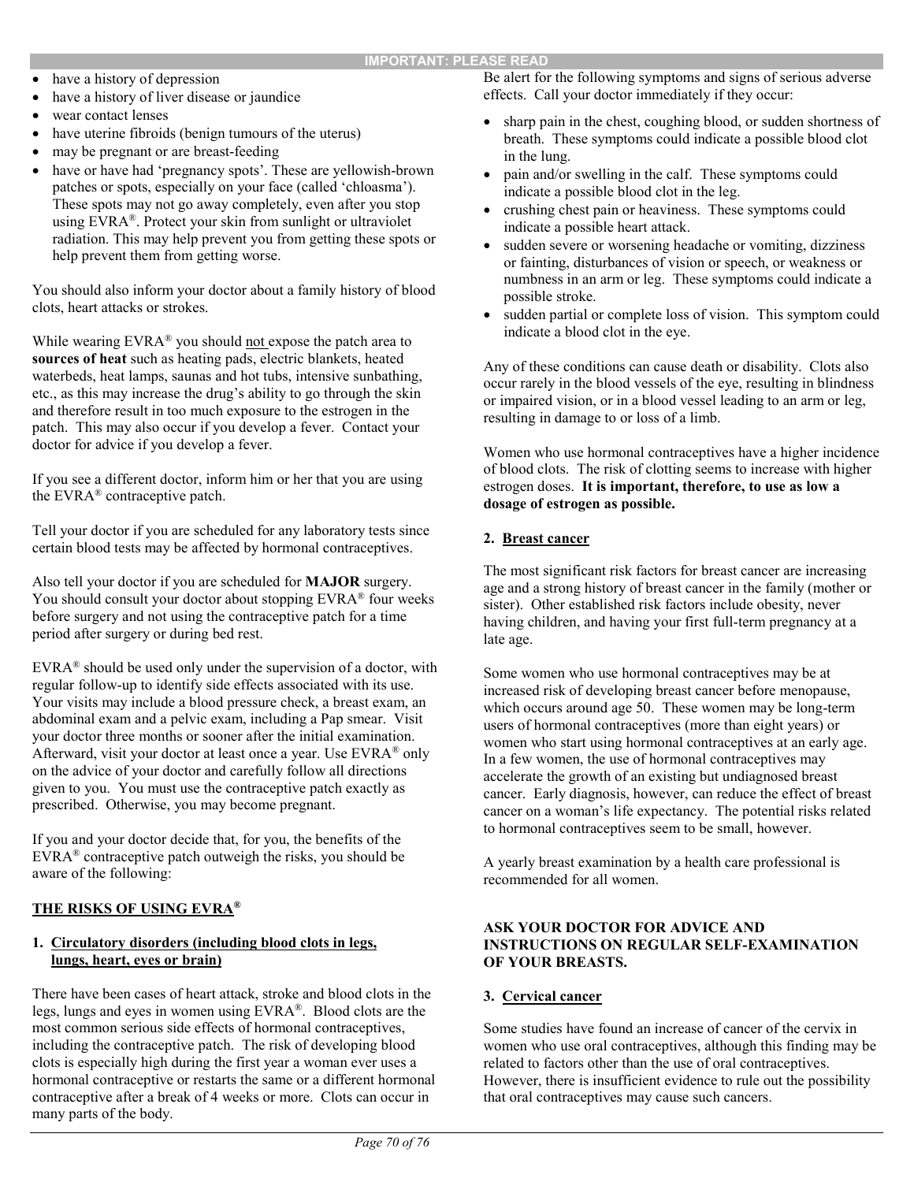- have a history of depression
- have a history of liver disease or jaundice
- wear contact lenses
- have uterine fibroids (benign tumours of the uterus)
- may be pregnant or are breast-feeding
- have or have had 'pregnancy spots'. These are yellowish-brown patches or spots, especially on your face (called 'chloasma'). These spots may not go away completely, even after you stop using EVRA®. Protect your skin from sunlight or ultraviolet radiation. This may help prevent you from getting these spots or help prevent them from getting worse.

You should also inform your doctor about a family history of blood clots, heart attacks or strokes.

While wearing EVRA® you should not expose the patch area to **sources of heat** such as heating pads, electric blankets, heated waterbeds, heat lamps, saunas and hot tubs, intensive sunbathing, etc., as this may increase the drug's ability to go through the skin and therefore result in too much exposure to the estrogen in the patch. This may also occur if you develop a fever. Contact your doctor for advice if you develop a fever.

If you see a different doctor, inform him or her that you are using the EVRA® contraceptive patch.

Tell your doctor if you are scheduled for any laboratory tests since certain blood tests may be affected by hormonal contraceptives.

Also tell your doctor if you are scheduled for **MAJOR** surgery. You should consult your doctor about stopping EVRA® four weeks before surgery and not using the contraceptive patch for a time period after surgery or during bed rest.

EVRA® should be used only under the supervision of a doctor, with regular follow-up to identify side effects associated with its use. Your visits may include a blood pressure check, a breast exam, an abdominal exam and a pelvic exam, including a Pap smear. Visit your doctor three months or sooner after the initial examination. Afterward, visit your doctor at least once a year. Use EVRA® only on the advice of your doctor and carefully follow all directions given to you. You must use the contraceptive patch exactly as prescribed. Otherwise, you may become pregnant.

If you and your doctor decide that, for you, the benefits of the EVRA® contraceptive patch outweigh the risks, you should be aware of the following:

## THE RISKS OF USING EVRA®

### 1. Circulatory disorders (including blood clots in legs, lungs, heart, eyes or brain)

There have been cases of heart attack, stroke and blood clots in the legs, lungs and eyes in women using EVRA®. Blood clots are the most common serious side effects of hormonal contraceptives, including the contraceptive patch. The risk of developing blood clots is especially high during the first year a woman ever uses a hormonal contraceptive or restarts the same or a different hormonal contraceptive after a break of 4 weeks or more. Clots can occur in many parts of the body.

Be alert for the following symptoms and signs of serious adverse effects. Call your doctor immediately if they occur:

- sharp pain in the chest, coughing blood, or sudden shortness of breath. These symptoms could indicate a possible blood clot in the lung.
- pain and/or swelling in the calf. These symptoms could indicate a possible blood clot in the leg.
- crushing chest pain or heaviness. These symptoms could indicate a possible heart attack.
- sudden severe or worsening headache or vomiting, dizziness or fainting, disturbances of vision or speech, or weakness or numbness in an arm or leg. These symptoms could indicate a possible stroke.
- sudden partial or complete loss of vision. This symptom could indicate a blood clot in the eye.

Any of these conditions can cause death or disability. Clots also occur rarely in the blood vessels of the eye, resulting in blindness or impaired vision, or in a blood vessel leading to an arm or leg, resulting in damage to or loss of a limb.

Women who use hormonal contraceptives have a higher incidence of blood clots. The risk of clotting seems to increase with higher estrogen doses. **It is important, therefore, to use as low a dosage of estrogen as possible.**

### 2. Breast cancer

The most significant risk factors for breast cancer are increasing age and a strong history of breast cancer in the family (mother or sister). Other established risk factors include obesity, never having children, and having your first full-term pregnancy at a late age.

Some women who use hormonal contraceptives may be at increased risk of developing breast cancer before menopause, which occurs around age 50. These women may be long-term users of hormonal contraceptives (more than eight years) or women who start using hormonal contraceptives at an early age. In a few women, the use of hormonal contraceptives may accelerate the growth of an existing but undiagnosed breast cancer. Early diagnosis, however, can reduce the effect of breast cancer on a woman's life expectancy. The potential risks related to hormonal contraceptives seem to be small, however.

A yearly breast examination by a health care professional is recommended for all women.

**ASK YOUR DOCTOR FOR ADVICE AND INSTRUCTIONS ON REGULAR SELF-EXAMINATION OF YOUR BREASTS.**

### 3. Cervical cancer

Some studies have found an increase of cancer of the cervix in women who use oral contraceptives, although this finding may be related to factors other than the use of oral contraceptives. However, there is insufficient evidence to rule out the possibility that oral contraceptives may cause such cancers.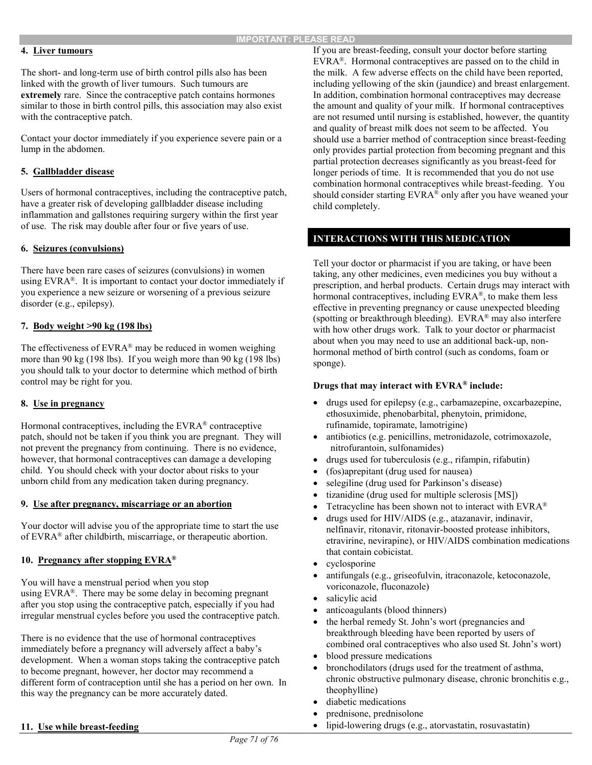**4. Liver tumours**

The short- and long-term use of birth control pills also has been linked with the growth of liver tumours. Such tumours are **extremely** rare. Since the contraceptive patch contains hormones similar to those in birth control pills, this association may also exist with the contraceptive patch.

Contact your doctor immediately if you experience severe pain or a lump in the abdomen.

**5. Gallbladder disease**

Users of hormonal contraceptives, including the contraceptive patch, have a greater risk of developing gallbladder disease including inflammation and gallstones requiring surgery within the first year of use. The risk may double after four or five years of use.

**6. Seizures (convulsions)**

There have been rare cases of seizures (convulsions) in women using EVRA®. It is important to contact your doctor immediately if you experience a new seizure or worsening of a previous seizure disorder (e.g., epilepsy).

**7. Body weight >90 kg (198 lbs)**

The effectiveness of EVRA® may be reduced in women weighing more than 90 kg (198 lbs). If you weigh more than 90 kg (198 lbs) you should talk to your doctor to determine which method of birth control may be right for you.

**8. Use in pregnancy**

Hormonal contraceptives, including the EVRA® contraceptive patch, should not be taken if you think you are pregnant. They will not prevent the pregnancy from continuing. There is no evidence, however, that hormonal contraceptives can damage a developing child. You should check with your doctor about risks to your unborn child from any medication taken during pregnancy.

**9. Use after pregnancy, miscarriage or an abortion**

Your doctor will advise you of the appropriate time to start the use of EVRA® after childbirth, miscarriage, or therapeutic abortion.

**10. Pregnancy after stopping EVRA®**

You will have a menstrual period when you stop using EVRA®. There may be some delay in becoming pregnant after you stop using the contraceptive patch, especially if you had irregular menstrual cycles before you used the contraceptive patch.

There is no evidence that the use of hormonal contraceptives immediately before a pregnancy will adversely affect a baby's development. When a woman stops taking the contraceptive patch to become pregnant, however, her doctor may recommend a different form of contraception until she has a period on her own. In this way the pregnancy can be more accurately dated.

**11. Use while breast-feeding**

If you are breast-feeding, consult your doctor before starting EVRA®. Hormonal contraceptives are passed on to the child in the milk. A few adverse effects on the child have been reported, including yellowing of the skin (jaundice) and breast enlargement. In addition, combination hormonal contraceptives may decrease the amount and quality of your milk. If hormonal contraceptives are not resumed until nursing is established, however, the quantity and quality of breast milk does not seem to be affected. You should use a barrier method of contraception since breast-feeding only provides partial protection from becoming pregnant and this partial protection decreases significantly as you breast-feed for longer periods of time. It is recommended that you do not use combination hormonal contraceptives while breast-feeding. You should consider starting EVRA® only after you have weaned your child completely.

## INTERACTIONS WITH THIS MEDICATION

Tell your doctor or pharmacist if you are taking, or have been taking, any other medicines, even medicines you buy without a prescription, and herbal products. Certain drugs may interact with hormonal contraceptives, including EVRA®, to make them less effective in preventing pregnancy or cause unexpected bleeding (spotting or breakthrough bleeding). EVRA® may also interfere with how other drugs work. Talk to your doctor or pharmacist about when you may need to use an additional back-up, non-hormonal method of birth control (such as condoms, foam or sponge).

**Drugs that may interact with EVRA® include:**

- drugs used for epilepsy (e.g., carbamazepine, oxcarbazepine, ethosuximide, phenobarbital, phenytoin, primidone, rufinamide, topiramate, lamotrigine)
- antibiotics (e.g. penicillins, metronidazole, cotrimoxazole, nitrofurantoin, sulfonamides)
- drugs used for tuberculosis (e.g., rifampin, rifabutin)
- (fos)aprepitant (drug used for nausea)
- selegiline (drug used for Parkinson's disease)
- tizanidine (drug used for multiple sclerosis [MS])
- Tetracycline has been shown not to interact with EVRA®
- drugs used for HIV/AIDS (e.g., atazanavir, indinavir, nelfinavir, ritonavir, ritonavir-boosted protease inhibitors, etravirine, nevirapine), or HIV/AIDS combination medications that contain cobicistat.
- cyclosporine
- antifungals (e.g., griseofulvin, itraconazole, ketoconazole, voriconazole, fluconazole)
- salicylic acid
- anticoagulants (blood thinners)
- the herbal remedy St. John's wort (pregnancies and breakthrough bleeding have been reported by users of combined oral contraceptives who also used St. John's wort)
- blood pressure medications
- bronchodilators (drugs used for the treatment of asthma, chronic obstructive pulmonary disease, chronic bronchitis e.g., theophylline)
- diabetic medications
- prednisone, prednisolone
- lipid-lowering drugs (e.g., atorvastatin, rosuvastatin)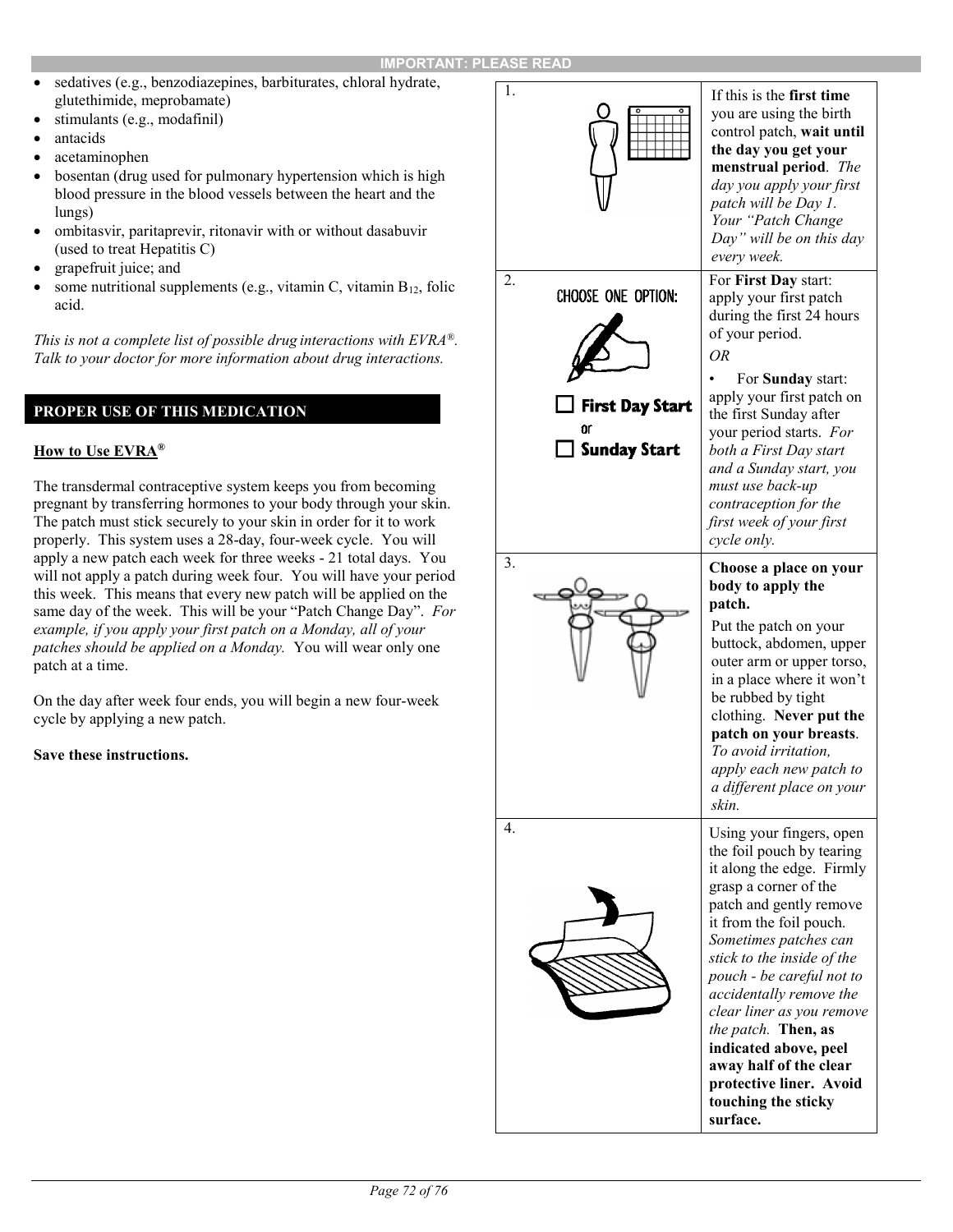**IMPORTANT: PLEASE READ**

- sedatives (e.g., benzodiazepines, barbiturates, chloral hydrate, glutethimide, meprobamate)
- stimulants (e.g., modafinil)
- antacids
- acetaminophen
- bosentan (drug used for pulmonary hypertension which is high blood pressure in the blood vessels between the heart and the lungs)
- ombitasvir, paritaprevir, ritonavir with or without dasabuvir (used to treat Hepatitis C)
- grapefruit juice; and
- some nutritional supplements (e.g., vitamin C, vitamin $B_{12}$, folic acid.

*This is not a complete list of possible drug interactions with EVRA®. Talk to your doctor for more information about drug interactions.*

## PROPER USE OF THIS MEDICATION

**How to Use EVRA®**

The transdermal contraceptive system keeps you from becoming pregnant by transferring hormones to your body through your skin. The patch must stick securely to your skin in order for it to work properly. This system uses a 28-day, four-week cycle. You will apply a new patch each week for three weeks - 21 total days. You will not apply a patch during week four. You will have your period this week. This means that every new patch will be applied on the same day of the week. This will be your "Patch Change Day". *For example, if you apply your first patch on a Monday, all of your patches should be applied on a Monday.* You will wear only one patch at a time.

On the day after week four ends, you will begin a new four-week cycle by applying a new patch.

**Save these instructions.**

| | |
|---|---|
| 1. | If this is the **first time** you are using the birth control patch, **wait until the day you get your menstrual period**. *The day you apply your first patch will be Day 1. Your "Patch Change Day" will be on this day every week.* |
| 2. CHOOSE ONE OPTION: ☐ First Day Start or ☐ Sunday Start | For **First Day** start: apply your first patch during the first 24 hours of your period. *OR* • For **Sunday** start: apply your first patch on the first Sunday after your period starts. *For both a First Day start and a Sunday start, you must use back-up contraception for the first week of your first cycle only.* |
| 3. | **Choose a place on your body to apply the patch.** Put the patch on your buttock, abdomen, upper outer arm or upper torso, in a place where it won't be rubbed by tight clothing. **Never put the patch on your breasts**. *To avoid irritation, apply each new patch to a different place on your skin.* |
| 4. | Using your fingers, open the foil pouch by tearing it along the edge. Firmly grasp a corner of the patch and gently remove it from the foil pouch. *Sometimes patches can stick to the inside of the pouch - be careful not to accidentally remove the clear liner as you remove the patch.* **Then, as indicated above, peel away half of the clear protective liner. Avoid touching the sticky surface.** |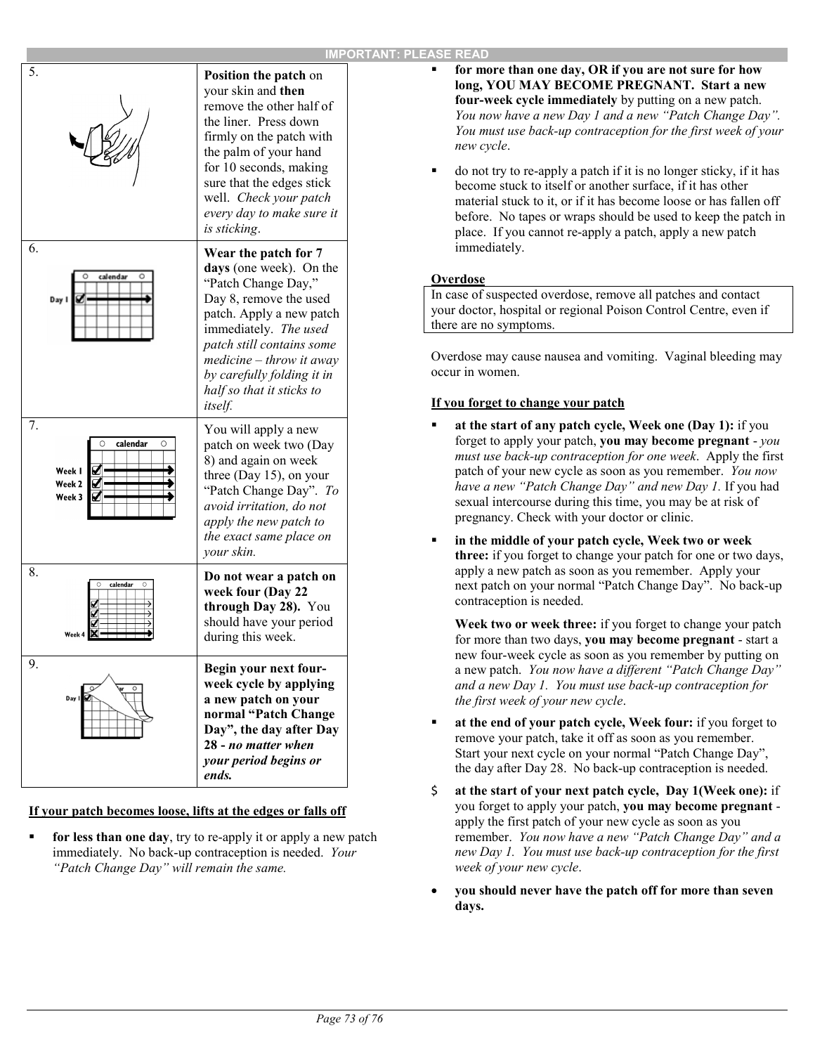**IMPORTANT: PLEASE READ**

| | |
|---|---|
| 5. | **Position the patch** on your skin and **then** remove the other half of the liner. Press down firmly on the patch with the palm of your hand for 10 seconds, making sure that the edges stick well. *Check your patch every day to make sure it is sticking*. |
| 6. | **Wear the patch for 7 days** (one week). On the "Patch Change Day," Day 8, remove the used patch. Apply a new patch immediately. *The used patch still contains some medicine – throw it away by carefully folding it in half so that it sticks to itself.* |
| 7. | You will apply a new patch on week two (Day 8) and again on week three (Day 15), on your "Patch Change Day". *To avoid irritation, do not apply the new patch to the exact same place on your skin.* |
| 8. | **Do not wear a patch on week four (Day 22 through Day 28).** You should have your period during this week. |
| 9. | **Begin your next four-week cycle by applying a new patch on your normal "Patch Change Day", the day after Day 28 -** ***no matter when your period begins or ends.*** |

**If your patch becomes loose, lifts at the edges or falls off**

- **for less than one day**, try to re-apply it or apply a new patch immediately. No back-up contraception is needed. *Your "Patch Change Day" will remain the same.*
- **for more than one day, OR if you are not sure for how long, YOU MAY BECOME PREGNANT. Start a new four-week cycle immediately** by putting on a new patch. *You now have a new Day 1 and a new "Patch Change Day". You must use back-up contraception for the first week of your new cycle*.
- do not try to re-apply a patch if it is no longer sticky, if it has become stuck to itself or another surface, if it has other material stuck to it, or if it has become loose or has fallen off before. No tapes or wraps should be used to keep the patch in place. If you cannot re-apply a patch, apply a new patch immediately.

**Overdose**

In case of suspected overdose, remove all patches and contact your doctor, hospital or regional Poison Control Centre, even if there are no symptoms.

Overdose may cause nausea and vomiting. Vaginal bleeding may occur in women.

**If you forget to change your patch**

- **at the start of any patch cycle, Week one (Day 1):** if you forget to apply your patch, **you may become pregnant** - *you must use back-up contraception for one week*. Apply the first patch of your new cycle as soon as you remember. *You now have a new "Patch Change Day" and new Day 1.* If you had sexual intercourse during this time, you may be at risk of pregnancy. Check with your doctor or clinic.
- **in the middle of your patch cycle, Week two or week three:** if you forget to change your patch for one or two days, apply a new patch as soon as you remember. Apply your next patch on your normal "Patch Change Day". No back-up contraception is needed.

  **Week two or week three:** if you forget to change your patch for more than two days, **you may become pregnant** - start a new four-week cycle as soon as you remember by putting on a new patch. *You now have a different "Patch Change Day" and a new Day 1. You must use back-up contraception for the first week of your new cycle*.
- **at the end of your patch cycle, Week four:** if you forget to remove your patch, take it off as soon as you remember. Start your next cycle on your normal "Patch Change Day", the day after Day 28. No back-up contraception is needed.
- **at the start of your next patch cycle, Day 1(Week one):** if you forget to apply your patch, **you may become pregnant** - apply the first patch of your new cycle as soon as you remember. *You now have a new "Patch Change Day" and a new Day 1. You must use back-up contraception for the first week of your new cycle*.
- **you should never have the patch off for more than seven days.**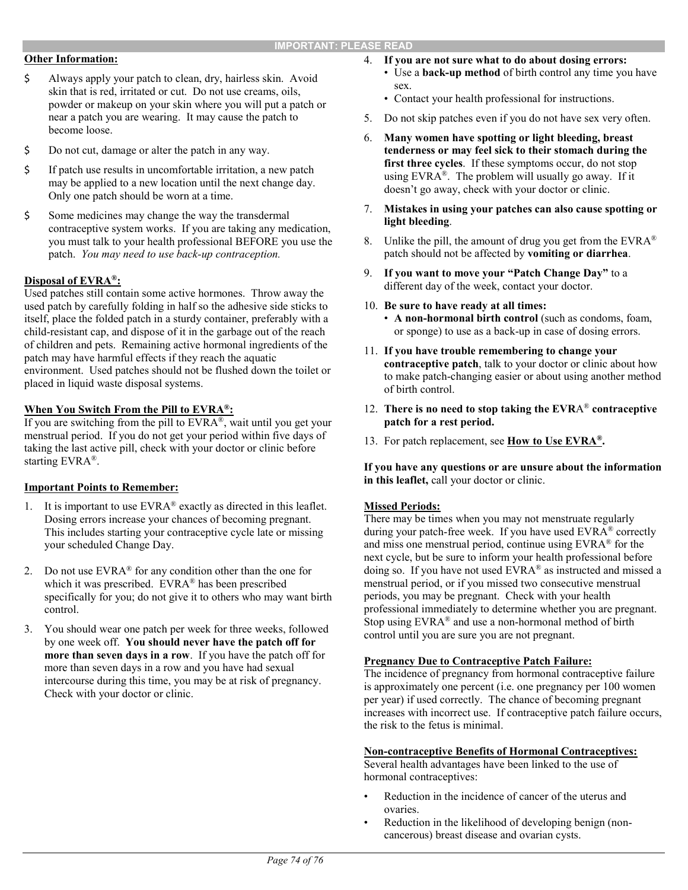**IMPORTANT: PLEASE READ**

**Other Information:**

- Always apply your patch to clean, dry, hairless skin. Avoid skin that is red, irritated or cut. Do not use creams, oils, powder or makeup on your skin where you will put a patch or near a patch you are wearing. It may cause the patch to become loose.
- Do not cut, damage or alter the patch in any way.
- If patch use results in uncomfortable irritation, a new patch may be applied to a new location until the next change day. Only one patch should be worn at a time.
- Some medicines may change the way the transdermal contraceptive system works. If you are taking any medication, you must talk to your health professional BEFORE you use the patch. *You may need to use back-up contraception.*

**Disposal of EVRA®:**

Used patches still contain some active hormones. Throw away the used patch by carefully folding in half so the adhesive side sticks to itself, place the folded patch in a sturdy container, preferably with a child-resistant cap, and dispose of it in the garbage out of the reach of children and pets. Remaining active hormonal ingredients of the patch may have harmful effects if they reach the aquatic environment. Used patches should not be flushed down the toilet or placed in liquid waste disposal systems.

**When You Switch From the Pill to EVRA®:**

If you are switching from the pill to EVRA®, wait until you get your menstrual period. If you do not get your period within five days of taking the last active pill, check with your doctor or clinic before starting EVRA®.

**Important Points to Remember:**

1. It is important to use EVRA® exactly as directed in this leaflet. Dosing errors increase your chances of becoming pregnant. This includes starting your contraceptive cycle late or missing your scheduled Change Day.
2. Do not use EVRA® for any condition other than the one for which it was prescribed. EVRA® has been prescribed specifically for you; do not give it to others who may want birth control.
3. You should wear one patch per week for three weeks, followed by one week off. **You should never have the patch off for more than seven days in a row**. If you have the patch off for more than seven days in a row and you have had sexual intercourse during this time, you may be at risk of pregnancy. Check with your doctor or clinic.
4. **If you are not sure what to do about dosing errors:**
   - Use a **back-up method** of birth control any time you have sex.
   - Contact your health professional for instructions.
5. Do not skip patches even if you do not have sex very often.
6. **Many women have spotting or light bleeding, breast tenderness or may feel sick to their stomach during the first three cycles**. If these symptoms occur, do not stop using EVRA®. The problem will usually go away. If it doesn't go away, check with your doctor or clinic.
7. **Mistakes in using your patches can also cause spotting or light bleeding**.
8. Unlike the pill, the amount of drug you get from the EVRA® patch should not be affected by **vomiting or diarrhea**.
9. **If you want to move your "Patch Change Day"** to a different day of the week, contact your doctor.
10. **Be sure to have ready at all times:**
    - **A non-hormonal birth control** (such as condoms, foam, or sponge) to use as a back-up in case of dosing errors.
11. **If you have trouble remembering to change your contraceptive patch**, talk to your doctor or clinic about how to make patch-changing easier or about using another method of birth control.
12. **There is no need to stop taking the EVRA® contraceptive patch for a rest period.**
13. For patch replacement, see **How to Use EVRA®.**

**If you have any questions or are unsure about the information in this leaflet,** call your doctor or clinic.

**Missed Periods:**

There may be times when you may not menstruate regularly during your patch-free week. If you have used EVRA® correctly and miss one menstrual period, continue using EVRA® for the next cycle, but be sure to inform your health professional before doing so. If you have not used EVRA® as instructed and missed a menstrual period, or if you missed two consecutive menstrual periods, you may be pregnant. Check with your health professional immediately to determine whether you are pregnant. Stop using EVRA® and use a non-hormonal method of birth control until you are sure you are not pregnant.

**Pregnancy Due to Contraceptive Patch Failure:**

The incidence of pregnancy from hormonal contraceptive failure is approximately one percent (i.e. one pregnancy per 100 women per year) if used correctly. The chance of becoming pregnant increases with incorrect use. If contraceptive patch failure occurs, the risk to the fetus is minimal.

**Non-contraceptive Benefits of Hormonal Contraceptives:**

Several health advantages have been linked to the use of hormonal contraceptives:

- Reduction in the incidence of cancer of the uterus and ovaries.
- Reduction in the likelihood of developing benign (non-cancerous) breast disease and ovarian cysts.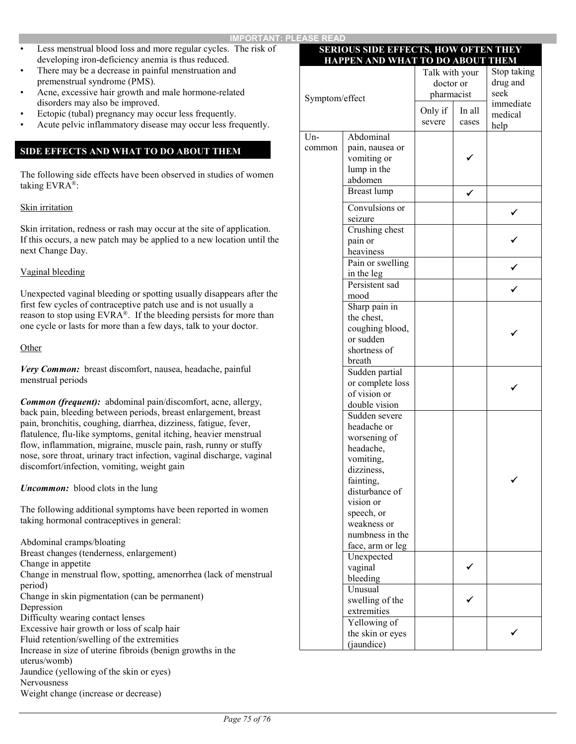- Less menstrual blood loss and more regular cycles. The risk of developing iron-deficiency anemia is thus reduced.
- There may be a decrease in painful menstruation and premenstrual syndrome (PMS).
- Acne, excessive hair growth and male hormone-related disorders may also be improved.
- Ectopic (tubal) pregnancy may occur less frequently.
- Acute pelvic inflammatory disease may occur less frequently.

## SIDE EFFECTS AND WHAT TO DO ABOUT THEM

The following side effects have been observed in studies of women taking EVRA®:

Skin irritation

Skin irritation, redness or rash may occur at the site of application. If this occurs, a new patch may be applied to a new location until the next Change Day.

Vaginal bleeding

Unexpected vaginal bleeding or spotting usually disappears after the first few cycles of contraceptive patch use and is not usually a reason to stop using EVRA®. If the bleeding persists for more than one cycle or lasts for more than a few days, talk to your doctor.

Other

***Very Common:*** breast discomfort, nausea, headache, painful menstrual periods

***Common (frequent):*** abdominal pain/discomfort, acne, allergy, back pain, bleeding between periods, breast enlargement, breast pain, bronchitis, coughing, diarrhea, dizziness, fatigue, fever, flatulence, flu-like symptoms, genital itching, heavier menstrual flow, inflammation, migraine, muscle pain, rash, runny or stuffy nose, sore throat, urinary tract infection, vaginal discharge, vaginal discomfort/infection, vomiting, weight gain

***Uncommon:*** blood clots in the lung

The following additional symptoms have been reported in women taking hormonal contraceptives in general:

Abdominal cramps/bloating
Breast changes (tenderness, enlargement)
Change in appetite
Change in menstrual flow, spotting, amenorrhea (lack of menstrual period)
Change in skin pigmentation (can be permanent)
Depression
Difficulty wearing contact lenses
Excessive hair growth or loss of scalp hair
Fluid retention/swelling of the extremities
Increase in size of uterine fibroids (benign growths in the uterus/womb)
Jaundice (yellowing of the skin or eyes)
Nervousness
Weight change (increase or decrease)

**SERIOUS SIDE EFFECTS, HOW OFTEN THEY HAPPEN AND WHAT TO DO ABOUT THEM**

| Symptom/effect | | Talk with your doctor or pharmacist | | Stop taking drug and seek immediate medical help |
|---|---|---|---|---|
| | | Only if severe | In all cases | |
| Uncommon | Abdominal pain, nausea or vomiting or lump in the abdomen | | ✓ | |
| | Breast lump | | ✓ | |
| | Convulsions or seizure | | | ✓ |
| | Crushing chest pain or heaviness | | | ✓ |
| | Pain or swelling in the leg | | | ✓ |
| | Persistent sad mood | | | ✓ |
| | Sharp pain in the chest, coughing blood, or sudden shortness of breath | | | ✓ |
| | Sudden partial or complete loss of vision or double vision | | | ✓ |
| | Sudden severe headache or worsening of headache, vomiting, dizziness, fainting, disturbance of vision or speech, or weakness or numbness in the face, arm or leg | | | ✓ |
| | Unexpected vaginal bleeding | | ✓ | |
| | Unusual swelling of the extremities | | ✓ | |
| | Yellowing of the skin or eyes (jaundice) | | | ✓ |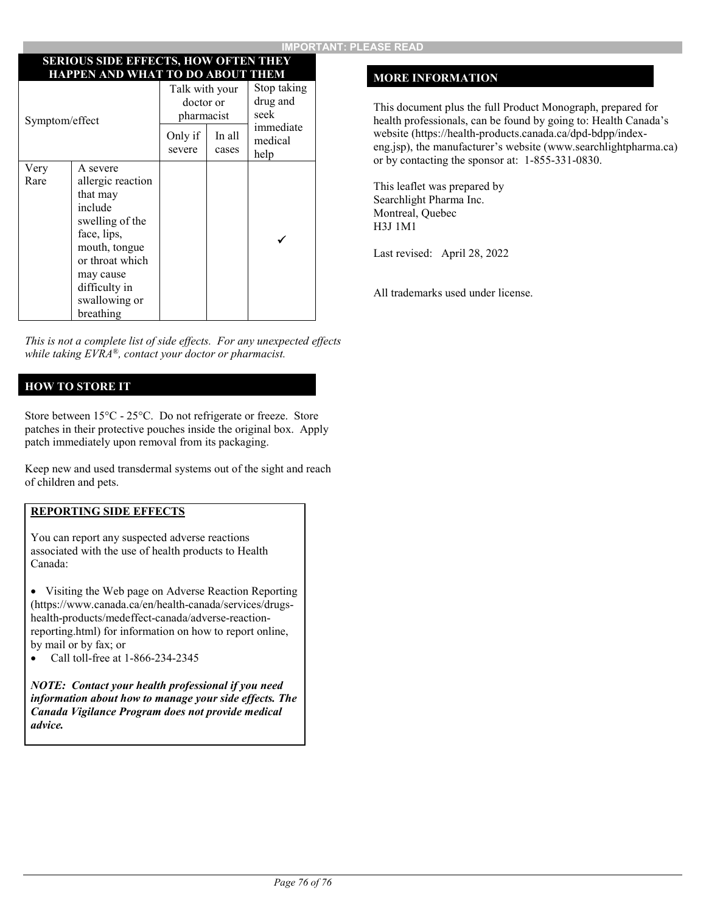## SERIOUS SIDE EFFECTS, HOW OFTEN THEY HAPPEN AND WHAT TO DO ABOUT THEM

| Symptom/effect | | Talk with your doctor or pharmacist | | Stop taking drug and seek immediate medical help |
|---|---|---|---|---|
| | | Only if severe | In all cases | |
| Very Rare | A severe allergic reaction that may include swelling of the face, lips, mouth, tongue or throat which may cause difficulty in swallowing or breathing | | | ✓ |

*This is not a complete list of side effects. For any unexpected effects while taking EVRA®, contact your doctor or pharmacist.*

## HOW TO STORE IT

Store between 15°C - 25°C. Do not refrigerate or freeze. Store patches in their protective pouches inside the original box. Apply patch immediately upon removal from its packaging.

Keep new and used transdermal systems out of the sight and reach of children and pets.

**REPORTING SIDE EFFECTS**

You can report any suspected adverse reactions associated with the use of health products to Health Canada:

- Visiting the Web page on Adverse Reaction Reporting (https://www.canada.ca/en/health-canada/services/drugs-health-products/medeffect-canada/adverse-reaction-reporting.html) for information on how to report online, by mail or by fax; or
- Call toll-free at 1-866-234-2345

***NOTE: Contact your health professional if you need information about how to manage your side effects. The Canada Vigilance Program does not provide medical advice.***

## MORE INFORMATION

This document plus the full Product Monograph, prepared for health professionals, can be found by going to: Health Canada's website (https://health-products.canada.ca/dpd-bdpp/index-eng.jsp), the manufacturer's website (www.searchlightpharma.ca) or by contacting the sponsor at: 1-855-331-0830.

This leaflet was prepared by
Searchlight Pharma Inc.
Montreal, Quebec
H3J 1M1

Last revised: April 28, 2022

All trademarks used under license.